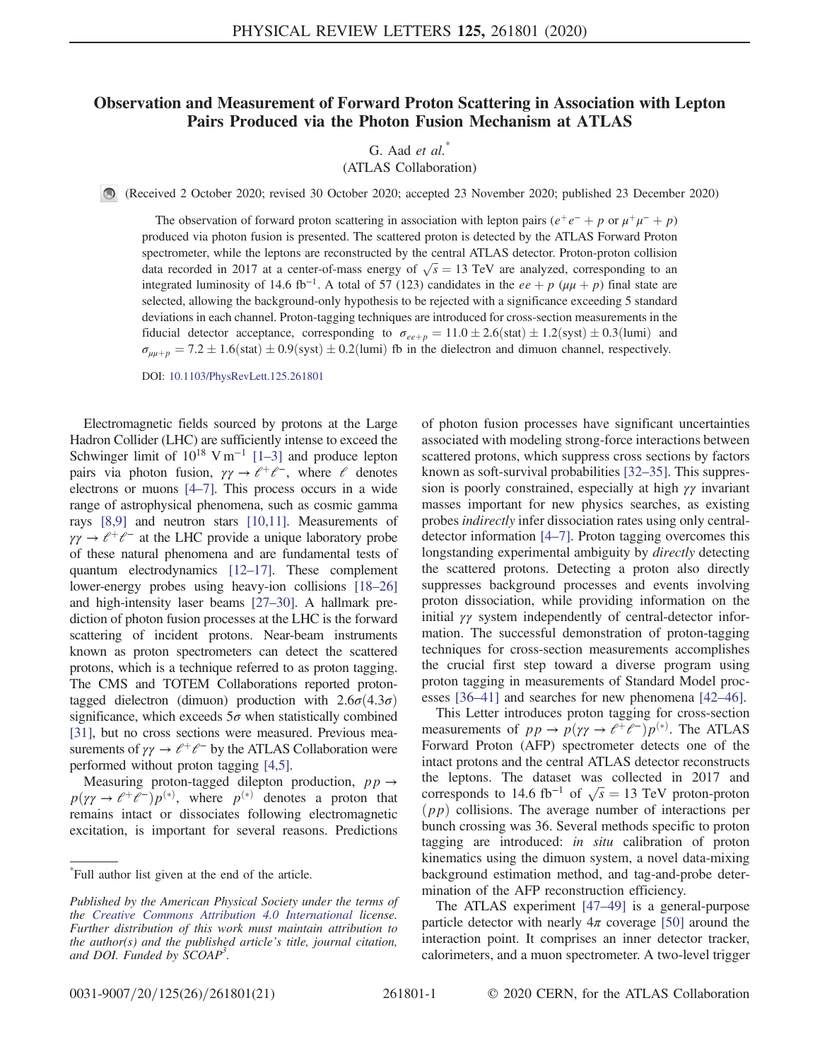# Observation and Measurement of Forward Proton Scattering in Association with Lepton Pairs Produced via the Photon Fusion Mechanism at ATLAS

G. Aad *et al.*[*]

(ATLAS Collaboration)

(Received 2 October 2020; revised 30 October 2020; accepted 23 November 2020; published 23 December 2020)

The observation of forward proton scattering in association with lepton pairs ($e^+e^- + p$ or $\mu^+\mu^- + p$) produced via photon fusion is presented. The scattered proton is detected by the ATLAS Forward Proton spectrometer, while the leptons are reconstructed by the central ATLAS detector. Proton-proton collision data recorded in 2017 at a center-of-mass energy of $\sqrt{s} = 13$ TeV are analyzed, corresponding to an integrated luminosity of 14.6 $\text{fb}^{-1}$. A total of 57 (123) candidates in the $ee + p$ ($\mu\mu + p$) final state are selected, allowing the background-only hypothesis to be rejected with a significance exceeding 5 standard deviations in each channel. Proton-tagging techniques are introduced for cross-section measurements in the fiducial detector acceptance, corresponding to $\sigma_{ee+p} = 11.0 \pm 2.6(\text{stat}) \pm 1.2(\text{syst}) \pm 0.3(\text{lumi})$ and $\sigma_{\mu\mu+p} = 7.2 \pm 1.6(\text{stat}) \pm 0.9(\text{syst}) \pm 0.2(\text{lumi})$ fb in the dielectron and dimuon channel, respectively.

DOI: 10.1103/PhysRevLett.125.261801

Electromagnetic fields sourced by protons at the Large Hadron Collider (LHC) are sufficiently intense to exceed the Schwinger limit of $10^{18}$ V m$^{-1}$ [1–3] and produce lepton pairs via photon fusion, $\gamma\gamma \to \ell^+\ell^-$, where $\ell$ denotes electrons or muons [4–7]. This process occurs in a wide range of astrophysical phenomena, such as cosmic gamma rays [8,9] and neutron stars [10,11]. Measurements of $\gamma\gamma \to \ell^+\ell^-$ at the LHC provide a unique laboratory probe of these natural phenomena and are fundamental tests of quantum electrodynamics [12–17]. These complement lower-energy probes using heavy-ion collisions [18–26] and high-intensity laser beams [27–30]. A hallmark prediction of photon fusion processes at the LHC is the forward scattering of incident protons. Near-beam instruments known as proton spectrometers can detect the scattered protons, which is a technique referred to as proton tagging. The CMS and TOTEM Collaborations reported proton-tagged dielectron (dimuon) production with $2.6\sigma$ ($4.3\sigma$) significance, which exceeds $5\sigma$ when statistically combined [31], but no cross sections were measured. Previous measurements of $\gamma\gamma \to \ell^+\ell^-$ by the ATLAS Collaboration were performed without proton tagging [4,5].

Measuring proton-tagged dilepton production, $pp \to p(\gamma\gamma \to \ell^+\ell^-)p^{(*)}$, where $p^{(*)}$ denotes a proton that remains intact or dissociates following electromagnetic excitation, is important for several reasons. Predictions of photon fusion processes have significant uncertainties associated with modeling strong-force interactions between scattered protons, which suppress cross sections by factors known as soft-survival probabilities [32–35]. This suppression is poorly constrained, especially at high $\gamma\gamma$ invariant masses important for new physics searches, as existing probes *indirectly* infer dissociation rates using only central-detector information [4–7]. Proton tagging overcomes this longstanding experimental ambiguity by *directly* detecting the scattered protons. Detecting a proton also directly suppresses background processes and events involving proton dissociation, while providing information on the initial $\gamma\gamma$ system independently of central-detector information. The successful demonstration of proton-tagging techniques for cross-section measurements accomplishes the crucial first step toward a diverse program using proton tagging in measurements of Standard Model processes [36–41] and searches for new phenomena [42–46].

This Letter introduces proton tagging for cross-section measurements of $pp \to p(\gamma\gamma \to \ell^+\ell^-)p^{(*)}$. The ATLAS Forward Proton (AFP) spectrometer detects one of the intact protons and the central ATLAS detector reconstructs the leptons. The dataset was collected in 2017 and corresponds to 14.6 $\text{fb}^{-1}$ of $\sqrt{s} = 13$ TeV proton-proton ($pp$) collisions. The average number of interactions per bunch crossing was 36. Several methods specific to proton tagging are introduced: *in situ* calibration of proton kinematics using the dimuon system, a novel data-mixing background estimation method, and tag-and-probe determination of the AFP reconstruction efficiency.

The ATLAS experiment [47–49] is a general-purpose particle detector with nearly $4\pi$ coverage [50] around the interaction point. It comprises an inner detector tracker, calorimeters, and a muon spectrometer. A two-level trigger

[*] Full author list given at the end of the article.

*Published by the American Physical Society under the terms of the Creative Commons Attribution 4.0 International license. Further distribution of this work must maintain attribution to the author(s) and the published article's title, journal citation, and DOI. Funded by SCOAP*[3].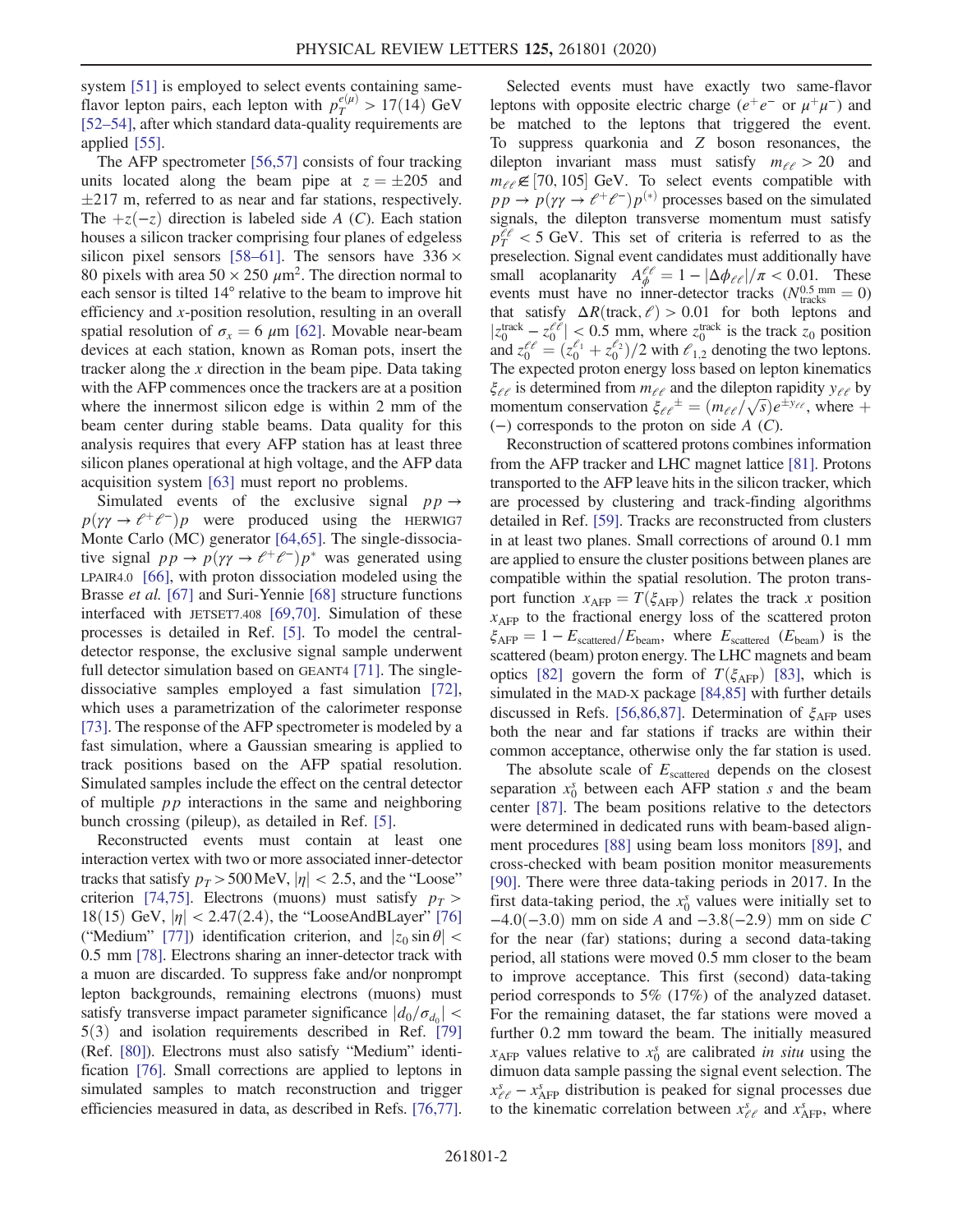system [51] is employed to select events containing same-flavor lepton pairs, each lepton with $p_T^{e(\mu)} > 17(14)$ GeV [52–54], after which standard data-quality requirements are applied [55].

The AFP spectrometer [56,57] consists of four tracking units located along the beam pipe at $z = \pm 205$ and $\pm 217$ m, referred to as near and far stations, respectively. The $+z(-z)$ direction is labeled side $A$ ($C$). Each station houses a silicon tracker comprising four planes of edgeless silicon pixel sensors [58–61]. The sensors have $336 \times 80$ pixels with area $50 \times 250\ \mu\mathrm{m}^2$. The direction normal to each sensor is tilted 14° relative to the beam to improve hit efficiency and $x$-position resolution, resulting in an overall spatial resolution of $\sigma_x = 6\ \mu$m [62]. Movable near-beam devices at each station, known as Roman pots, insert the tracker along the $x$ direction in the beam pipe. Data taking with the AFP commences once the trackers are at a position where the innermost silicon edge is within 2 mm of the beam center during stable beams. Data quality for this analysis requires that every AFP station has at least three silicon planes operational at high voltage, and the AFP data acquisition system [63] must report no problems.

Simulated events of the exclusive signal $pp \to p(\gamma\gamma \to \ell^+\ell^-)p$ were produced using the HERWIG7 Monte Carlo (MC) generator [64,65]. The single-dissociative signal $pp \to p(\gamma\gamma \to \ell^+\ell^-)p^*$ was generated using LPAIR4.0 [66], with proton dissociation modeled using the Brasse *et al.* [67] and Suri-Yennie [68] structure functions interfaced with JETSET7.408 [69,70]. Simulation of these processes is detailed in Ref. [5]. To model the central-detector response, the exclusive signal sample underwent full detector simulation based on GEANT4 [71]. The single-dissociative samples employed a fast simulation [72], which uses a parametrization of the calorimeter response [73]. The response of the AFP spectrometer is modeled by a fast simulation, where a Gaussian smearing is applied to track positions based on the AFP spatial resolution. Simulated samples include the effect on the central detector of multiple $pp$ interactions in the same and neighboring bunch crossing (pileup), as detailed in Ref. [5].

Reconstructed events must contain at least one interaction vertex with two or more associated inner-detector tracks that satisfy $p_T > 500$ MeV, $|\eta| < 2.5$, and the "Loose" criterion [74,75]. Electrons (muons) must satisfy $p_T > 18(15)$ GeV, $|\eta| < 2.47(2.4)$, the "LooseAndBLayer" [76] ("Medium" [77]) identification criterion, and $|z_0 \sin\theta| < 0.5$ mm [78]. Electrons sharing an inner-detector track with a muon are discarded. To suppress fake and/or nonprompt lepton backgrounds, remaining electrons (muons) must satisfy transverse impact parameter significance $|d_0/\sigma_{d_0}| < 5(3)$ and isolation requirements described in Ref. [79] (Ref. [80]). Electrons must also satisfy "Medium" identification [76]. Small corrections are applied to leptons in simulated samples to match reconstruction and trigger efficiencies measured in data, as described in Refs. [76,77].

Selected events must have exactly two same-flavor leptons with opposite electric charge ($e^+e^-$ or $\mu^+\mu^-$) and be matched to the leptons that triggered the event. To suppress quarkonia and $Z$ boson resonances, the dilepton invariant mass must satisfy $m_{\ell\ell} > 20$ and $m_{\ell\ell} \notin [70, 105]$ GeV. To select events compatible with $pp \to p(\gamma\gamma \to \ell^+\ell^-)p^{(*)}$ processes based on the simulated signals, the dilepton transverse momentum must satisfy $p_T^{\ell\ell} < 5$ GeV. This set of criteria is referred to as the preselection. Signal event candidates must additionally have small acoplanarity $A_\phi^{\ell\ell} = 1 - |\Delta\phi_{\ell\ell}|/\pi < 0.01$. These events must have no inner-detector tracks ($N_{\mathrm{tracks}}^{0.5\ \mathrm{mm}} = 0$) that satisfy $\Delta R(\mathrm{track}, \ell) > 0.01$ for both leptons and $|z_0^{\mathrm{track}} - z_0^{\ell\ell}| < 0.5$ mm, where $z_0^{\mathrm{track}}$ is the track $z_0$ position and $z_0^{\ell\ell} = (z_0^{\ell_1} + z_0^{\ell_2})/2$ with $\ell_{1,2}$ denoting the two leptons. The expected proton energy loss based on lepton kinematics $\xi_{\ell\ell}$ is determined from $m_{\ell\ell}$ and the dilepton rapidity $y_{\ell\ell}$ by momentum conservation $\xi_{\ell\ell}^{\pm} = (m_{\ell\ell}/\sqrt{s})e^{\pm y_{\ell\ell}}$, where $+$ ($-$) corresponds to the proton on side $A$ ($C$).

Reconstruction of scattered protons combines information from the AFP tracker and LHC magnet lattice [81]. Protons transported to the AFP leave hits in the silicon tracker, which are processed by clustering and track-finding algorithms detailed in Ref. [59]. Tracks are reconstructed from clusters in at least two planes. Small corrections of around 0.1 mm are applied to ensure the cluster positions between planes are compatible within the spatial resolution. The proton transport function $x_{\mathrm{AFP}} = T(\xi_{\mathrm{AFP}})$ relates the track $x$ position $x_{\mathrm{AFP}}$ to the fractional energy loss of the scattered proton $\xi_{\mathrm{AFP}} = 1 - E_{\mathrm{scattered}}/E_{\mathrm{beam}}$, where $E_{\mathrm{scattered}}$ ($E_{\mathrm{beam}}$) is the scattered (beam) proton energy. The LHC magnets and beam optics [82] govern the form of $T(\xi_{\mathrm{AFP}})$ [83], which is simulated in the MAD-X package [84,85] with further details discussed in Refs. [56,86,87]. Determination of $\xi_{\mathrm{AFP}}$ uses both the near and far stations if tracks are within their common acceptance, otherwise only the far station is used.

The absolute scale of $E_{\mathrm{scattered}}$ depends on the closest separation $x_0^s$ between each AFP station $s$ and the beam center [87]. The beam positions relative to the detectors were determined in dedicated runs with beam-based alignment procedures [88] using beam loss monitors [89], and cross-checked with beam position monitor measurements [90]. There were three data-taking periods in 2017. In the first data-taking period, the $x_0^s$ values were initially set to $-4.0(-3.0)$ mm on side $A$ and $-3.8(-2.9)$ mm on side $C$ for the near (far) stations; during a second data-taking period, all stations were moved 0.5 mm closer to the beam to improve acceptance. This first (second) data-taking period corresponds to 5% (17%) of the analyzed dataset. For the remaining dataset, the far stations were moved a further 0.2 mm toward the beam. The initially measured $x_{\mathrm{AFP}}$ values relative to $x_0^s$ are calibrated *in situ* using the dimuon data sample passing the signal event selection. The $x_{\ell\ell}^s - x_{\mathrm{AFP}}^s$ distribution is peaked for signal processes due to the kinematic correlation between $x_{\ell\ell}^s$ and $x_{\mathrm{AFP}}^s$, where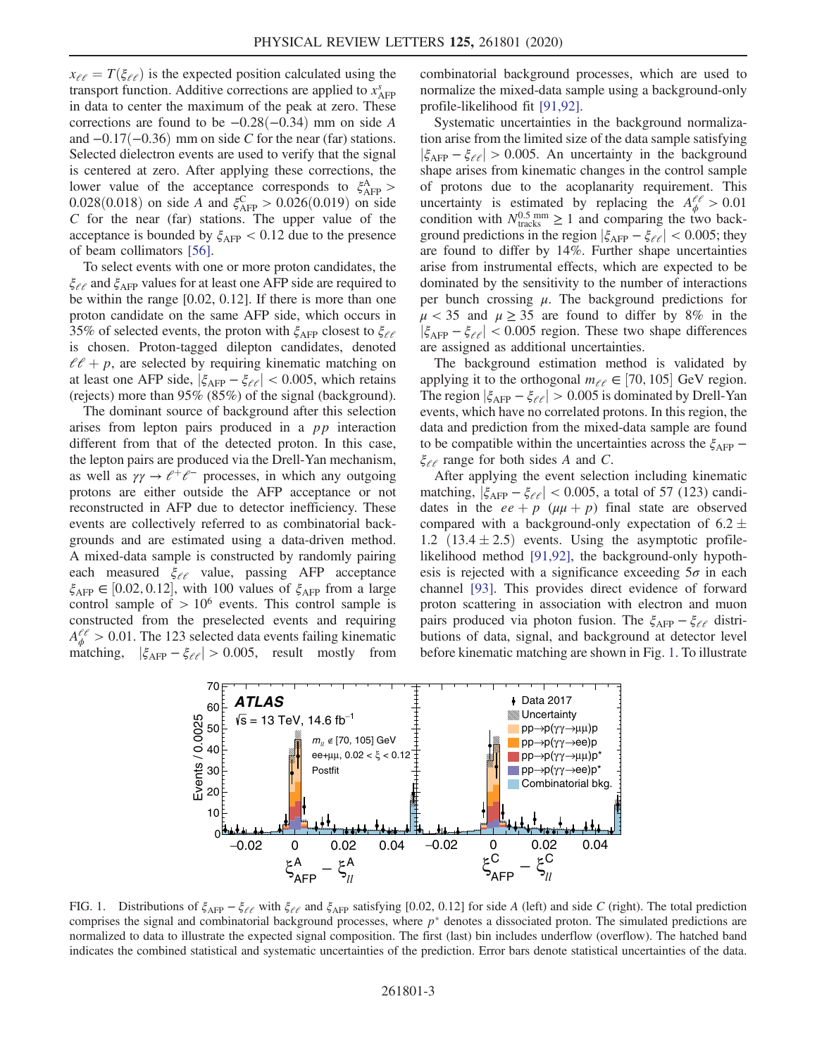$x_{\ell\ell} = T(\xi_{\ell\ell})$ is the expected position calculated using the transport function. Additive corrections are applied to $x^{s}_{\rm AFP}$ in data to center the maximum of the peak at zero. These corrections are found to be $-0.28(-0.34)$ mm on side $A$ and $-0.17(-0.36)$ mm on side $C$ for the near (far) stations. Selected dielectron events are used to verify that the signal is centered at zero. After applying these corrections, the lower value of the acceptance corresponds to $\xi^{A}_{\rm AFP} > 0.028(0.018)$ on side $A$ and $\xi^{C}_{\rm AFP} > 0.026(0.019)$ on side $C$ for the near (far) stations. The upper value of the acceptance is bounded by $\xi_{\rm AFP} < 0.12$ due to the presence of beam collimators [56].

To select events with one or more proton candidates, the $\xi_{\ell\ell}$ and $\xi_{\rm AFP}$ values for at least one AFP side are required to be within the range [0.02, 0.12]. If there is more than one proton candidate on the same AFP side, which occurs in 35% of selected events, the proton with $\xi_{\rm AFP}$ closest to $\xi_{\ell\ell}$ is chosen. Proton-tagged dilepton candidates, denoted $\ell\ell + p$, are selected by requiring kinematic matching on at least one AFP side, $|\xi_{\rm AFP} - \xi_{\ell\ell}| < 0.005$, which retains (rejects) more than 95% (85%) of the signal (background).

The dominant source of background after this selection arises from lepton pairs produced in a $pp$ interaction different from that of the detected proton. In this case, the lepton pairs are produced via the Drell-Yan mechanism, as well as $\gamma\gamma \to \ell^+\ell^-$ processes, in which any outgoing protons are either outside the AFP acceptance or not reconstructed in AFP due to detector inefficiency. These events are collectively referred to as combinatorial backgrounds and are estimated using a data-driven method. A mixed-data sample is constructed by randomly pairing each measured $\xi_{\ell\ell}$ value, passing AFP acceptance $\xi_{\rm AFP} \in [0.02, 0.12]$, with 100 values of $\xi_{\rm AFP}$ from a large control sample of $> 10^6$ events. This control sample is constructed from the preselected events and requiring $A^{\ell\ell}_{\phi} > 0.01$. The 123 selected data events failing kinematic matching, $|\xi_{\rm AFP} - \xi_{\ell\ell}| > 0.005$, result mostly from combinatorial background processes, which are used to normalize the mixed-data sample using a background-only profile-likelihood fit [91,92].

Systematic uncertainties in the background normalization arise from the limited size of the data sample satisfying $|\xi_{\rm AFP} - \xi_{\ell\ell}| > 0.005$. An uncertainty in the background shape arises from kinematic changes in the control sample of protons due to the acoplanarity requirement. This uncertainty is estimated by replacing the $A^{\ell\ell}_{\phi} > 0.01$ condition with $N^{0.5\,\rm mm}_{\rm tracks} \geq 1$ and comparing the two background predictions in the region $|\xi_{\rm AFP} - \xi_{\ell\ell}| < 0.005$; they are found to differ by 14%. Further shape uncertainties arise from instrumental effects, which are expected to be dominated by the sensitivity to the number of interactions per bunch crossing $\mu$. The background predictions for $\mu < 35$ and $\mu \geq 35$ are found to differ by 8% in the $|\xi_{\rm AFP} - \xi_{\ell\ell}| < 0.005$ region. These two shape differences are assigned as additional uncertainties.

The background estimation method is validated by applying it to the orthogonal $m_{\ell\ell} \in [70, 105]$ GeV region. The region $|\xi_{\rm AFP} - \xi_{\ell\ell}| > 0.005$ is dominated by Drell-Yan events, which have no correlated protons. In this region, the data and prediction from the mixed-data sample are found to be compatible within the uncertainties across the $\xi_{\rm AFP} - \xi_{\ell\ell}$ range for both sides $A$ and $C$.

After applying the event selection including kinematic matching, $|\xi_{\rm AFP} - \xi_{\ell\ell}| < 0.005$, a total of 57 (123) candidates in the $ee + p$ $(\mu\mu + p)$ final state are observed compared with a background-only expectation of $6.2 \pm 1.2$ $(13.4 \pm 2.5)$ events. Using the asymptotic profile-likelihood method [91,92], the background-only hypothesis is rejected with a significance exceeding $5\sigma$ in each channel [93]. This provides direct evidence of forward proton scattering in association with electron and muon pairs produced via photon fusion. The $\xi_{\rm AFP} - \xi_{\ell\ell}$ distributions of data, signal, and background at detector level before kinematic matching are shown in Fig. 1. To illustrate

FIG. 1. Distributions of $\xi_{\rm AFP} - \xi_{\ell\ell}$ with $\xi_{\ell\ell}$ and $\xi_{\rm AFP}$ satisfying [0.02, 0.12] for side $A$ (left) and side $C$ (right). The total prediction comprises the signal and combinatorial background processes, where $p^*$ denotes a dissociated proton. The simulated predictions are normalized to data to illustrate the expected signal composition. The first (last) bin includes underflow (overflow). The hatched band indicates the combined statistical and systematic uncertainties of the prediction. Error bars denote statistical uncertainties of the data.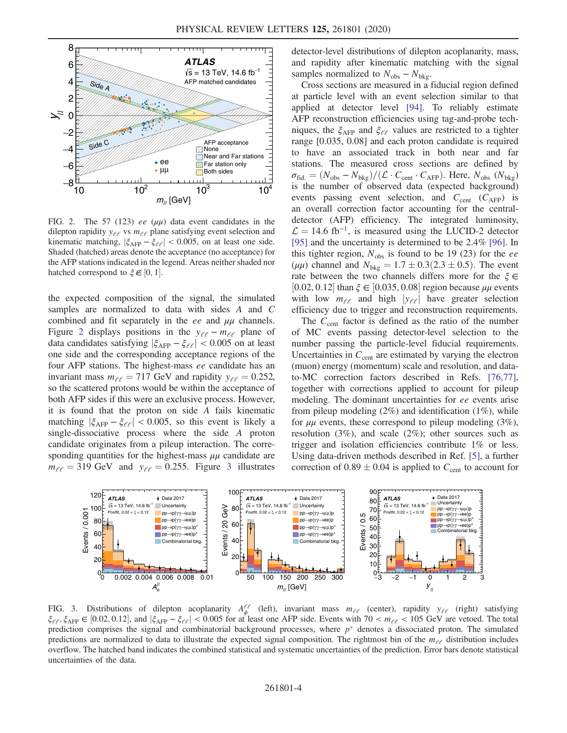FIG. 2. The 57 (123) $ee$ ($\mu\mu$) data event candidates in the dilepton rapidity $y_{\ell\ell}$ vs $m_{\ell\ell}$ plane satisfying event selection and kinematic matching, $|\xi_{\mathrm{AFP}} - \xi_{\ell\ell}| < 0.005$, on at least one side. Shaded (hatched) areas denote the acceptance (no acceptance) for the AFP stations indicated in the legend. Areas neither shaded nor hatched correspond to $\xi \notin [0, 1]$.

the expected composition of the signal, the simulated samples are normalized to data with sides $A$ and $C$ combined and fit separately in the $ee$ and $\mu\mu$ channels. Figure 2 displays positions in the $y_{\ell\ell} - m_{\ell\ell}$ plane of data candidates satisfying $|\xi_{\mathrm{AFP}} - \xi_{\ell\ell}| < 0.005$ on at least one side and the corresponding acceptance regions of the four AFP stations. The highest-mass $ee$ candidate has an invariant mass $m_{\ell\ell} = 717$ GeV and rapidity $y_{\ell\ell} = 0.252$, so the scattered protons would be within the acceptance of both AFP sides if this were an exclusive process. However, it is found that the proton on side $A$ fails kinematic matching $|\xi_{\mathrm{AFP}} - \xi_{\ell\ell}| < 0.005$, so this event is likely a single-dissociative process where the side $A$ proton candidate originates from a pileup interaction. The corresponding quantities for the highest-mass $\mu\mu$ candidate are $m_{\ell\ell} = 319$ GeV and $y_{\ell\ell} = 0.255$. Figure 3 illustrates detector-level distributions of dilepton acoplanarity, mass, and rapidity after kinematic matching with the signal samples normalized to $N_{\mathrm{obs}} - N_{\mathrm{bkg}}$.

Cross sections are measured in a fiducial region defined at particle level with an event selection similar to that applied at detector level [94]. To reliably estimate AFP reconstruction efficiencies using tag-and-probe techniques, the $\xi_{\mathrm{AFP}}$ and $\xi_{\ell\ell}$ values are restricted to a tighter range [0.035, 0.08] and each proton candidate is required to have an associated track in both near and far stations. The measured cross sections are defined by $\sigma_{\mathrm{fid.}} = (N_{\mathrm{obs}} - N_{\mathrm{bkg}})/(\mathcal{L} \cdot C_{\mathrm{cent}} \cdot C_{\mathrm{AFP}})$. Here, $N_{\mathrm{obs}}$ ($N_{\mathrm{bkg}}$) is the number of observed data (expected background) events passing event selection, and $C_{\mathrm{cent}}$ ($C_{\mathrm{AFP}}$) is an overall correction factor accounting for the central-detector (AFP) efficiency. The integrated luminosity, $\mathcal{L} = 14.6$ fb$^{-1}$, is measured using the LUCID-2 detector [95] and the uncertainty is determined to be 2.4% [96]. In this tighter region, $N_{\mathrm{obs}}$ is found to be 19 (23) for the $ee$ ($\mu\mu$) channel and $N_{\mathrm{bkg}} = 1.7 \pm 0.3 (2.3 \pm 0.5)$. The event rate between the two channels differs more for the $\xi \in [0.02, 0.12]$ than $\xi \in [0.035, 0.08]$ region because $\mu\mu$ events with low $m_{\ell\ell}$ and high $|y_{\ell\ell}|$ have greater selection efficiency due to trigger and reconstruction requirements.

The $C_{\mathrm{cent}}$ factor is defined as the ratio of the number of MC events passing detector-level selection to the number passing the particle-level fiducial requirements. Uncertainties in $C_{\mathrm{cent}}$ are estimated by varying the electron (muon) energy (momentum) scale and resolution, and data-to-MC correction factors described in Refs. [76,77], together with corrections applied to account for pileup modeling. The dominant uncertainties for $ee$ events arise from pileup modeling (2%) and identification (1%), while for $\mu\mu$ events, these correspond to pileup modeling (3%), resolution (3%), and scale (2%); other sources such as trigger and isolation efficiencies contribute 1% or less. Using data-driven methods described in Ref. [5], a further correction of $0.89 \pm 0.04$ is applied to $C_{\mathrm{cent}}$ to account for

FIG. 3. Distributions of dilepton acoplanarity $A_{\phi}^{\ell\ell}$ (left), invariant mass $m_{\ell\ell}$ (center), rapidity $y_{\ell\ell}$ (right) satisfying $\xi_{\ell\ell}, \xi_{\mathrm{AFP}} \in [0.02, 0.12]$, and $|\xi_{\mathrm{AFP}} - \xi_{\ell\ell}| < 0.005$ for at least one AFP side. Events with $70 < m_{\ell\ell} < 105$ GeV are vetoed. The total prediction comprises the signal and combinatorial background processes, where $p^*$ denotes a dissociated proton. The simulated predictions are normalized to data to illustrate the expected signal composition. The rightmost bin of the $m_{\ell\ell}$ distribution includes overflow. The hatched band indicates the combined statistical and systematic uncertainties of the prediction. Error bars denote statistical uncertainties of the data.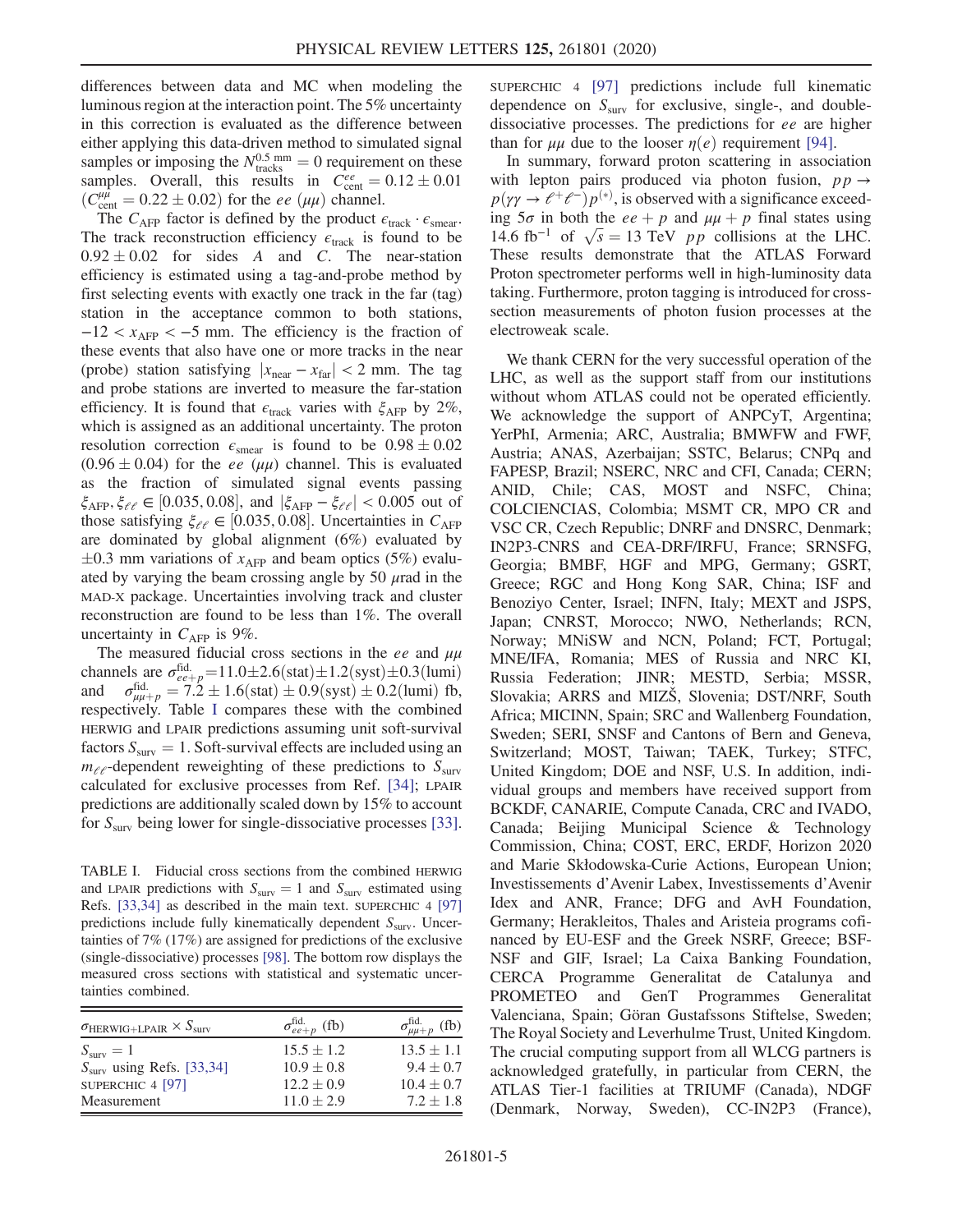differences between data and MC when modeling the luminous region at the interaction point. The 5% uncertainty in this correction is evaluated as the difference between either applying this data-driven method to simulated signal samples or imposing the $N_{\rm tracks}^{0.5\,{\rm mm}} = 0$ requirement on these samples. Overall, this results in $C_{\rm cent}^{ee} = 0.12 \pm 0.01$ ($C_{\rm cent}^{\mu\mu} = 0.22 \pm 0.02$) for the $ee$ ($\mu\mu$) channel.

The $C_{\rm AFP}$ factor is defined by the product $\epsilon_{\rm track} \cdot \epsilon_{\rm smear}$. The track reconstruction efficiency $\epsilon_{\rm track}$ is found to be $0.92 \pm 0.02$ for sides $A$ and $C$. The near-station efficiency is estimated using a tag-and-probe method by first selecting events with exactly one track in the far (tag) station in the acceptance common to both stations, $-12 < x_{\rm AFP} < -5$ mm. The efficiency is the fraction of these events that also have one or more tracks in the near (probe) station satisfying $|x_{\rm near} - x_{\rm far}| < 2$ mm. The tag and probe stations are inverted to measure the far-station efficiency. It is found that $\epsilon_{\rm track}$ varies with $\xi_{\rm AFP}$ by 2%, which is assigned as an additional uncertainty. The proton resolution correction $\epsilon_{\rm smear}$ is found to be $0.98 \pm 0.02$ ($0.96 \pm 0.04$) for the $ee$ ($\mu\mu$) channel. This is evaluated as the fraction of simulated signal events passing $\xi_{\rm AFP}, \xi_{\ell\ell} \in [0.035, 0.08]$, and $|\xi_{\rm AFP} - \xi_{\ell\ell}| < 0.005$ out of those satisfying $\xi_{\ell\ell} \in [0.035, 0.08]$. Uncertainties in $C_{\rm AFP}$ are dominated by global alignment (6%) evaluated by $\pm 0.3$ mm variations of $x_{\rm AFP}$ and beam optics (5%) evaluated by varying the beam crossing angle by 50 $\mu$rad in the MAD-X package. Uncertainties involving track and cluster reconstruction are found to be less than 1%. The overall uncertainty in $C_{\rm AFP}$ is 9%.

The measured fiducial cross sections in the $ee$ and $\mu\mu$ channels are $\sigma_{ee+p}^{\rm fid.} = 11.0 \pm 2.6({\rm stat}) \pm 1.2({\rm syst}) \pm 0.3({\rm lumi})$ and $\sigma_{\mu\mu+p}^{\rm fid.} = 7.2 \pm 1.6({\rm stat}) \pm 0.9({\rm syst}) \pm 0.2({\rm lumi})$ fb, respectively. Table I compares these with the combined HERWIG and LPAIR predictions assuming unit soft-survival factors $S_{\rm surv} = 1$. Soft-survival effects are included using an $m_{\ell\ell}$-dependent reweighting of these predictions to $S_{\rm surv}$ calculated for exclusive processes from Ref. [34]; LPAIR predictions are additionally scaled down by 15% to account for $S_{\rm surv}$ being lower for single-dissociative processes [33].

TABLE I. Fiducial cross sections from the combined HERWIG and LPAIR predictions with $S_{\rm surv} = 1$ and $S_{\rm surv}$ estimated using Refs. [33,34] as described in the main text. SUPERCHIC 4 [97] predictions include fully kinematically dependent $S_{\rm surv}$. Uncertainties of 7% (17%) are assigned for predictions of the exclusive (single-dissociative) processes [98]. The bottom row displays the measured cross sections with statistical and systematic uncertainties combined.

| $\sigma_{\rm HERWIG+LPAIR} \times S_{\rm surv}$ | $\sigma_{ee+p}^{\rm fid.}$ (fb) | $\sigma_{\mu\mu+p}^{\rm fid.}$ (fb) |
|---|---|---|
| $S_{\rm surv} = 1$ | $15.5 \pm 1.2$ | $13.5 \pm 1.1$ |
| $S_{\rm surv}$ using Refs. [33,34] | $10.9 \pm 0.8$ | $9.4 \pm 0.7$ |
| SUPERCHIC 4 [97] | $12.2 \pm 0.9$ | $10.4 \pm 0.7$ |
| Measurement | $11.0 \pm 2.9$ | $7.2 \pm 1.8$ |

SUPERCHIC 4 [97] predictions include full kinematic dependence on $S_{\rm surv}$ for exclusive, single-, and double-dissociative processes. The predictions for $ee$ are higher than for $\mu\mu$ due to the looser $\eta(e)$ requirement [94].

In summary, forward proton scattering in association with lepton pairs produced via photon fusion, $pp \to p(\gamma\gamma \to \ell^+\ell^-)p^{(*)}$, is observed with a significance exceeding $5\sigma$ in both the $ee + p$ and $\mu\mu + p$ final states using 14.6 fb$^{-1}$ of $\sqrt{s} = 13$ TeV $pp$ collisions at the LHC. These results demonstrate that the ATLAS Forward Proton spectrometer performs well in high-luminosity data taking. Furthermore, proton tagging is introduced for cross-section measurements of photon fusion processes at the electroweak scale.

We thank CERN for the very successful operation of the LHC, as well as the support staff from our institutions without whom ATLAS could not be operated efficiently. We acknowledge the support of ANPCyT, Argentina; YerPhI, Armenia; ARC, Australia; BMWFW and FWF, Austria; ANAS, Azerbaijan; SSTC, Belarus; CNPq and FAPESP, Brazil; NSERC, NRC and CFI, Canada; CERN; ANID, Chile; CAS, MOST and NSFC, China; COLCIENCIAS, Colombia; MSMT CR, MPO CR and VSC CR, Czech Republic; DNRF and DNSRC, Denmark; IN2P3-CNRS and CEA-DRF/IRFU, France; SRNSFG, Georgia; BMBF, HGF and MPG, Germany; GSRT, Greece; RGC and Hong Kong SAR, China; ISF and Benoziyo Center, Israel; INFN, Italy; MEXT and JSPS, Japan; CNRST, Morocco; NWO, Netherlands; RCN, Norway; MNiSW and NCN, Poland; FCT, Portugal; MNE/IFA, Romania; MES of Russia and NRC KI, Russia Federation; JINR; MESTD, Serbia; MSSR, Slovakia; ARRS and MIZŠ, Slovenia; DST/NRF, South Africa; MICINN, Spain; SRC and Wallenberg Foundation, Sweden; SERI, SNSF and Cantons of Bern and Geneva, Switzerland; MOST, Taiwan; TAEK, Turkey; STFC, United Kingdom; DOE and NSF, U.S. In addition, individual groups and members have received support from BCKDF, CANARIE, Compute Canada, CRC and IVADO, Canada; Beijing Municipal Science & Technology Commission, China; COST, ERC, ERDF, Horizon 2020 and Marie Skłodowska-Curie Actions, European Union; Investissements d'Avenir Labex, Investissements d'Avenir Idex and ANR, France; DFG and AvH Foundation, Germany; Herakleitos, Thales and Aristeia programs cofinanced by EU-ESF and the Greek NSRF, Greece; BSF-NSF and GIF, Israel; La Caixa Banking Foundation, CERCA Programme Generalitat de Catalunya and PROMETEO and GenT Programmes Generalitat Valenciana, Spain; Göran Gustafssons Stiftelse, Sweden; The Royal Society and Leverhulme Trust, United Kingdom. The crucial computing support from all WLCG partners is acknowledged gratefully, in particular from CERN, the ATLAS Tier-1 facilities at TRIUMF (Canada), NDGF (Denmark, Norway, Sweden), CC-IN2P3 (France),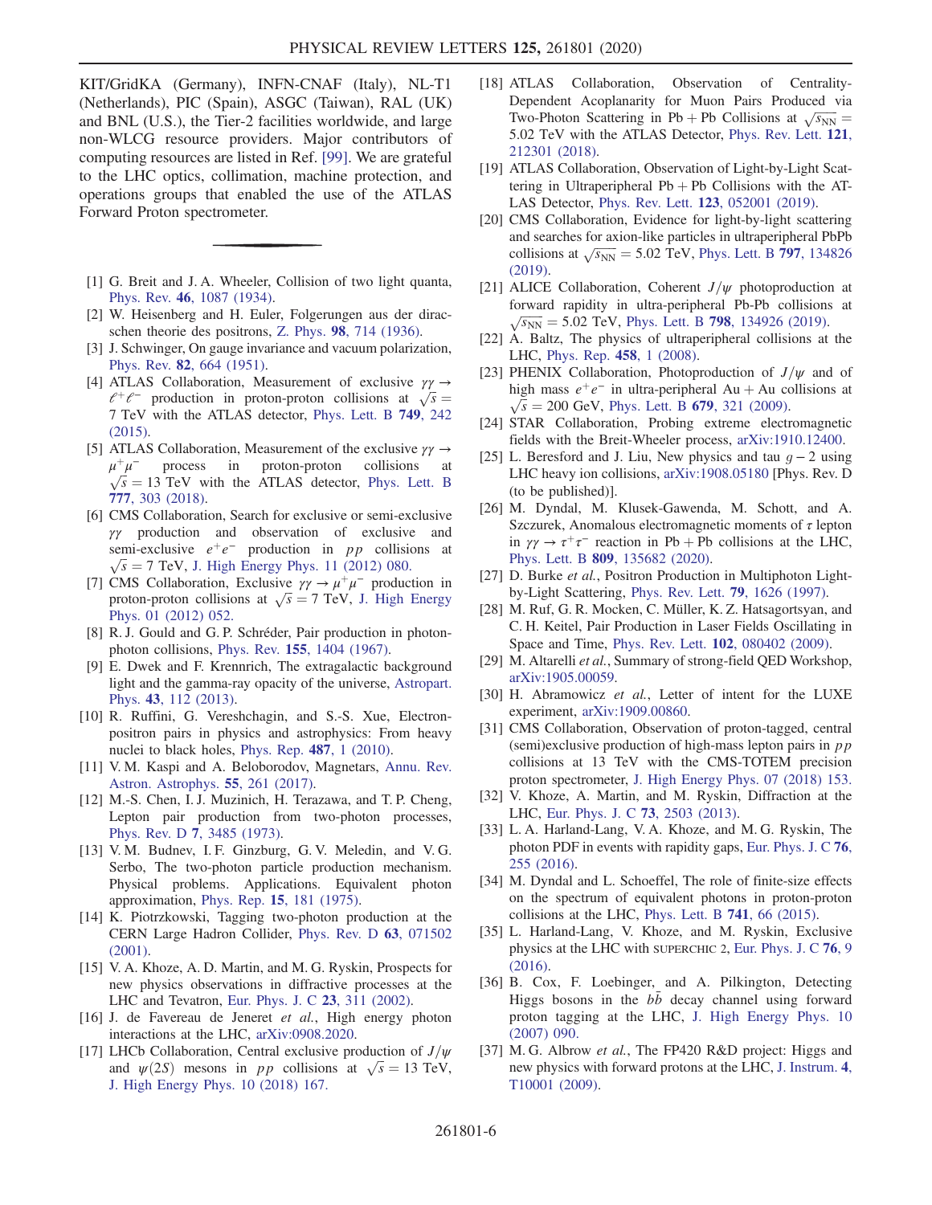KIT/GridKA (Germany), INFN-CNAF (Italy), NL-T1 (Netherlands), PIC (Spain), ASGC (Taiwan), RAL (UK) and BNL (U.S.), the Tier-2 facilities worldwide, and large non-WLCG resource providers. Major contributors of computing resources are listed in Ref. [99]. We are grateful to the LHC optics, collimation, machine protection, and operations groups that enabled the use of the ATLAS Forward Proton spectrometer.

---

[1] G. Breit and J. A. Wheeler, Collision of two light quanta, Phys. Rev. **46**, 1087 (1934).

[2] W. Heisenberg and H. Euler, Folgerungen aus der diracschen theorie des positrons, Z. Phys. **98**, 714 (1936).

[3] J. Schwinger, On gauge invariance and vacuum polarization, Phys. Rev. **82**, 664 (1951).

[4] ATLAS Collaboration, Measurement of exclusive $\gamma\gamma \to \ell^+\ell^-$ production in proton-proton collisions at $\sqrt{s} = 7$ TeV with the ATLAS detector, Phys. Lett. B **749**, 242 (2015).

[5] ATLAS Collaboration, Measurement of the exclusive $\gamma\gamma \to \mu^+\mu^-$ process in proton-proton collisions at $\sqrt{s} = 13$ TeV with the ATLAS detector, Phys. Lett. B **777**, 303 (2018).

[6] CMS Collaboration, Search for exclusive or semi-exclusive $\gamma\gamma$ production and observation of exclusive and semi-exclusive $e^+e^-$ production in $pp$ collisions at $\sqrt{s} = 7$ TeV, J. High Energy Phys. 11 (2012) 080.

[7] CMS Collaboration, Exclusive $\gamma\gamma \to \mu^+\mu^-$ production in proton-proton collisions at $\sqrt{s} = 7$ TeV, J. High Energy Phys. 01 (2012) 052.

[8] R. J. Gould and G. P. Schréder, Pair production in photon-photon collisions, Phys. Rev. **155**, 1404 (1967).

[9] E. Dwek and F. Krennrich, The extragalactic background light and the gamma-ray opacity of the universe, Astropart. Phys. **43**, 112 (2013).

[10] R. Ruffini, G. Vereshchagin, and S.-S. Xue, Electron-positron pairs in physics and astrophysics: From heavy nuclei to black holes, Phys. Rep. **487**, 1 (2010).

[11] V. M. Kaspi and A. Beloborodov, Magnetars, Annu. Rev. Astron. Astrophys. **55**, 261 (2017).

[12] M.-S. Chen, I. J. Muzinich, H. Terazawa, and T. P. Cheng, Lepton pair production from two-photon processes, Phys. Rev. D **7**, 3485 (1973).

[13] V. M. Budnev, I. F. Ginzburg, G. V. Meledin, and V. G. Serbo, The two-photon particle production mechanism. Physical problems. Applications. Equivalent photon approximation, Phys. Rep. **15**, 181 (1975).

[14] K. Piotrzkowski, Tagging two-photon production at the CERN Large Hadron Collider, Phys. Rev. D **63**, 071502 (2001).

[15] V. A. Khoze, A. D. Martin, and M. G. Ryskin, Prospects for new physics observations in diffractive processes at the LHC and Tevatron, Eur. Phys. J. C **23**, 311 (2002).

[16] J. de Favereau de Jeneret *et al.*, High energy photon interactions at the LHC, arXiv:0908.2020.

[17] LHCb Collaboration, Central exclusive production of $J/\psi$ and $\psi(2S)$ mesons in $pp$ collisions at $\sqrt{s} = 13$ TeV, J. High Energy Phys. 10 (2018) 167.

[18] ATLAS Collaboration, Observation of Centrality-Dependent Acoplanarity for Muon Pairs Produced via Two-Photon Scattering in Pb + Pb Collisions at $\sqrt{s_{\mathrm{NN}}} = 5.02$ TeV with the ATLAS Detector, Phys. Rev. Lett. **121**, 212301 (2018).

[19] ATLAS Collaboration, Observation of Light-by-Light Scattering in Ultraperipheral Pb + Pb Collisions with the ATLAS Detector, Phys. Rev. Lett. **123**, 052001 (2019).

[20] CMS Collaboration, Evidence for light-by-light scattering and searches for axion-like particles in ultraperipheral PbPb collisions at $\sqrt{s_{\mathrm{NN}}} = 5.02$ TeV, Phys. Lett. B **797**, 134826 (2019).

[21] ALICE Collaboration, Coherent $J/\psi$ photoproduction at forward rapidity in ultra-peripheral Pb-Pb collisions at $\sqrt{s_{\mathrm{NN}}} = 5.02$ TeV, Phys. Lett. B **798**, 134926 (2019).

[22] A. Baltz, The physics of ultraperipheral collisions at the LHC, Phys. Rep. **458**, 1 (2008).

[23] PHENIX Collaboration, Photoproduction of $J/\psi$ and of high mass $e^+e^-$ in ultra-peripheral Au + Au collisions at $\sqrt{s} = 200$ GeV, Phys. Lett. B **679**, 321 (2009).

[24] STAR Collaboration, Probing extreme electromagnetic fields with the Breit-Wheeler process, arXiv:1910.12400.

[25] L. Beresford and J. Liu, New physics and tau $g - 2$ using LHC heavy ion collisions, arXiv:1908.05180 [Phys. Rev. D (to be published)].

[26] M. Dyndal, M. Klusek-Gawenda, M. Schott, and A. Szczurek, Anomalous electromagnetic moments of $\tau$ lepton in $\gamma\gamma \to \tau^+\tau^-$ reaction in Pb + Pb collisions at the LHC, Phys. Lett. B **809**, 135682 (2020).

[27] D. Burke *et al.*, Positron Production in Multiphoton Light-by-Light Scattering, Phys. Rev. Lett. **79**, 1626 (1997).

[28] M. Ruf, G. R. Mocken, C. Müller, K. Z. Hatsagortsyan, and C. H. Keitel, Pair Production in Laser Fields Oscillating in Space and Time, Phys. Rev. Lett. **102**, 080402 (2009).

[29] M. Altarelli *et al.*, Summary of strong-field QED Workshop, arXiv:1905.00059.

[30] H. Abramowicz *et al.*, Letter of intent for the LUXE experiment, arXiv:1909.00860.

[31] CMS Collaboration, Observation of proton-tagged, central (semi)exclusive production of high-mass lepton pairs in $pp$ collisions at 13 TeV with the CMS-TOTEM precision proton spectrometer, J. High Energy Phys. 07 (2018) 153.

[32] V. Khoze, A. Martin, and M. Ryskin, Diffraction at the LHC, Eur. Phys. J. C **73**, 2503 (2013).

[33] L. A. Harland-Lang, V. A. Khoze, and M. G. Ryskin, The photon PDF in events with rapidity gaps, Eur. Phys. J. C **76**, 255 (2016).

[34] M. Dyndal and L. Schoeffel, The role of finite-size effects on the spectrum of equivalent photons in proton-proton collisions at the LHC, Phys. Lett. B **741**, 66 (2015).

[35] L. Harland-Lang, V. Khoze, and M. Ryskin, Exclusive physics at the LHC with SUPERCHIC 2, Eur. Phys. J. C **76**, 9 (2016).

[36] B. Cox, F. Loebinger, and A. Pilkington, Detecting Higgs bosons in the $b\bar{b}$ decay channel using forward proton tagging at the LHC, J. High Energy Phys. 10 (2007) 090.

[37] M. G. Albrow *et al.*, The FP420 R&D project: Higgs and new physics with forward protons at the LHC, J. Instrum. **4**, T10001 (2009).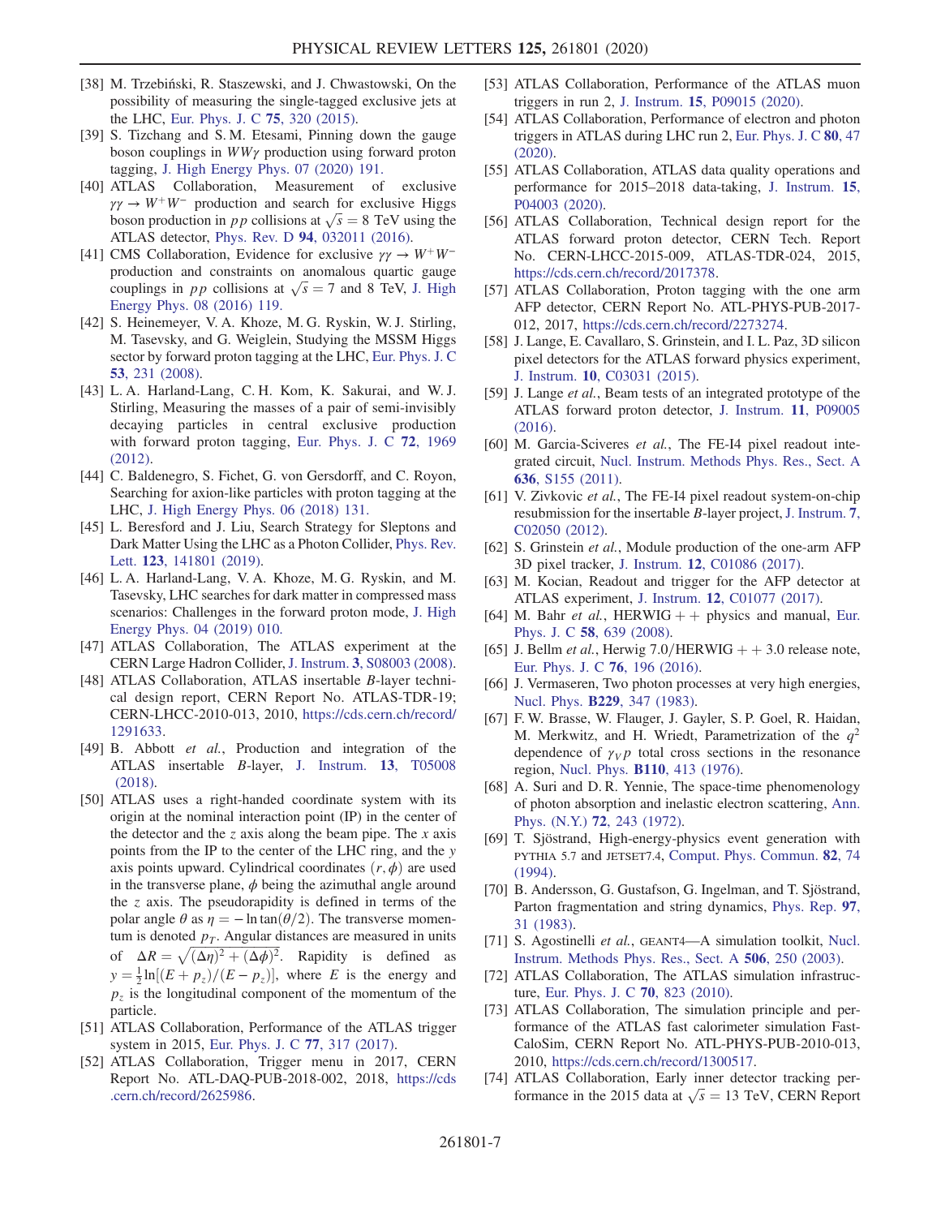[38] M. Trzebiński, R. Staszewski, and J. Chwastowski, On the possibility of measuring the single-tagged exclusive jets at the LHC, Eur. Phys. J. C **75**, 320 (2015).

[39] S. Tizchang and S. M. Etesami, Pinning down the gauge boson couplings in $WW\gamma$ production using forward proton tagging, J. High Energy Phys. 07 (2020) 191.

[40] ATLAS Collaboration, Measurement of exclusive $\gamma\gamma \rightarrow W^+W^-$ production and search for exclusive Higgs boson production in $pp$ collisions at $\sqrt{s} = 8$ TeV using the ATLAS detector, Phys. Rev. D **94**, 032011 (2016).

[41] CMS Collaboration, Evidence for exclusive $\gamma\gamma \rightarrow W^+W^-$ production and constraints on anomalous quartic gauge couplings in $pp$ collisions at $\sqrt{s} = 7$ and 8 TeV, J. High Energy Phys. 08 (2016) 119.

[42] S. Heinemeyer, V. A. Khoze, M. G. Ryskin, W. J. Stirling, M. Tasevsky, and G. Weiglein, Studying the MSSM Higgs sector by forward proton tagging at the LHC, Eur. Phys. J. C **53**, 231 (2008).

[43] L. A. Harland-Lang, C. H. Kom, K. Sakurai, and W. J. Stirling, Measuring the masses of a pair of semi-invisibly decaying particles in central exclusive production with forward proton tagging, Eur. Phys. J. C **72**, 1969 (2012).

[44] C. Baldenegro, S. Fichet, G. von Gersdorff, and C. Royon, Searching for axion-like particles with proton tagging at the LHC, J. High Energy Phys. 06 (2018) 131.

[45] L. Beresford and J. Liu, Search Strategy for Sleptons and Dark Matter Using the LHC as a Photon Collider, Phys. Rev. Lett. **123**, 141801 (2019).

[46] L. A. Harland-Lang, V. A. Khoze, M. G. Ryskin, and M. Tasevsky, LHC searches for dark matter in compressed mass scenarios: Challenges in the forward proton mode, J. High Energy Phys. 04 (2019) 010.

[47] ATLAS Collaboration, The ATLAS experiment at the CERN Large Hadron Collider, J. Instrum. **3**, S08003 (2008).

[48] ATLAS Collaboration, ATLAS insertable $B$-layer technical design report, CERN Report No. ATLAS-TDR-19; CERN-LHCC-2010-013, 2010, https://cds.cern.ch/record/1291633.

[49] B. Abbott *et al.*, Production and integration of the ATLAS insertable $B$-layer, J. Instrum. **13**, T05008 (2018).

[50] ATLAS uses a right-handed coordinate system with its origin at the nominal interaction point (IP) in the center of the detector and the $z$ axis along the beam pipe. The $x$ axis points from the IP to the center of the LHC ring, and the $y$ axis points upward. Cylindrical coordinates $(r, \phi)$ are used in the transverse plane, $\phi$ being the azimuthal angle around the $z$ axis. The pseudorapidity is defined in terms of the polar angle $\theta$ as $\eta = -\ln\tan(\theta/2)$. The transverse momentum is denoted $p_T$. Angular distances are measured in units of $\Delta R = \sqrt{(\Delta\eta)^2 + (\Delta\phi)^2}$. Rapidity is defined as $y = \frac{1}{2}\ln[(E + p_z)/(E - p_z)]$, where $E$ is the energy and $p_z$ is the longitudinal component of the momentum of the particle.

[51] ATLAS Collaboration, Performance of the ATLAS trigger system in 2015, Eur. Phys. J. C **77**, 317 (2017).

[52] ATLAS Collaboration, Trigger menu in 2017, CERN Report No. ATL-DAQ-PUB-2018-002, 2018, https://cds.cern.ch/record/2625986.

[53] ATLAS Collaboration, Performance of the ATLAS muon triggers in run 2, J. Instrum. **15**, P09015 (2020).

[54] ATLAS Collaboration, Performance of electron and photon triggers in ATLAS during LHC run 2, Eur. Phys. J. C **80**, 47 (2020).

[55] ATLAS Collaboration, ATLAS data quality operations and performance for 2015–2018 data-taking, J. Instrum. **15**, P04003 (2020).

[56] ATLAS Collaboration, Technical design report for the ATLAS forward proton detector, CERN Tech. Report No. CERN-LHCC-2015-009, ATLAS-TDR-024, 2015, https://cds.cern.ch/record/2017378.

[57] ATLAS Collaboration, Proton tagging with the one arm AFP detector, CERN Report No. ATL-PHYS-PUB-2017-012, 2017, https://cds.cern.ch/record/2273274.

[58] J. Lange, E. Cavallaro, S. Grinstein, and I. L. Paz, 3D silicon pixel detectors for the ATLAS forward physics experiment, J. Instrum. **10**, C03031 (2015).

[59] J. Lange *et al.*, Beam tests of an integrated prototype of the ATLAS forward proton detector, J. Instrum. **11**, P09005 (2016).

[60] M. Garcia-Sciveres *et al.*, The FE-I4 pixel readout integrated circuit, Nucl. Instrum. Methods Phys. Res., Sect. A **636**, S155 (2011).

[61] V. Zivkovic *et al.*, The FE-I4 pixel readout system-on-chip resubmission for the insertable $B$-layer project, J. Instrum. **7**, C02050 (2012).

[62] S. Grinstein *et al.*, Module production of the one-arm AFP 3D pixel tracker, J. Instrum. **12**, C01086 (2017).

[63] M. Kocian, Readout and trigger for the AFP detector at ATLAS experiment, J. Instrum. **12**, C01077 (2017).

[64] M. Bahr *et al.*, HERWIG + + physics and manual, Eur. Phys. J. C **58**, 639 (2008).

[65] J. Bellm *et al.*, Herwig 7.0/HERWIG + + 3.0 release note, Eur. Phys. J. C **76**, 196 (2016).

[66] J. Vermaseren, Two photon processes at very high energies, Nucl. Phys. **B229**, 347 (1983).

[67] F. W. Brasse, W. Flauger, J. Gayler, S. P. Goel, R. Haidan, M. Merkwitz, and H. Wriedt, Parametrization of the $q^2$ dependence of $\gamma_V p$ total cross sections in the resonance region, Nucl. Phys. **B110**, 413 (1976).

[68] A. Suri and D. R. Yennie, The space-time phenomenology of photon absorption and inelastic electron scattering, Ann. Phys. (N.Y.) **72**, 243 (1972).

[69] T. Sjöstrand, High-energy-physics event generation with PYTHIA 5.7 and JETSET7.4, Comput. Phys. Commun. **82**, 74 (1994).

[70] B. Andersson, G. Gustafson, G. Ingelman, and T. Sjöstrand, Parton fragmentation and string dynamics, Phys. Rep. **97**, 31 (1983).

[71] S. Agostinelli *et al.*, GEANT4—A simulation toolkit, Nucl. Instrum. Methods Phys. Res., Sect. A **506**, 250 (2003).

[72] ATLAS Collaboration, The ATLAS simulation infrastructure, Eur. Phys. J. C **70**, 823 (2010).

[73] ATLAS Collaboration, The simulation principle and performance of the ATLAS fast calorimeter simulation FastCaloSim, CERN Report No. ATL-PHYS-PUB-2010-013, 2010, https://cds.cern.ch/record/1300517.

[74] ATLAS Collaboration, Early inner detector tracking performance in the 2015 data at $\sqrt{s} = 13$ TeV, CERN Report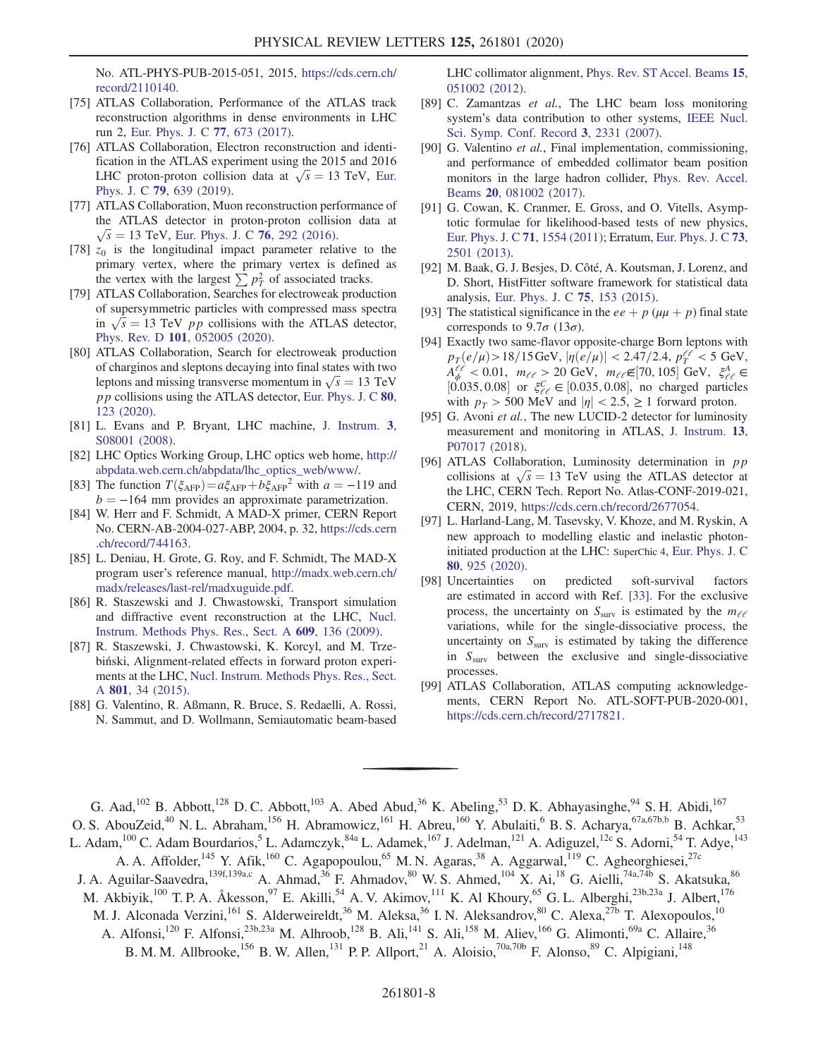No. ATL-PHYS-PUB-2015-051, 2015, https://cds.cern.ch/record/2110140.

[75] ATLAS Collaboration, Performance of the ATLAS track reconstruction algorithms in dense environments in LHC run 2, Eur. Phys. J. C 77, 673 (2017).

[76] ATLAS Collaboration, Electron reconstruction and identification in the ATLAS experiment using the 2015 and 2016 LHC proton-proton collision data at $\sqrt{s} = 13$ TeV, Eur. Phys. J. C 79, 639 (2019).

[77] ATLAS Collaboration, Muon reconstruction performance of the ATLAS detector in proton-proton collision data at $\sqrt{s} = 13$ TeV, Eur. Phys. J. C 76, 292 (2016).

[78] $z_0$ is the longitudinal impact parameter relative to the primary vertex, where the primary vertex is defined as the vertex with the largest $\sum p_T^2$ of associated tracks.

[79] ATLAS Collaboration, Searches for electroweak production of supersymmetric particles with compressed mass spectra in $\sqrt{s} = 13$ TeV $pp$ collisions with the ATLAS detector, Phys. Rev. D 101, 052005 (2020).

[80] ATLAS Collaboration, Search for electroweak production of charginos and sleptons decaying into final states with two leptons and missing transverse momentum in $\sqrt{s} = 13$ TeV $pp$ collisions using the ATLAS detector, Eur. Phys. J. C 80, 123 (2020).

[81] L. Evans and P. Bryant, LHC machine, J. Instrum. 3, S08001 (2008).

[82] LHC Optics Working Group, LHC optics web home, http://abpdata.web.cern.ch/abpdata/lhc_optics_web/www/.

[83] The function $T(\xi_{\mathrm{AFP}}) = a\xi_{\mathrm{AFP}} + b\xi_{\mathrm{AFP}}{}^2$ with $a = -119$ and $b = -164$ mm provides an approximate parametrization.

[84] W. Herr and F. Schmidt, A MAD-X primer, CERN Report No. CERN-AB-2004-027-ABP, 2004, p. 32, https://cds.cern.ch/record/744163.

[85] L. Deniau, H. Grote, G. Roy, and F. Schmidt, The MAD-X program user's reference manual, http://madx.web.cern.ch/madx/releases/last-rel/madxuguide.pdf.

[86] R. Staszewski and J. Chwastowski, Transport simulation and diffractive event reconstruction at the LHC, Nucl. Instrum. Methods Phys. Res., Sect. A 609, 136 (2009).

[87] R. Staszewski, J. Chwastowski, K. Korcyl, and M. Trzebiński, Alignment-related effects in forward proton experiments at the LHC, Nucl. Instrum. Methods Phys. Res., Sect. A 801, 34 (2015).

[88] G. Valentino, R. Aßmann, R. Bruce, S. Redaelli, A. Rossi, N. Sammut, and D. Wollmann, Semiautomatic beam-based LHC collimator alignment, Phys. Rev. ST Accel. Beams 15, 051002 (2012).

[89] C. Zamantzas *et al.*, The LHC beam loss monitoring system's data contribution to other systems, IEEE Nucl. Sci. Symp. Conf. Record 3, 2331 (2007).

[90] G. Valentino *et al.*, Final implementation, commissioning, and performance of embedded collimator beam position monitors in the large hadron collider, Phys. Rev. Accel. Beams 20, 081002 (2017).

[91] G. Cowan, K. Cranmer, E. Gross, and O. Vitells, Asymptotic formulae for likelihood-based tests of new physics, Eur. Phys. J. C 71, 1554 (2011); Erratum, Eur. Phys. J. C 73, 2501 (2013).

[92] M. Baak, G. J. Besjes, D. Côté, A. Koutsman, J. Lorenz, and D. Short, HistFitter software framework for statistical data analysis, Eur. Phys. J. C 75, 153 (2015).

[93] The statistical significance in the $ee + p$ ($\mu\mu + p$) final state corresponds to $9.7\sigma$ ($13\sigma$).

[94] Exactly two same-flavor opposite-charge Born leptons with $p_T(e/\mu) > 18/15$ GeV, $|\eta(e/\mu)| < 2.47/2.4$, $p_T^{\ell\ell} < 5$ GeV, $A_\phi^{\ell\ell} < 0.01$, $m_{\ell\ell} > 20$ GeV, $m_{\ell\ell} \notin [70, 105]$ GeV, $\xi_{\ell\ell}^A \in [0.035, 0.08]$ or $\xi_{\ell\ell}^C \in [0.035, 0.08]$, no charged particles with $p_T > 500$ MeV and $|\eta| < 2.5$, $\geq 1$ forward proton.

[95] G. Avoni *et al.*, The new LUCID-2 detector for luminosity measurement and monitoring in ATLAS, J. Instrum. 13, P07017 (2018).

[96] ATLAS Collaboration, Luminosity determination in $pp$ collisions at $\sqrt{s} = 13$ TeV using the ATLAS detector at the LHC, CERN Tech. Report No. Atlas-CONF-2019-021, CERN, 2019, https://cds.cern.ch/record/2677054.

[97] L. Harland-Lang, M. Tasevsky, V. Khoze, and M. Ryskin, A new approach to modelling elastic and inelastic photon-initiated production at the LHC: SuperChic 4, Eur. Phys. J. C 80, 925 (2020).

[98] Uncertainties on predicted soft-survival factors are estimated in accord with Ref. [33]. For the exclusive process, the uncertainty on $S_{\mathrm{surv}}$ is estimated by the $m_{\ell\ell}$ variations, while for the single-dissociative process, the uncertainty on $S_{\mathrm{surv}}$ is estimated by taking the difference in $S_{\mathrm{surv}}$ between the exclusive and single-dissociative processes.

[99] ATLAS Collaboration, ATLAS computing acknowledgements, CERN Report No. ATL-SOFT-PUB-2020-001, https://cds.cern.ch/record/2717821.

---

G. Aad,[102] B. Abbott,[128] D. C. Abbott,[103] A. Abed Abud,[36] K. Abeling,[53] D. K. Abhayasinghe,[94] S. H. Abidi,[167] O. S. AbouZeid,[40] N. L. Abraham,[156] H. Abramowicz,[161] H. Abreu,[160] Y. Abulaiti,[6] B. S. Acharya,[67a,67b,b] B. Achkar,[53] L. Adam,[100] C. Adam Bourdarios,[5] L. Adamczyk,[84a] L. Adamek,[167] J. Adelman,[121] A. Adiguzel,[12c] S. Adorni,[54] T. Adye,[143] A. A. Affolder,[145] Y. Afik,[160] C. Agapopoulou,[65] M. N. Agaras,[38] A. Aggarwal,[119] C. Agheorghiesei,[27c] J. A. Aguilar-Saavedra,[139f,139a,c] A. Ahmad,[36] F. Ahmadov,[80] W. S. Ahmed,[104] X. Ai,[18] G. Aielli,[74a,74b] S. Akatsuka,[86] M. Akbiyik,[100] T. P. A. Åkesson,[97] E. Akilli,[54] A. V. Akimov,[111] K. Al Khoury,[65] G. L. Alberghi,[23b,23a] J. Albert,[176] M. J. Alconada Verzini,[161] S. Alderweireldt,[36] M. Aleksa,[36] I. N. Aleksandrov,[80] C. Alexa,[27b] T. Alexopoulos,[10] A. Alfonsi,[120] F. Alfonsi,[23b,23a] M. Alhroob,[128] B. Ali,[141] S. Ali,[158] M. Aliev,[166] G. Alimonti,[69a] C. Allaire,[36] B. M. M. Allbrooke,[156] B. W. Allen,[131] P. P. Allport,[21] A. Aloisio,[70a,70b] F. Alonso,[89] C. Alpigiani,[148]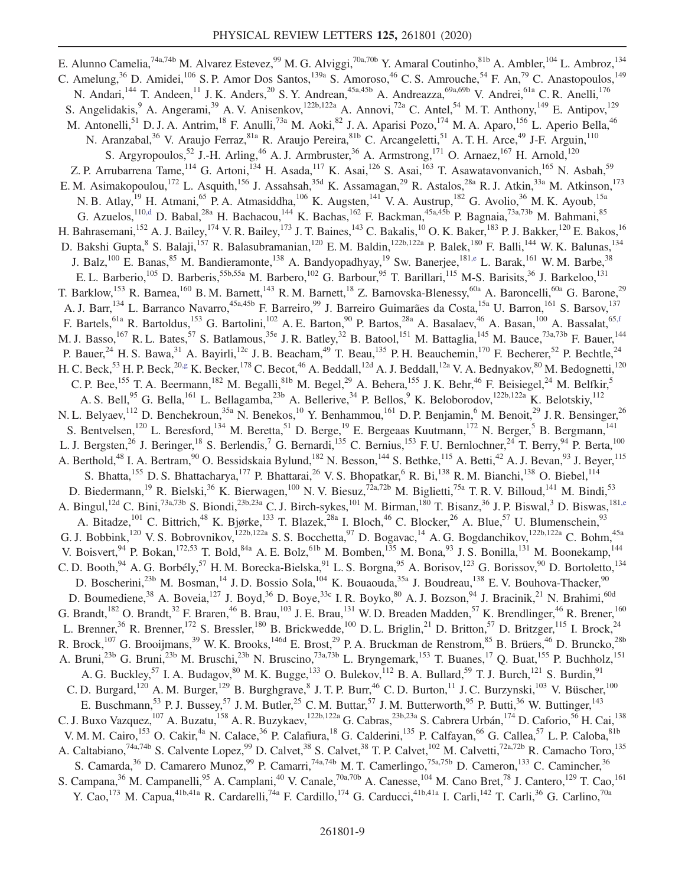E. Alunno Camelia,[74a,74b] M. Alvarez Estevez,[99] M. G. Alviggi,[70a,70b] Y. Amaral Coutinho,[81b] A. Ambler,[104] L. Ambroz,[134] C. Amelung,[36] D. Amidei,[106] S. P. Amor Dos Santos,[139a] S. Amoroso,[46] C. S. Amrouche,[54] F. An,[79] C. Anastopoulos,[149] N. Andari,[144] T. Andeen,[11] J. K. Anders,[20] S. Y. Andrean,[45a,45b] A. Andreazza,[69a,69b] V. Andrei,[61a] C. R. Anelli,[176] S. Angelidakis,[9] A. Angerami,[39] A. V. Anisenkov,[122b,122a] A. Annovi,[72a] C. Antel,[54] M. T. Anthony,[149] E. Antipov,[129] M. Antonelli,[51] D. J. A. Antrim,[18] F. Anulli,[73a] M. Aoki,[82] J. A. Aparisi Pozo,[174] M. A. Aparo,[156] L. Aperio Bella,[46] N. Aranzabal,[36] V. Araujo Ferraz,[81a] R. Araujo Pereira,[81b] C. Arcangeletti,[51] A. T. H. Arce,[49] J-F. Arguin,[110] S. Argyropoulos,[52] J.-H. Arling,[46] A. J. Armbruster,[36] A. Armstrong,[171] O. Arnaez,[167] H. Arnold,[120] Z. P. Arrubarrena Tame,[114] G. Artoni,[134] H. Asada,[117] K. Asai,[126] S. Asai,[163] T. Asawatavonvanich,[165] N. Asbah,[59] E. M. Asimakopoulou,[172] L. Asquith,[156] J. Assahsah,[35d] K. Assamagan,[29] R. Astalos,[28a] R. J. Atkin,[33a] M. Atkinson,[173] N. B. Atlay,[19] H. Atmani,[65] P. A. Atmasiddha,[106] K. Augsten,[141] V. A. Austrup,[182] G. Avolio,[36] M. K. Ayoub,[15a] G. Azuelos,[110,d] D. Babal,[28a] H. Bachacou,[144] K. Bachas,[162] F. Backman,[45a,45b] P. Bagnaia,[73a,73b] M. Bahmani,[85] H. Bahrasemani,[152] A. J. Bailey,[174] V. R. Bailey,[173] J. T. Baines,[143] C. Bakalis,[10] O. K. Baker,[183] P. J. Bakker,[120] E. Bakos,[16] D. Bakshi Gupta,[8] S. Balaji,[157] R. Balasubramanian,[120] E. M. Baldin,[122b,122a] P. Balek,[180] F. Balli,[144] W. K. Balunas,[134] J. Balz,[100] E. Banas,[85] M. Bandieramonte,[138] A. Bandyopadhyay,[19] Sw. Banerjee,[181,e] L. Barak,[161] W. M. Barbe,[38] E. L. Barberio,[105] D. Barberis,[55b,55a] M. Barbero,[102] G. Barbour,[95] T. Barillari,[115] M-S. Barisits,[36] J. Barkeloo,[131] T. Barklow,[153] R. Barnea,[160] B. M. Barnett,[143] R. M. Barnett,[18] Z. Barnovska-Blenessy,[60a] A. Baroncelli,[60a] G. Barone,[29] A. J. Barr,[134] L. Barranco Navarro,[45a,45b] F. Barreiro,[99] J. Barreiro Guimarães da Costa,[15a] U. Barron,[161] S. Barsov,[137] F. Bartels,[61a] R. Bartoldus,[153] G. Bartolini,[102] A. E. Barton,[90] P. Bartos,[28a] A. Basalaev,[46] A. Basan,[100] A. Bassalat,[65,f] M. J. Basso,[167] R. L. Bates,[57] S. Batlamous,[35e] J. R. Batley,[32] B. Batool,[151] M. Battaglia,[145] M. Bauce,[73a,73b] F. Bauer,[144] P. Bauer,[24] H. S. Bawa,[31] A. Bayirli,[12c] J. B. Beacham,[49] T. Beau,[135] P. H. Beauchemin,[170] F. Becherer,[52] P. Bechtle,[24] H. C. Beck,[53] H. P. Beck,[20,g] K. Becker,[178] C. Becot,[46] A. Beddall,[12d] A. J. Beddall,[12a] V. A. Bednyakov,[80] M. Bedognetti,[120] C. P. Bee,[155] T. A. Beermann,[182] M. Begalli,[81b] M. Begel,[29] A. Behera,[155] J. K. Behr,[46] F. Beisiegel,[24] M. Belfkir,[5] A. S. Bell,[95] G. Bella,[161] L. Bellagamba,[23b] A. Bellerive,[34] P. Bellos,[9] K. Beloborodov,[122b,122a] K. Belotskiy,[112] N. L. Belyaev,[112] D. Benchekroun,[35a] N. Benekos,[10] Y. Benhammou,[161] D. P. Benjamin,[6] M. Benoit,[29] J. R. Bensinger,[26] S. Bentvelsen,[120] L. Beresford,[134] M. Beretta,[51] D. Berge,[19] E. Bergeaas Kuutmann,[172] N. Berger,[5] B. Bergmann,[141] L. J. Bergsten,[26] J. Beringer,[18] S. Berlendis,[7] G. Bernardi,[135] C. Bernius,[153] F. U. Bernlochner,[24] T. Berry,[94] P. Berta,[100] A. Berthold,[48] I. A. Bertram,[90] O. Bessidskaia Bylund,[182] N. Besson,[144] S. Bethke,[115] A. Betti,[42] A. J. Bevan,[93] J. Beyer,[115] S. Bhatta,[155] D. S. Bhattacharya,[177] P. Bhattarai,[26] V. S. Bhopatkar,[6] R. Bi,[138] R. M. Bianchi,[138] O. Biebel,[114] D. Biedermann,[19] R. Bielski,[36] K. Bierwagen,[100] N. V. Biesuz,[72a,72b] M. Biglietti,[75a] T. R. V. Billoud,[141] M. Bindi,[53] A. Bingul,[12d] C. Bini,[73a,73b] S. Biondi,[23b,23a] C. J. Birch-sykes,[101] M. Birman,[180] T. Bisanz,[36] J. P. Biswal,[3] D. Biswas,[181,e] A. Bitadze,[101] C. Bittrich,[48] K. Bjørke,[133] T. Blazek,[28a] I. Bloch,[46] C. Blocker,[26] A. Blue,[57] U. Blumenschein,[93] G. J. Bobbink,[120] V. S. Bobrovnikov,[122b,122a] S. S. Bocchetta,[97] D. Bogavac,[14] A. G. Bogdanchikov,[122b,122a] C. Bohm,[45a] V. Boisvert,[94] P. Bokan,[172,53] T. Bold,[84a] A. E. Bolz,[61b] M. Bomben,[135] M. Bona,[93] J. S. Bonilla,[131] M. Boonekamp,[144] C. D. Booth,[94] A. G. Borbély,[57] H. M. Borecka-Bielska,[91] L. S. Borgna,[95] A. Borisov,[123] G. Borissov,[90] D. Bortoletto,[134] D. Boscherini,[23b] M. Bosman,[14] J. D. Bossio Sola,[104] K. Bouaouda,[35a] J. Boudreau,[138] E. V. Bouhova-Thacker,[90] D. Boumediene,[38] A. Boveia,[127] J. Boyd,[36] D. Boye,[33c] I. R. Boyko,[80] A. J. Bozson,[94] J. Bracinik,[21] N. Brahimi,[60d] G. Brandt,[182] O. Brandt,[32] F. Braren,[46] B. Brau,[103] J. E. Brau,[131] W. D. Breaden Madden,[57] K. Brendlinger,[46] R. Brener,[160] L. Brenner,[36] R. Brenner,[172] S. Bressler,[180] B. Brickwedde,[100] D. L. Briglin,[21] D. Britton,[57] D. Britzger,[115] I. Brock,[24] R. Brock,[107] G. Brooijmans,[39] W. K. Brooks,[146d] E. Brost,[29] P. A. Bruckman de Renstrom,[85] B. Brüers,[46] D. Bruncko,[28b] A. Bruni,[23b] G. Bruni,[23b] M. Bruschi,[23b] N. Bruscino,[73a,73b] L. Bryngemark,[153] T. Buanes,[17] Q. Buat,[155] P. Buchholz,[151] A. G. Buckley,[57] I. A. Budagov,[80] M. K. Bugge,[133] O. Bulekov,[112] B. A. Bullard,[59] T. J. Burch,[121] S. Burdin,[91] C. D. Burgard,[120] A. M. Burger,[129] B. Burghgrave,[8] J. T. P. Burr,[46] C. D. Burton,[11] J. C. Burzynski,[103] V. Büscher,[100] E. Buschmann,[53] P. J. Bussey,[57] J. M. Butler,[25] C. M. Buttar,[57] J. M. Butterworth,[95] P. Butti,[36] W. Buttinger,[143] C. J. Buxo Vazquez,[107] A. Buzatu,[158] A. R. Buzykaev,[122b,122a] G. Cabras,[23b,23a] S. Cabrera Urbán,[174] D. Caforio,[56] H. Cai,[138] V. M. M. Cairo,[153] O. Cakir,[4a] N. Calace,[36] P. Calafiura,[18] G. Calderini,[135] P. Calfayan,[66] G. Callea,[57] L. P. Caloba,[81b] A. Caltabiano,[74a,74b] S. Calvente Lopez,[99] D. Calvet,[38] S. Calvet,[38] T. P. Calvet,[102] M. Calvetti,[72a,72b] R. Camacho Toro,[135] S. Camarda,[36] D. Camarero Munoz,[99] P. Camarri,[74a,74b] M. T. Camerlingo,[75a,75b] D. Cameron,[133] C. Camincher,[36] S. Campana,[36] M. Campanelli,[95] A. Camplani,[40] V. Canale,[70a,70b] A. Canesse,[104] M. Cano Bret,[78] J. Cantero,[129] T. Cao,[161] Y. Cao,[173] M. Capua,[41b,41a] R. Cardarelli,[74a] F. Cardillo,[174] G. Carducci,[41b,41a] I. Carli,[142] T. Carli,[36] G. Carlino,[70a]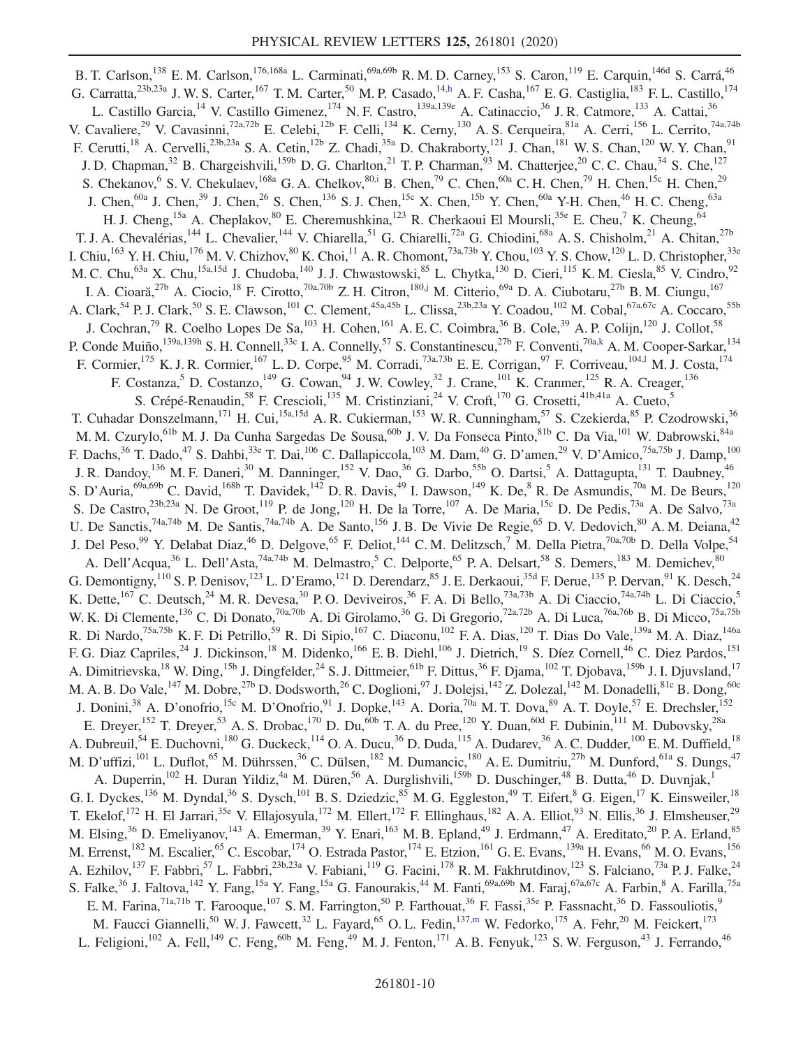B. T. Carlson,[138] E. M. Carlson,[176,168a] L. Carminati,[69a,69b] R. M. D. Carney,[153] S. Caron,[119] E. Carquin,[146d] S. Carrá,[46] G. Carratta,[23b,23a] J. W. S. Carter,[167] T. M. Carter,[50] M. P. Casado,[14,h] A. F. Casha,[167] E. G. Castiglia,[183] F. L. Castillo,[174] L. Castillo Garcia,[14] V. Castillo Gimenez,[174] N. F. Castro,[139a,139e] A. Catinaccio,[36] J. R. Catmore,[133] A. Cattai,[36] V. Cavaliere,[29] V. Cavasinni,[72a,72b] E. Celebi,[12b] F. Celli,[134] K. Cerny,[130] A. S. Cerqueira,[81a] A. Cerri,[156] L. Cerrito,[74a,74b] F. Cerutti,[18] A. Cervelli,[23b,23a] S. A. Cetin,[12b] Z. Chadi,[35a] D. Chakraborty,[121] J. Chan,[181] W. S. Chan,[120] W. Y. Chan,[91] J. D. Chapman,[32] B. Chargeishvili,[159b] D. G. Charlton,[21] T. P. Charman,[93] M. Chatterjee,[20] C. C. Chau,[34] S. Che,[127] S. Chekanov,[6] S. V. Chekulaev,[168a] G. A. Chelkov,[80,i] B. Chen,[79] C. Chen,[60a] C. H. Chen,[79] H. Chen,[15c] H. Chen,[29] J. Chen,[60a] J. Chen,[39] J. Chen,[26] S. Chen,[136] S. J. Chen,[15c] X. Chen,[15b] Y. Chen,[60a] Y-H. Chen,[46] H. C. Cheng,[63a] H. J. Cheng,[15a] A. Cheplakov,[80] E. Cheremushkina,[123] R. Cherkaoui El Moursli,[35e] E. Cheu,[7] K. Cheung,[64] T. J. A. Chevalérias,[144] L. Chevalier,[144] V. Chiarella,[51] G. Chiarelli,[72a] G. Chiodini,[68a] A. S. Chisholm,[21] A. Chitan,[27b] I. Chiu,[163] Y. H. Chiu,[176] M. V. Chizhov,[80] K. Choi,[11] A. R. Chomont,[73a,73b] Y. Chou,[103] Y. S. Chow,[120] L. D. Christopher,[33e] M. C. Chu,[63a] X. Chu,[15a,15d] J. Chudoba,[140] J. J. Chwastowski,[85] L. Chytka,[130] D. Cieri,[115] K. M. Ciesla,[85] V. Cindro,[92] I. A. Cioară,[27b] A. Ciocio,[18] F. Cirotto,[70a,70b] Z. H. Citron,[180,j] M. Citterio,[69a] D. A. Ciubotaru,[27b] B. M. Ciungu,[167] A. Clark,[54] P. J. Clark,[50] S. E. Clawson,[101] C. Clement,[45a,45b] L. Clissa,[23b,23a] Y. Coadou,[102] M. Cobal,[67a,67c] A. Coccaro,[55b] J. Cochran,[79] R. Coelho Lopes De Sa,[103] H. Cohen,[161] A. E. C. Coimbra,[36] B. Cole,[39] A. P. Colijn,[120] J. Collot,[58] P. Conde Muiño,[139a,139h] S. H. Connell,[33c] I. A. Connelly,[57] S. Constantinescu,[27b] F. Conventi,[70a,k] A. M. Cooper-Sarkar,[134] F. Cormier,[175] K. J. R. Cormier,[167] L. D. Corpe,[95] M. Corradi,[73a,73b] E. E. Corrigan,[97] F. Corriveau,[104,l] M. J. Costa,[174] F. Costanza,[5] D. Costanzo,[149] G. Cowan,[94] J. W. Cowley,[32] J. Crane,[101] K. Cranmer,[125] R. A. Creager,[136] S. Crépé-Renaudin,[58] F. Crescioli,[135] M. Cristinziani,[24] V. Croft,[170] G. Crosetti,[41b,41a] A. Cueto,[5] T. Cuhadar Donszelmann,[171] H. Cui,[15a,15d] A. R. Cukierman,[153] W. R. Cunningham,[57] S. Czekierda,[85] P. Czodrowski,[36] M. M. Czurylo,[61b] M. J. Da Cunha Sargedas De Sousa,[60b] J. V. Da Fonseca Pinto,[81b] C. Da Via,[101] W. Dabrowski,[84a] F. Dachs,[36] T. Dado,[47] S. Dahbi,[33e] T. Dai,[106] C. Dallapiccola,[103] M. Dam,[40] G. D'amen,[29] V. D'Amico,[75a,75b] J. Damp,[100] J. R. Dandoy,[136] M. F. Daneri,[30] M. Danninger,[152] V. Dao,[36] G. Darbo,[55b] O. Dartsi,[5] A. Dattagupta,[131] T. Daubney,[46] S. D'Auria,[69a,69b] C. David,[168b] T. Davidek,[142] D. R. Davis,[49] I. Dawson,[149] K. De,[8] R. De Asmundis,[70a] M. De Beurs,[120] S. De Castro,[23b,23a] N. De Groot,[119] P. de Jong,[120] H. De la Torre,[107] A. De Maria,[15c] D. De Pedis,[73a] A. De Salvo,[73a] U. De Sanctis,[74a,74b] M. De Santis,[74a,74b] A. De Santo,[156] J. B. De Vivie De Regie,[65] D. V. Dedovich,[80] A. M. Deiana,[42] J. Del Peso,[99] Y. Delabat Diaz,[46] D. Delgove,[65] F. Deliot,[144] C. M. Delitzsch,[7] M. Della Pietra,[70a,70b] D. Della Volpe,[54] A. Dell'Acqua,[36] L. Dell'Asta,[74a,74b] M. Delmastro,[5] C. Delporte,[65] P. A. Delsart,[58] S. Demers,[183] M. Demichev,[80] G. Demontigny,[110] S. P. Denisov,[123] L. D'Eramo,[121] D. Derendarz,[85] J. E. Derkaoui,[35d] F. Derue,[135] P. Dervan,[91] K. Desch,[24] K. Dette,[167] C. Deutsch,[24] M. R. Devesa,[30] P. O. Deviveiros,[36] F. A. Di Bello,[73a,73b] A. Di Ciaccio,[74a,74b] L. Di Ciaccio,[5] W. K. Di Clemente,[136] C. Di Donato,[70a,70b] A. Di Girolamo,[36] G. Di Gregorio,[72a,72b] A. Di Luca,[76a,76b] B. Di Micco,[75a,75b] R. Di Nardo,[75a,75b] K. F. Di Petrillo,[59] R. Di Sipio,[167] C. Diaconu,[102] F. A. Dias,[120] T. Dias Do Vale,[139a] M. A. Diaz,[146a] F. G. Diaz Capriles,[24] J. Dickinson,[18] M. Didenko,[166] E. B. Diehl,[106] J. Dietrich,[19] S. Díez Cornell,[46] C. Diez Pardos,[151] A. Dimitrievska,[18] W. Ding,[15b] J. Dingfelder,[24] S. J. Dittmeier,[61b] F. Dittus,[36] F. Djama,[102] T. Djobava,[159b] J. I. Djuvsland,[17] M. A. B. Do Vale,[147] M. Dobre,[27b] D. Dodsworth,[26] C. Doglioni,[97] J. Dolejsi,[142] Z. Dolezal,[142] M. Donadelli,[81c] B. Dong,[60c] J. Donini,[38] A. D'onofrio,[15c] M. D'Onofrio,[91] J. Dopke,[143] A. Doria,[70a] M. T. Dova,[89] A. T. Doyle,[57] E. Drechsler,[152] E. Dreyer,[152] T. Dreyer,[53] A. S. Drobac,[170] D. Du,[60b] T. A. du Pree,[120] Y. Duan,[60d] F. Dubinin,[111] M. Dubovsky,[28a] A. Dubreuil,[54] E. Duchovni,[180] G. Duckeck,[114] O. A. Ducu,[36] D. Duda,[115] A. Dudarev,[36] A. C. Dudder,[100] E. M. Duffield,[18] M. D'uffizi,[101] L. Duflot,[65] M. Dührssen,[36] C. Dülsen,[182] M. Dumancic,[180] A. E. Dumitriu,[27b] M. Dunford,[61a] S. Dungs,[47] A. Duperrin,[102] H. Duran Yildiz,[4a] M. Düren,[56] A. Durglishvili,[159b] D. Duschinger,[48] B. Dutta,[46] D. Duvnjak,[1] G. I. Dyckes,[136] M. Dyndal,[36] S. Dysch,[101] B. S. Dziedzic,[85] M. G. Eggleston,[49] T. Eifert,[8] G. Eigen,[17] K. Einsweiler,[18] T. Ekelof,[172] H. El Jarrari,[35e] V. Ellajosyula,[172] M. Ellert,[172] F. Ellinghaus,[182] A. A. Elliot,[93] N. Ellis,[36] J. Elmsheuser,[29] M. Elsing,[36] D. Emeliyanov,[143] A. Emerman,[39] Y. Enari,[163] M. B. Epland,[49] J. Erdmann,[47] A. Ereditato,[20] P. A. Erland,[85] M. Errenst,[182] M. Escalier,[65] C. Escobar,[174] O. Estrada Pastor,[174] E. Etzion,[161] G. E. Evans,[139a] H. Evans,[66] M. O. Evans,[156] A. Ezhilov,[137] F. Fabbri,[57] L. Fabbri,[23b,23a] V. Fabiani,[119] G. Facini,[178] R. M. Fakhrutdinov,[123] S. Falciano,[73a] P. J. Falke,[24] S. Falke,[36] J. Faltova,[142] Y. Fang,[15a] Y. Fang,[15a] G. Fanourakis,[44] M. Fanti,[69a,69b] M. Faraj,[67a,67c] A. Farbin,[8] A. Farilla,[75a] E. M. Farina,[71a,71b] T. Farooque,[107] S. M. Farrington,[50] P. Farthouat,[36] F. Fassi,[35e] P. Fassnacht,[36] D. Fassouliotis,[9] M. Faucci Giannelli,[50] W. J. Fawcett,[32] L. Fayard,[65] O. L. Fedin,[137,m] W. Fedorko,[175] A. Fehr,[20] M. Feickert,[173] L. Feligioni,[102] A. Fell,[149] C. Feng,[60b] M. Feng,[49] M. J. Fenton,[171] A. B. Fenyuk,[123] S. W. Ferguson,[43] J. Ferrando,[46]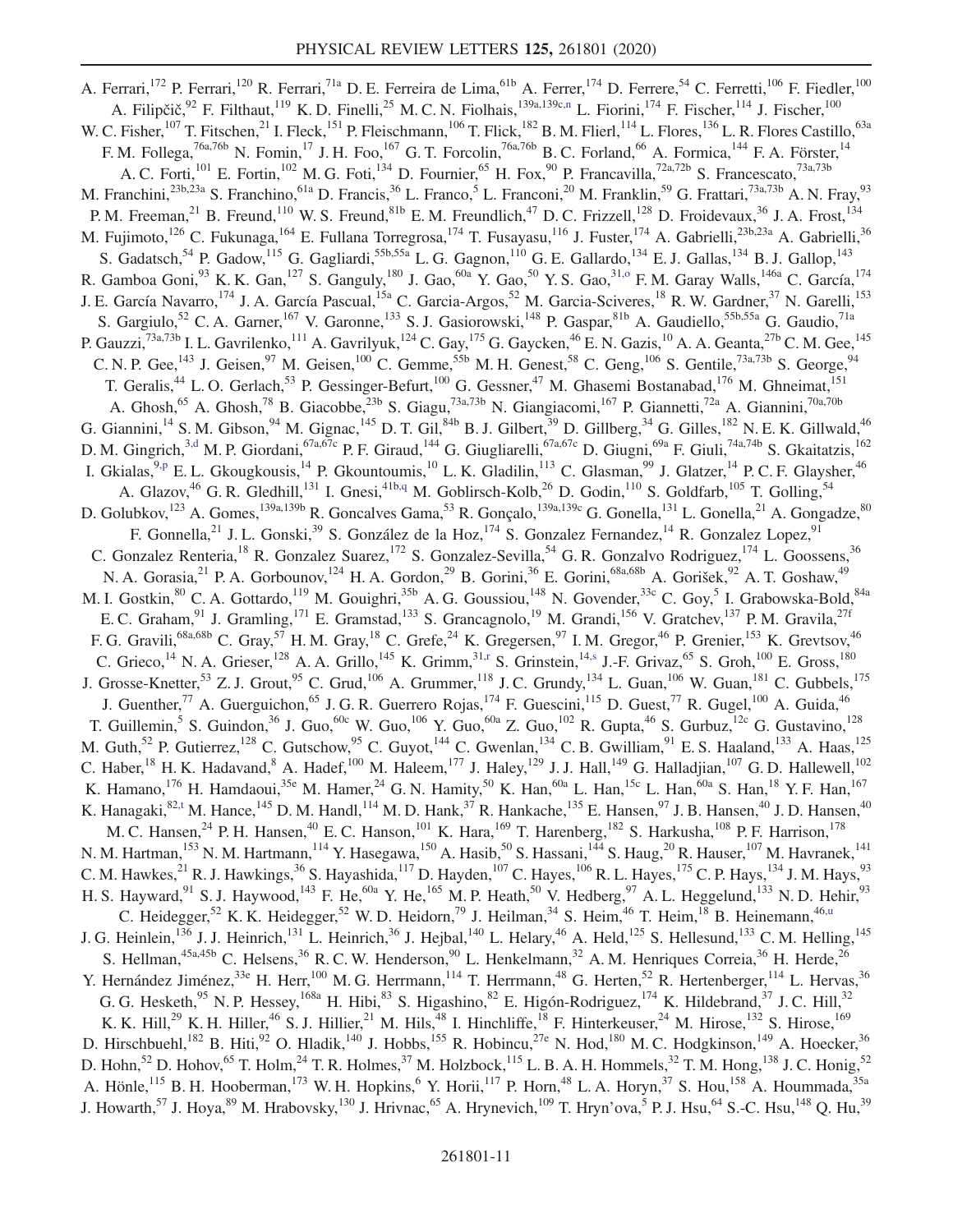A. Ferrari,[172] P. Ferrari,[120] R. Ferrari,[71a] D. E. Ferreira de Lima,[61b] A. Ferrer,[174] D. Ferrere,[54] C. Ferretti,[106] F. Fiedler,[100] A. Filipčič,[92] F. Filthaut,[119] K. D. Finelli,[25] M. C. N. Fiolhais,[139a,139c,n] L. Fiorini,[174] F. Fischer,[114] J. Fischer,[100] W. C. Fisher,[107] T. Fitschen,[21] I. Fleck,[151] P. Fleischmann,[106] T. Flick,[182] B. M. Flierl,[114] L. Flores,[136] L. R. Flores Castillo,[63a] F. M. Follega,[76a,76b] N. Fomin,[17] J. H. Foo,[167] G. T. Forcolin,[76a,76b] B. C. Forland,[66] A. Formica,[144] F. A. Förster,[14] A. C. Forti,[101] E. Fortin,[102] M. G. Foti,[134] D. Fournier,[65] H. Fox,[90] P. Francavilla,[72a,72b] S. Francescato,[73a,73b] M. Franchini,[23b,23a] S. Franchino,[61a] D. Francis,[36] L. Franco,[5] L. Franconi,[20] M. Franklin,[59] G. Frattari,[73a,73b] A. N. Fray,[93] P. M. Freeman,[21] B. Freund,[110] W. S. Freund,[81b] E. M. Freundlich,[47] D. C. Frizzell,[128] D. Froidevaux,[36] J. A. Frost,[134] M. Fujimoto,[126] C. Fukunaga,[164] E. Fullana Torregrosa,[174] T. Fusayasu,[116] J. Fuster,[174] A. Gabrielli,[23b,23a] A. Gabrielli,[36] S. Gadatsch,[54] P. Gadow,[115] G. Gagliardi,[55b,55a] L. G. Gagnon,[110] G. E. Gallardo,[134] E. J. Gallas,[134] B. J. Gallop,[143] R. Gamboa Goni,[93] K. K. Gan,[127] S. Ganguly,[180] J. Gao,[60a] Y. Gao,[50] Y. S. Gao,[31,o] F. M. Garay Walls,[146a] C. García,[174] J. E. García Navarro,[174] J. A. García Pascual,[15a] C. Garcia-Argos,[52] M. Garcia-Sciveres,[18] R. W. Gardner,[37] N. Garelli,[153] S. Gargiulo,[52] C. A. Garner,[167] V. Garonne,[133] S. J. Gasiorowski,[148] P. Gaspar,[81b] A. Gaudiello,[55b,55a] G. Gaudio,[71a] P. Gauzzi,[73a,73b] I. L. Gavrilenko,[111] A. Gavrilyuk,[124] C. Gay,[175] G. Gaycken,[46] E. N. Gazis,[10] A. A. Geanta,[27b] C. M. Gee,[145] C. N. P. Gee,[143] J. Geisen,[97] M. Geisen,[100] C. Gemme,[55b] M. H. Genest,[58] C. Geng,[106] S. Gentile,[73a,73b] S. George,[94] T. Geralis,[44] L. O. Gerlach,[53] P. Gessinger-Befurt,[100] G. Gessner,[47] M. Ghasemi Bostanabad,[176] M. Ghneimat,[151] A. Ghosh,[65] A. Ghosh,[78] B. Giacobbe,[23b] S. Giagu,[73a,73b] N. Giangiacomi,[167] P. Giannetti,[72a] A. Giannini,[70a,70b] G. Giannini,[14] S. M. Gibson,[94] M. Gignac,[145] D. T. Gil,[84b] B. J. Gilbert,[39] D. Gillberg,[34] G. Gilles,[182] N. E. K. Gillwald,[46] D. M. Gingrich,[3,d] M. P. Giordani,[67a,67c] P. F. Giraud,[144] G. Giugliarelli,[67a,67c] D. Giugni,[69a] F. Giuli,[74a,74b] S. Gkaitatzis,[162] I. Gkialas,[9,p] E. L. Gkougkousis,[14] P. Gkountoumis,[10] L. K. Gladilin,[113] C. Glasman,[99] J. Glatzer,[14] P. C. F. Glaysher,[46] A. Glazov,[46] G. R. Gledhill,[131] I. Gnesi,[41b,q] M. Goblirsch-Kolb,[26] D. Godin,[110] S. Goldfarb,[105] T. Golling,[54] D. Golubkov,[123] A. Gomes,[139a,139b] R. Goncalves Gama,[53] R. Gonçalo,[139a,139c] G. Gonella,[131] L. Gonella,[21] A. Gongadze,[80] F. Gonnella,[21] J. L. Gonski,[39] S. González de la Hoz,[174] S. Gonzalez Fernandez,[14] R. Gonzalez Lopez,[91] C. Gonzalez Renteria,[18] R. Gonzalez Suarez,[172] S. Gonzalez-Sevilla,[54] G. R. Gonzalvo Rodriguez,[174] L. Goossens,[36] N. A. Gorasia,[21] P. A. Gorbounov,[124] H. A. Gordon,[29] B. Gorini,[36] E. Gorini,[68a,68b] A. Gorišek,[92] A. T. Goshaw,[49] M. I. Gostkin,[80] C. A. Gottardo,[119] M. Gouighri,[35b] A. G. Goussiou,[148] N. Govender,[33c] C. Goy,[5] I. Grabowska-Bold,[84a] E. C. Graham,[91] J. Gramling,[171] E. Gramstad,[133] S. Grancagnolo,[19] M. Grandi,[156] V. Gratchev,[137] P. M. Gravila,[27f] F. G. Gravili,[68a,68b] C. Gray,[57] H. M. Gray,[18] C. Grefe,[24] K. Gregersen,[97] I. M. Gregor,[46] P. Grenier,[153] K. Grevtsov,[46] C. Grieco,[14] N. A. Grieser,[128] A. A. Grillo,[145] K. Grimm,[31,r] S. Grinstein,[14,s] J.-F. Grivaz,[65] S. Groh,[100] E. Gross,[180] J. Grosse-Knetter,[53] Z. J. Grout,[95] C. Grud,[106] A. Grummer,[118] J. C. Grundy,[134] L. Guan,[106] W. Guan,[181] C. Gubbels,[175] J. Guenther,[77] A. Guerguichon,[65] J. G. R. Guerrero Rojas,[174] F. Guescini,[115] D. Guest,[77] R. Gugel,[100] A. Guida,[46] T. Guillemin,[5] S. Guindon,[36] J. Guo,[60c] W. Guo,[106] Y. Guo,[60a] Z. Guo,[102] R. Gupta,[46] S. Gurbuz,[12c] G. Gustavino,[128] M. Guth,[52] P. Gutierrez,[128] C. Gutschow,[95] C. Guyot,[144] C. Gwenlan,[134] C. B. Gwilliam,[91] E. S. Haaland,[133] A. Haas,[125] C. Haber,[18] H. K. Hadavand,[8] A. Hadef,[100] M. Haleem,[177] J. Haley,[129] J. J. Hall,[149] G. Halladjian,[107] G. D. Hallewell,[102] K. Hamano,[176] H. Hamdaoui,[35e] M. Hamer,[24] G. N. Hamity,[50] K. Han,[60a] L. Han,[15c] L. Han,[60a] S. Han,[18] Y. F. Han,[167] K. Hanagaki,[82,t] M. Hance,[145] D. M. Handl,[114] M. D. Hank,[37] R. Hankache,[135] E. Hansen,[97] J. B. Hansen,[40] J. D. Hansen,[40] M. C. Hansen,[24] P. H. Hansen,[40] E. C. Hanson,[101] K. Hara,[169] T. Harenberg,[182] S. Harkusha,[108] P. F. Harrison,[178] N. M. Hartman,[153] N. M. Hartmann,[114] Y. Hasegawa,[150] A. Hasib,[50] S. Hassani,[144] S. Haug,[20] R. Hauser,[107] M. Havranek,[141] C. M. Hawkes,[21] R. J. Hawkings,[36] S. Hayashida,[117] D. Hayden,[107] C. Hayes,[106] R. L. Hayes,[175] C. P. Hays,[134] J. M. Hays,[93] H. S. Hayward,[91] S. J. Haywood,[143] F. He,[60a] Y. He,[165] M. P. Heath,[50] V. Hedberg,[97] A. L. Heggelund,[133] N. D. Hehir,[93] C. Heidegger,[52] K. K. Heidegger,[52] W. D. Heidorn,[79] J. Heilman,[34] S. Heim,[46] T. Heim,[18] B. Heinemann,[46,u] J. G. Heinlein,[136] J. J. Heinrich,[131] L. Heinrich,[36] J. Hejbal,[140] L. Helary,[46] A. Held,[125] S. Hellesund,[133] C. M. Helling,[145] S. Hellman,[45a,45b] C. Helsens,[36] R. C. W. Henderson,[90] L. Henkelmann,[32] A. M. Henriques Correia,[36] H. Herde,[26] Y. Hernández Jiménez,[33e] H. Herr,[100] M. G. Herrmann,[114] T. Herrmann,[48] G. Herten,[52] R. Hertenberger,[114] L. Hervas,[36] G. G. Hesketh,[95] N. P. Hessey,[168a] H. Hibi,[83] S. Higashino,[82] E. Higón-Rodriguez,[174] K. Hildebrand,[37] J. C. Hill,[32] K. K. Hill,[29] K. H. Hiller,[46] S. J. Hillier,[21] M. Hils,[48] I. Hinchliffe,[18] F. Hinterkeuser,[24] M. Hirose,[132] S. Hirose,[169] D. Hirschbuehl,[182] B. Hiti,[92] O. Hladik,[140] J. Hobbs,[155] R. Hobincu,[27e] N. Hod,[180] M. C. Hodgkinson,[149] A. Hoecker,[36] D. Hohn,[52] D. Hohov,[65] T. Holm,[24] T. R. Holmes,[37] M. Holzbock,[115] L. B. A. H. Hommels,[32] T. M. Hong,[138] J. C. Honig,[52] A. Hönle,[115] B. H. Hooberman,[173] W. H. Hopkins,[6] Y. Horii,[117] P. Horn,[48] L. A. Horyn,[37] S. Hou,[158] A. Hoummada,[35a] J. Howarth,[57] J. Hoya,[89] M. Hrabovsky,[130] J. Hrivnac,[65] A. Hrynevich,[109] T. Hryn'ova,[5] P. J. Hsu,[64] S.-C. Hsu,[148] Q. Hu,[39]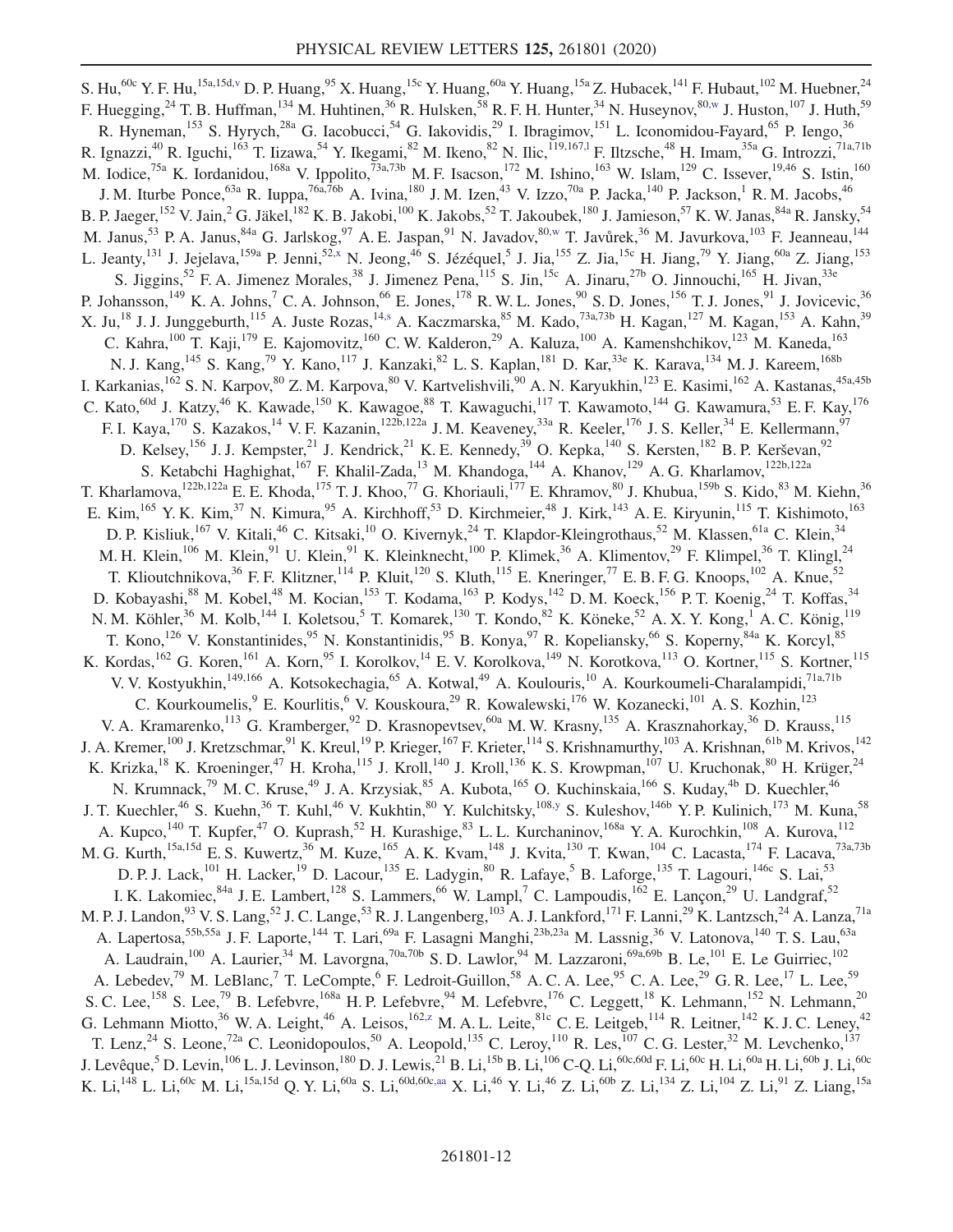S. Hu,[60c] Y. F. Hu,[15a,15d,v] D. P. Huang,[95] X. Huang,[15c] Y. Huang,[60a] Y. Huang,[15a] Z. Hubacek,[141] F. Hubaut,[102] M. Huebner,[24] F. Huegging,[24] T. B. Huffman,[134] M. Huhtinen,[36] R. Hulsken,[58] R. F. H. Hunter,[34] N. Huseynov,[80,w] J. Huston,[107] J. Huth,[59] R. Hyneman,[153] S. Hyrych,[28a] G. Iacobucci,[54] G. Iakovidis,[29] I. Ibragimov,[151] L. Iconomidou-Fayard,[65] P. Iengo,[36] R. Ignazzi,[40] R. Iguchi,[163] T. Iizawa,[54] Y. Ikegami,[82] M. Ikeno,[82] N. Ilic,[119,167,l] F. Iltzsche,[48] H. Imam,[35a] G. Introzzi,[71a,71b] M. Iodice,[75a] K. Iordanidou,[168a] V. Ippolito,[73a,73b] M. F. Isacson,[172] M. Ishino,[163] W. Islam,[129] C. Issever,[19,46] S. Istin,[160] J. M. Iturbe Ponce,[63a] R. Iuppa,[76a,76b] A. Ivina,[180] J. M. Izen,[43] V. Izzo,[70a] P. Jacka,[140] P. Jackson,[1] R. M. Jacobs,[46] B. P. Jaeger,[152] V. Jain,[2] G. Jäkel,[182] K. B. Jakobi,[100] K. Jakobs,[52] T. Jakoubek,[180] J. Jamieson,[57] K. W. Janas,[84a] R. Jansky,[54] M. Janus,[53] P. A. Janus,[84a] G. Jarlskog,[97] A. E. Jaspan,[91] N. Javadov,[80,w] T. Javůrek,[36] M. Javurkova,[103] F. Jeanneau,[144] L. Jeanty,[131] J. Jejelava,[159a] P. Jenni,[52,x] N. Jeong,[46] S. Jézéquel,[5] J. Jia,[155] Z. Jia,[15c] H. Jiang,[79] Y. Jiang,[60a] Z. Jiang,[153] S. Jiggins,[52] F. A. Jimenez Morales,[38] J. Jimenez Pena,[115] S. Jin,[15c] A. Jinaru,[27b] O. Jinnouchi,[165] H. Jivan,[33e] P. Johansson,[149] K. A. Johns,[7] C. A. Johnson,[66] E. Jones,[178] R. W. L. Jones,[90] S. D. Jones,[156] T. J. Jones,[91] J. Jovicevic,[36] X. Ju,[18] J. J. Junggeburth,[115] A. Juste Rozas,[14,s] A. Kaczmarska,[85] M. Kado,[73a,73b] H. Kagan,[127] M. Kagan,[153] A. Kahn,[39] C. Kahra,[100] T. Kaji,[179] E. Kajomovitz,[160] C. W. Kalderon,[29] A. Kaluza,[100] A. Kamenshchikov,[123] M. Kaneda,[163] N. J. Kang,[145] S. Kang,[79] Y. Kano,[117] J. Kanzaki,[82] L. S. Kaplan,[181] D. Kar,[33e] K. Karava,[134] M. J. Kareem,[168b] I. Karkanias,[162] S. N. Karpov,[80] Z. M. Karpova,[80] V. Kartvelishvili,[90] A. N. Karyukhin,[123] E. Kasimi,[162] A. Kastanas,[45a,45b] C. Kato,[60d] J. Katzy,[46] K. Kawade,[150] K. Kawagoe,[88] T. Kawaguchi,[117] T. Kawamoto,[144] G. Kawamura,[53] E. F. Kay,[176] F. I. Kaya,[170] S. Kazakos,[14] V. F. Kazanin,[122b,122a] J. M. Keaveney,[33a] R. Keeler,[176] J. S. Keller,[34] E. Kellermann,[97] D. Kelsey,[156] J. J. Kempster,[21] J. Kendrick,[21] K. E. Kennedy,[39] O. Kepka,[140] S. Kersten,[182] B. P. Kerševan,[92] S. Ketabchi Haghighat,[167] F. Khalil-Zada,[13] M. Khandoga,[144] A. Khanov,[129] A. G. Kharlamov,[122b,122a] T. Kharlamova,[122b,122a] E. E. Khoda,[175] T. J. Khoo,[77] G. Khoriauli,[177] E. Khramov,[80] J. Khubua,[159b] S. Kido,[83] M. Kiehn,[36] E. Kim,[165] Y. K. Kim,[37] N. Kimura,[95] A. Kirchhoff,[53] D. Kirchmeier,[48] J. Kirk,[143] A. E. Kiryunin,[115] T. Kishimoto,[163] D. P. Kisliuk,[167] V. Kitali,[46] C. Kitsaki,[10] O. Kivernyk,[24] T. Klapdor-Kleingrothaus,[52] M. Klassen,[61a] C. Klein,[34] M. H. Klein,[106] M. Klein,[91] U. Klein,[91] K. Kleinknecht,[100] P. Klimek,[36] A. Klimentov,[29] F. Klimpel,[36] T. Klingl,[24] T. Klioutchnikova,[36] F. F. Klitzner,[114] P. Kluit,[120] S. Kluth,[115] E. Kneringer,[77] E. B. F. G. Knoops,[102] A. Knue,[52] D. Kobayashi,[88] M. Kobel,[48] M. Kocian,[153] T. Kodama,[163] P. Kodys,[142] D. M. Koeck,[156] P. T. Koenig,[24] T. Koffas,[34] N. M. Köhler,[36] M. Kolb,[144] I. Koletsou,[5] T. Komarek,[130] T. Kondo,[82] K. Köneke,[52] A. X. Y. Kong,[1] A. C. König,[119] T. Kono,[126] V. Konstantinides,[95] N. Konstantinidis,[95] B. Konya,[97] R. Kopeliansky,[66] S. Koperny,[84a] K. Korcyl,[85] K. Kordas,[162] G. Koren,[161] A. Korn,[95] I. Korolkov,[14] E. V. Korolkova,[149] N. Korotkova,[113] O. Kortner,[115] S. Kortner,[115] V. V. Kostyukhin,[149,166] A. Kotsokechagia,[65] A. Kotwal,[49] A. Koulouris,[10] A. Kourkoumeli-Charalampidi,[71a,71b] C. Kourkoumelis,[9] E. Kourlitis,[6] V. Kouskoura,[29] R. Kowalewski,[176] W. Kozanecki,[101] A. S. Kozhin,[123] V. A. Kramarenko,[113] G. Kramberger,[92] D. Krasnopevtsev,[60a] M. W. Krasny,[135] A. Krasznahorkay,[36] D. Krauss,[115] J. A. Kremer,[100] J. Kretzschmar,[91] K. Kreul,[19] P. Krieger,[167] F. Krieter,[114] S. Krishnamurthy,[103] A. Krishnan,[61b] M. Krivos,[142] K. Krizka,[18] K. Kroeninger,[47] H. Kroha,[115] J. Kroll,[140] J. Kroll,[136] K. S. Krowpman,[107] U. Kruchonak,[80] H. Krüger,[24] N. Krumnack,[79] M. C. Kruse,[49] J. A. Krzysiak,[85] A. Kubota,[165] O. Kuchinskaia,[166] S. Kuday,[4b] D. Kuechler,[46] J. T. Kuechler,[46] S. Kuehn,[36] T. Kuhl,[46] V. Kukhtin,[80] Y. Kulchitsky,[108,y] S. Kuleshov,[146b] Y. P. Kulinich,[173] M. Kuna,[58] A. Kupco,[140] T. Kupfer,[47] O. Kuprash,[52] H. Kurashige,[83] L. L. Kurchaninov,[168a] Y. A. Kurochkin,[108] A. Kurova,[112] M. G. Kurth,[15a,15d] E. S. Kuwertz,[36] M. Kuze,[165] A. K. Kvam,[148] J. Kvita,[130] T. Kwan,[104] C. Lacasta,[174] F. Lacava,[73a,73b] D. P. J. Lack,[101] H. Lacker,[19] D. Lacour,[135] E. Ladygin,[80] R. Lafaye,[5] B. Laforge,[135] T. Lagouri,[146c] S. Lai,[53] I. K. Lakomiec,[84a] J. E. Lambert,[128] S. Lammers,[66] W. Lampl,[7] C. Lampoudis,[162] E. Lançon,[29] U. Landgraf,[52] M. P. J. Landon,[93] V. S. Lang,[52] J. C. Lange,[53] R. J. Langenberg,[103] A. J. Lankford,[171] F. Lanni,[29] K. Lantzsch,[24] A. Lanza,[71a] A. Lapertosa,[55b,55a] J. F. Laporte,[144] T. Lari,[69a] F. Lasagni Manghi,[23b,23a] M. Lassnig,[36] V. Latonova,[140] T. S. Lau,[63a] A. Laudrain,[100] A. Laurier,[34] M. Lavorgna,[70a,70b] S. D. Lawlor,[94] M. Lazzaroni,[69a,69b] B. Le,[101] E. Le Guirriec,[102] A. Lebedev,[79] M. LeBlanc,[7] T. LeCompte,[6] F. Ledroit-Guillon,[58] A. C. A. Lee,[95] C. A. Lee,[29] G. R. Lee,[17] L. Lee,[59] S. C. Lee,[158] S. Lee,[79] B. Lefebvre,[168a] H. P. Lefebvre,[94] M. Lefebvre,[176] C. Leggett,[18] K. Lehmann,[152] N. Lehmann,[20] G. Lehmann Miotto,[36] W. A. Leight,[46] A. Leisos,[162,z] M. A. L. Leite,[81c] C. E. Leitgeb,[114] R. Leitner,[142] K. J. C. Leney,[42] T. Lenz,[24] S. Leone,[72a] C. Leonidopoulos,[50] A. Leopold,[135] C. Leroy,[110] R. Les,[107] C. G. Lester,[32] M. Levchenko,[137] J. Levêque,[5] D. Levin,[106] L. J. Levinson,[180] D. J. Lewis,[21] B. Li,[15b] B. Li,[106] C-Q. Li,[60c,60d] F. Li,[60c] H. Li,[60a] H. Li,[60b] J. Li,[60c] K. Li,[148] L. Li,[60c] M. Li,[15a,15d] Q. Y. Li,[60a] S. Li,[60d,60c,aa] X. Li,[46] Y. Li,[46] Z. Li,[60b] Z. Li,[134] Z. Li,[104] Z. Li,[91] Z. Liang,[15a]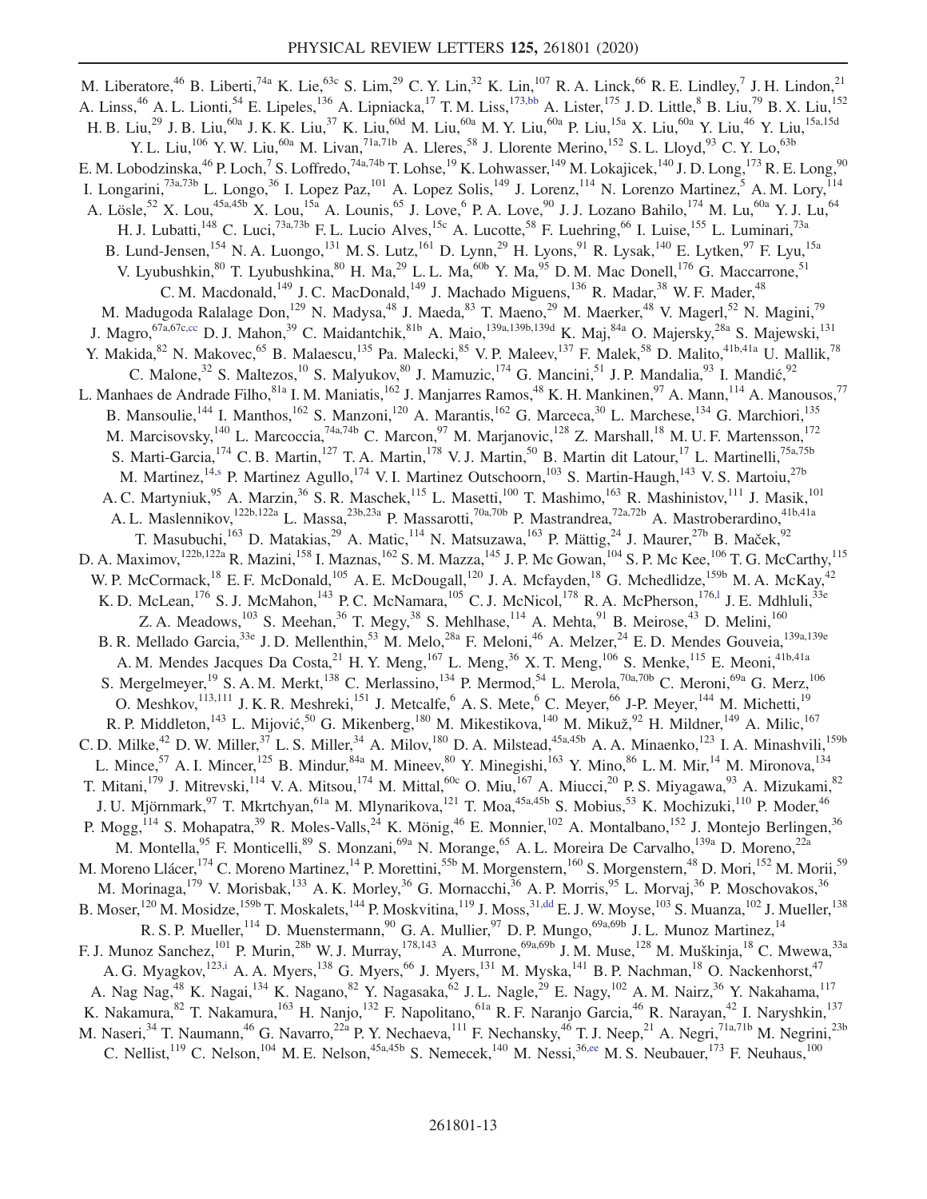M. Liberatore,[46] B. Liberti,[74a] K. Lie,[63c] S. Lim,[29] C. Y. Lin,[32] K. Lin,[107] R. A. Linck,[66] R. E. Lindley,[7] J. H. Lindon,[21] A. Linss,[46] A. L. Lionti,[54] E. Lipeles,[136] A. Lipniacka,[17] T. M. Liss,[173,bb] A. Lister,[175] J. D. Little,[8] B. Liu,[79] B. X. Liu,[152] H. B. Liu,[29] J. B. Liu,[60a] J. K. K. Liu,[37] K. Liu,[60d] M. Liu,[60a] M. Y. Liu,[60a] P. Liu,[15a] X. Liu,[60a] Y. Liu,[46] Y. Liu,[15a,15d] Y. L. Liu,[106] Y. W. Liu,[60a] M. Livan,[71a,71b] A. Lleres,[58] J. Llorente Merino,[152] S. L. Lloyd,[93] C. Y. Lo,[63b] E. M. Lobodzinska,[46] P. Loch,[7] S. Loffredo,[74a,74b] T. Lohse,[19] K. Lohwasser,[149] M. Lokajicek,[140] J. D. Long,[173] R. E. Long,[90] I. Longarini,[73a,73b] L. Longo,[36] I. Lopez Paz,[101] A. Lopez Solis,[149] J. Lorenz,[114] N. Lorenzo Martinez,[5] A. M. Lory,[114] A. Lösle,[52] X. Lou,[45a,45b] X. Lou,[15a] A. Lounis,[65] J. Love,[6] P. A. Love,[90] J. J. Lozano Bahilo,[174] M. Lu,[60a] Y. J. Lu,[64] H. J. Lubatti,[148] C. Luci,[73a,73b] F. L. Lucio Alves,[15c] A. Lucotte,[58] F. Luehring,[66] I. Luise,[155] L. Luminari,[73a] B. Lund-Jensen,[154] N. A. Luongo,[131] M. S. Lutz,[161] D. Lynn,[29] H. Lyons,[91] R. Lysak,[140] E. Lytken,[97] F. Lyu,[15a] V. Lyubushkin,[80] T. Lyubushkina,[80] H. Ma,[29] L. L. Ma,[60b] Y. Ma,[95] D. M. Mac Donell,[176] G. Maccarrone,[51] C. M. Macdonald,[149] J. C. MacDonald,[149] J. Machado Miguens,[136] R. Madar,[38] W. F. Mader,[48] M. Madugoda Ralalage Don,[129] N. Madysa,[48] J. Maeda,[83] T. Maeno,[29] M. Maerker,[48] V. Magerl,[52] N. Magini,[79] J. Magro,[67a,67c,cc] D. J. Mahon,[39] C. Maidantchik,[81b] A. Maio,[139a,139b,139d] K. Maj,[84a] O. Majersky,[28a] S. Majewski,[131] Y. Makida,[82] N. Makovec,[65] B. Malaescu,[135] Pa. Malecki,[85] V. P. Maleev,[137] F. Malek,[58] D. Malito,[41b,41a] U. Mallik,[78] C. Malone,[32] S. Maltezos,[10] S. Malyukov,[80] J. Mamuzic,[174] G. Mancini,[51] J. P. Mandalia,[93] I. Mandić,[92] L. Manhaes de Andrade Filho,[81a] I. M. Maniatis,[162] J. Manjarres Ramos,[48] K. H. Mankinen,[97] A. Mann,[114] A. Manousos,[77] B. Mansoulie,[144] I. Manthos,[162] S. Manzoni,[120] A. Marantis,[162] G. Marceca,[30] L. Marchese,[134] G. Marchiori,[135] M. Marcisovsky,[140] L. Marcoccia,[74a,74b] C. Marcon,[97] M. Marjanovic,[128] Z. Marshall,[18] M. U. F. Martensson,[172] S. Marti-Garcia,[174] C. B. Martin,[127] T. A. Martin,[178] V. J. Martin,[50] B. Martin dit Latour,[17] L. Martinelli,[75a,75b] M. Martinez,[14,s] P. Martinez Agullo,[174] V. I. Martinez Outschoorn,[103] S. Martin-Haugh,[143] V. S. Martoiu,[27b] A. C. Martyniuk,[95] A. Marzin,[36] S. R. Maschek,[115] L. Masetti,[100] T. Mashimo,[163] R. Mashinistov,[111] J. Masik,[101] A. L. Maslennikov,[122b,122a] L. Massa,[23b,23a] P. Massarotti,[70a,70b] P. Mastrandrea,[72a,72b] A. Mastroberardino,[41b,41a] T. Masubuchi,[163] D. Matakias,[29] A. Matic,[114] N. Matsuzawa,[163] P. Mättig,[24] J. Maurer,[27b] B. Maček,[92] D. A. Maximov,[122b,122a] R. Mazini,[158] I. Maznas,[162] S. M. Mazza,[145] J. P. Mc Gowan,[104] S. P. Mc Kee,[106] T. G. McCarthy,[115] W. P. McCormack,[18] E. F. McDonald,[105] A. E. McDougall,[120] J. A. Mcfayden,[18] G. Mchedlidze,[159b] M. A. McKay,[42] K. D. McLean,[176] S. J. McMahon,[143] P. C. McNamara,[105] C. J. McNicol,[178] R. A. McPherson,[176,l] J. E. Mdhluli,[33e] Z. A. Meadows,[103] S. Meehan,[36] T. Megy,[38] S. Mehlhase,[114] A. Mehta,[91] B. Meirose,[43] D. Melini,[160] B. R. Mellado Garcia,[33e] J. D. Mellenthin,[53] M. Melo,[28a] F. Meloni,[46] A. Melzer,[24] E. D. Mendes Gouveia,[139a,139e] A. M. Mendes Jacques Da Costa,[21] H. Y. Meng,[167] L. Meng,[36] X. T. Meng,[106] S. Menke,[115] E. Meoni,[41b,41a] S. Mergelmeyer,[19] S. A. M. Merkt,[138] C. Merlassino,[134] P. Mermod,[54] L. Merola,[70a,70b] C. Meroni,[69a] G. Merz,[106] O. Meshkov,[113,111] J. K. R. Meshreki,[151] J. Metcalfe,[6] A. S. Mete,[6] C. Meyer,[66] J-P. Meyer,[144] M. Michetti,[19] R. P. Middleton,[143] L. Mijović,[50] G. Mikenberg,[180] M. Mikestikova,[140] M. Mikuž,[92] H. Mildner,[149] A. Milic,[167] C. D. Milke,[42] D. W. Miller,[37] L. S. Miller,[34] A. Milov,[180] D. A. Milstead,[45a,45b] A. A. Minaenko,[123] I. A. Minashvili,[159b] L. Mince,[57] A. I. Mincer,[125] B. Mindur,[84a] M. Mineev,[80] Y. Minegishi,[163] Y. Mino,[86] L. M. Mir,[14] M. Mironova,[134] T. Mitani,[179] J. Mitrevski,[114] V. A. Mitsou,[174] M. Mittal,[60c] O. Miu,[167] A. Miucci,[20] P. S. Miyagawa,[93] A. Mizukami,[82] J. U. Mjörnmark,[97] T. Mkrtchyan,[61a] M. Mlynarikova,[121] T. Moa,[45a,45b] S. Mobius,[53] K. Mochizuki,[110] P. Moder,[46] P. Mogg,[114] S. Mohapatra,[39] R. Moles-Valls,[24] K. Mönig,[46] E. Monnier,[102] A. Montalbano,[152] J. Montejo Berlingen,[36] M. Montella,[95] F. Monticelli,[89] S. Monzani,[69a] N. Morange,[65] A. L. Moreira De Carvalho,[139a] D. Moreno,[22a] M. Moreno Llácer,[174] C. Moreno Martinez,[14] P. Morettini,[55b] M. Morgenstern,[160] S. Morgenstern,[48] D. Mori,[152] M. Morii,[59] M. Morinaga,[179] V. Morisbak,[133] A. K. Morley,[36] G. Mornacchi,[36] A. P. Morris,[95] L. Morvaj,[36] P. Moschovakos,[36] B. Moser,[120] M. Mosidze,[159b] T. Moskalets,[144] P. Moskvitina,[119] J. Moss,[31,dd] E. J. W. Moyse,[103] S. Muanza,[102] J. Mueller,[138] R. S. P. Mueller,[114] D. Muenstermann,[90] G. A. Mullier,[97] D. P. Mungo,[69a,69b] J. L. Munoz Martinez,[14] F. J. Munoz Sanchez,[101] P. Murin,[28b] W. J. Murray,[178,143] A. Murrone,[69a,69b] J. M. Muse,[128] M. Muškinja,[18] C. Mwewa,[33a] A. G. Myagkov,[123,i] A. A. Myers,[138] G. Myers,[66] J. Myers,[131] M. Myska,[141] B. P. Nachman,[18] O. Nackenhorst,[47] A. Nag Nag,[48] K. Nagai,[134] K. Nagano,[82] Y. Nagasaka,[62] J. L. Nagle,[29] E. Nagy,[102] A. M. Nairz,[36] Y. Nakahama,[117] K. Nakamura,[82] T. Nakamura,[163] H. Nanjo,[132] F. Napolitano,[61a] R. Naranjo Garcia,[46] R. Narayan,[42] I. Naryshkin,[137] M. Naseri,[34] T. Naumann,[46] G. Navarro,[22a] P. Y. Nechaeva,[111] F. Nechansky,[46] T. J. Neep,[21] A. Negri,[71a,71b] M. Negrini,[23b] C. Nellist,[119] C. Nelson,[104] M. E. Nelson,[45a,45b] S. Nemecek,[140] M. Nessi,[36,ee] M. S. Neubauer,[173] F. Neuhaus,[100]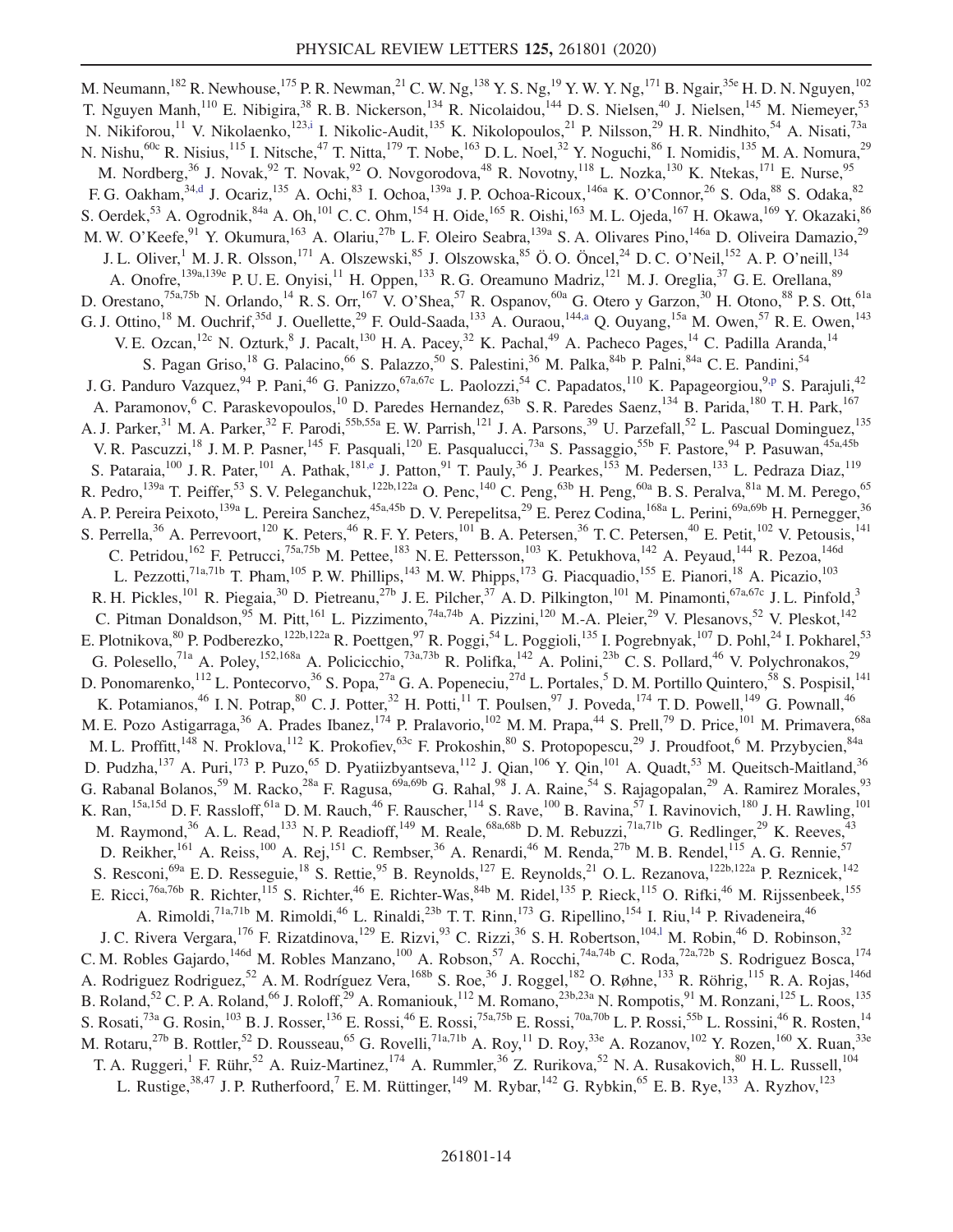M. Neumann,[182] R. Newhouse,[175] P. R. Newman,[21] C. W. Ng,[138] Y. S. Ng,[19] Y. W. Y. Ng,[171] B. Ngair,[35e] H. D. N. Nguyen,[102] T. Nguyen Manh,[110] E. Nibigira,[38] R. B. Nickerson,[134] R. Nicolaidou,[144] D. S. Nielsen,[40] J. Nielsen,[145] M. Niemeyer,[53] N. Nikiforou,[11] V. Nikolaenko,[123,i] I. Nikolic-Audit,[135] K. Nikolopoulos,[21] P. Nilsson,[29] H. R. Nindhito,[54] A. Nisati,[73a] N. Nishu,[60c] R. Nisius,[115] I. Nitsche,[47] T. Nitta,[179] T. Nobe,[163] D. L. Noel,[32] Y. Noguchi,[86] I. Nomidis,[135] M. A. Nomura,[29] M. Nordberg,[36] J. Novak,[92] T. Novak,[92] O. Novgorodova,[48] R. Novotny,[118] L. Nozka,[130] K. Ntekas,[171] E. Nurse,[95] F. G. Oakham,[34,d] J. Ocariz,[135] A. Ochi,[83] I. Ochoa,[139a] J. P. Ochoa-Ricoux,[146a] K. O'Connor,[26] S. Oda,[88] S. Odaka,[82] S. Oerdek,[53] A. Ogrodnik,[84a] A. Oh,[101] C. C. Ohm,[154] H. Oide,[165] R. Oishi,[163] M. L. Ojeda,[167] H. Okawa,[169] Y. Okazaki,[86] M. W. O'Keefe,[91] Y. Okumura,[163] A. Olariu,[27b] L. F. Oleiro Seabra,[139a] S. A. Olivares Pino,[146a] D. Oliveira Damazio,[29] J. L. Oliver,[1] M. J. R. Olsson,[171] A. Olszewski,[85] J. Olszowska,[85] Ö. O. Öncel,[24] D. C. O'Neil,[152] A. P. O'neill,[134] A. Onofre,[139a,139e] P. U. E. Onyisi,[11] H. Oppen,[133] R. G. Oreamuno Madriz,[121] M. J. Oreglia,[37] G. E. Orellana,[89] D. Orestano,[75a,75b] N. Orlando,[14] R. S. Orr,[167] V. O'Shea,[57] R. Ospanov,[60a] G. Otero y Garzon,[30] H. Otono,[88] P. S. Ott,[61a] G. J. Ottino,[18] M. Ouchrif,[35d] J. Ouellette,[29] F. Ould-Saada,[133] A. Ouraou,[144,a] Q. Ouyang,[15a] M. Owen,[57] R. E. Owen,[143] V. E. Ozcan,[12c] N. Ozturk,[8] J. Pacalt,[130] H. A. Pacey,[32] K. Pachal,[49] A. Pacheco Pages,[14] C. Padilla Aranda,[14] S. Pagan Griso,[18] G. Palacino,[66] S. Palazzo,[50] S. Palestini,[36] M. Palka,[84b] P. Palni,[84a] C. E. Pandini,[54] J. G. Panduro Vazquez,[94] P. Pani,[46] G. Panizzo,[67a,67c] L. Paolozzi,[54] C. Papadatos,[110] K. Papageorgiou,[9,p] S. Parajuli,[42] A. Paramonov,[6] C. Paraskevopoulos,[10] D. Paredes Hernandez,[63b] S. R. Paredes Saenz,[134] B. Parida,[180] T. H. Park,[167] A. J. Parker,[31] M. A. Parker,[32] F. Parodi,[55b,55a] E. W. Parrish,[121] J. A. Parsons,[39] U. Parzefall,[52] L. Pascual Dominguez,[135] V. R. Pascuzzi,[18] J. M. P. Pasner,[145] F. Pasquali,[120] E. Pasqualucci,[73a] S. Passaggio,[55b] F. Pastore,[94] P. Pasuwan,[45a,45b] S. Pataraia,[100] J. R. Pater,[101] A. Pathak,[181,e] J. Patton,[91] T. Pauly,[36] J. Pearkes,[153] M. Pedersen,[133] L. Pedraza Diaz,[119] R. Pedro,[139a] T. Peiffer,[53] S. V. Peleganchuk,[122b,122a] O. Penc,[140] C. Peng,[63b] H. Peng,[60a] B. S. Peralva,[81a] M. M. Perego,[65] A. P. Pereira Peixoto,[139a] L. Pereira Sanchez,[45a,45b] D. V. Perepelitsa,[29] E. Perez Codina,[168a] L. Perini,[69a,69b] H. Pernegger,[36] S. Perrella,[36] A. Perrevoort,[120] K. Peters,[46] R. F. Y. Peters,[101] B. A. Petersen,[36] T. C. Petersen,[40] E. Petit,[102] V. Petousis,[141] C. Petridou,[162] F. Petrucci,[75a,75b] M. Pettee,[183] N. E. Pettersson,[103] K. Petukhova,[142] A. Peyaud,[144] R. Pezoa,[146d] L. Pezzotti,[71a,71b] T. Pham,[105] P. W. Phillips,[143] M. W. Phipps,[173] G. Piacquadio,[155] E. Pianori,[18] A. Picazio,[103] R. H. Pickles,[101] R. Piegaia,[30] D. Pietreanu,[27b] J. E. Pilcher,[37] A. D. Pilkington,[101] M. Pinamonti,[67a,67c] J. L. Pinfold,[3] C. Pitman Donaldson,[95] M. Pitt,[161] L. Pizzimento,[74a,74b] A. Pizzini,[120] M.-A. Pleier,[29] V. Plesanovs,[52] V. Pleskot,[142] E. Plotnikova,[80] P. Podberezko,[122b,122a] R. Poettgen,[97] R. Poggi,[54] L. Poggioli,[135] I. Pogrebnyak,[107] D. Pohl,[24] I. Pokharel,[53] G. Polesello,[71a] A. Poley,[152,168a] A. Policicchio,[73a,73b] R. Polifka,[142] A. Polini,[23b] C. S. Pollard,[46] V. Polychronakos,[29] D. Ponomarenko,[112] L. Pontecorvo,[36] S. Popa,[27a] G. A. Popeneciu,[27d] L. Portales,[5] D. M. Portillo Quintero,[58] S. Pospisil,[141] K. Potamianos,[46] I. N. Potrap,[80] C. J. Potter,[32] H. Potti,[11] T. Poulsen,[97] J. Poveda,[174] T. D. Powell,[149] G. Pownall,[46] M. E. Pozo Astigarraga,[36] A. Prades Ibanez,[174] P. Pralavorio,[102] M. M. Prapa,[44] S. Prell,[79] D. Price,[101] M. Primavera,[68a] M. L. Proffitt,[148] N. Proklova,[112] K. Prokofiev,[63c] F. Prokoshin,[80] S. Protopopescu,[29] J. Proudfoot,[6] M. Przybycien,[84a] D. Pudzha,[137] A. Puri,[173] P. Puzo,[65] D. Pyatiizbyantseva,[112] J. Qian,[106] Y. Qin,[101] A. Quadt,[53] M. Queitsch-Maitland,[36] G. Rabanal Bolanos,[59] M. Racko,[28a] F. Ragusa,[69a,69b] G. Rahal,[98] J. A. Raine,[54] S. Rajagopalan,[29] A. Ramirez Morales,[93] K. Ran,[15a,15d] D. F. Rassloff,[61a] D. M. Rauch,[46] F. Rauscher,[114] S. Rave,[100] B. Ravina,[57] I. Ravinovich,[180] J. H. Rawling,[101] M. Raymond,[36] A. L. Read,[133] N. P. Readioff,[149] M. Reale,[68a,68b] D. M. Rebuzzi,[71a,71b] G. Redlinger,[29] K. Reeves,[43] D. Reikher,[161] A. Reiss,[100] A. Rej,[151] C. Rembser,[36] A. Renardi,[46] M. Renda,[27b] M. B. Rendel,[115] A. G. Rennie,[57] S. Resconi,[69a] E. D. Resseguie,[18] S. Rettie,[95] B. Reynolds,[127] E. Reynolds,[21] O. L. Rezanova,[122b,122a] P. Reznicek,[142] E. Ricci,[76a,76b] R. Richter,[115] S. Richter,[46] E. Richter-Was,[84b] M. Ridel,[135] P. Rieck,[115] O. Rifki,[46] M. Rijssenbeek,[155] A. Rimoldi,[71a,71b] M. Rimoldi,[46] L. Rinaldi,[23b] T. T. Rinn,[173] G. Ripellino,[154] I. Riu,[14] P. Rivadeneira,[46] J. C. Rivera Vergara,[176] F. Rizatdinova,[129] E. Rizvi,[93] C. Rizzi,[36] S. H. Robertson,[104,l] M. Robin,[46] D. Robinson,[32] C. M. Robles Gajardo,[146d] M. Robles Manzano,[100] A. Robson,[57] A. Rocchi,[74a,74b] C. Roda,[72a,72b] S. Rodriguez Bosca,[174] A. Rodriguez Rodriguez,[52] A. M. Rodríguez Vera,[168b] S. Roe,[36] J. Roggel,[182] O. Røhne,[133] R. Röhrig,[115] R. A. Rojas,[146d] B. Roland,[52] C. P. A. Roland,[66] J. Roloff,[29] A. Romaniouk,[112] M. Romano,[23b,23a] N. Rompotis,[91] M. Ronzani,[125] L. Roos,[135] S. Rosati,[73a] G. Rosin,[103] B. J. Rosser,[136] E. Rossi,[46] E. Rossi,[75a,75b] E. Rossi,[70a,70b] L. P. Rossi,[55b] L. Rossini,[46] R. Rosten,[14] M. Rotaru,[27b] B. Rottler,[52] D. Rousseau,[65] G. Rovelli,[71a,71b] A. Roy,[11] D. Roy,[33e] A. Rozanov,[102] Y. Rozen,[160] X. Ruan,[33e] T. A. Ruggeri,[1] F. Rühr,[52] A. Ruiz-Martinez,[174] A. Rummler,[36] Z. Rurikova,[52] N. A. Rusakovich,[80] H. L. Russell,[104] L. Rustige,[38,47] J. P. Rutherfoord,[7] E. M. Rüttinger,[149] M. Rybar,[142] G. Rybkin,[65] E. B. Rye,[133] A. Ryzhov,[123]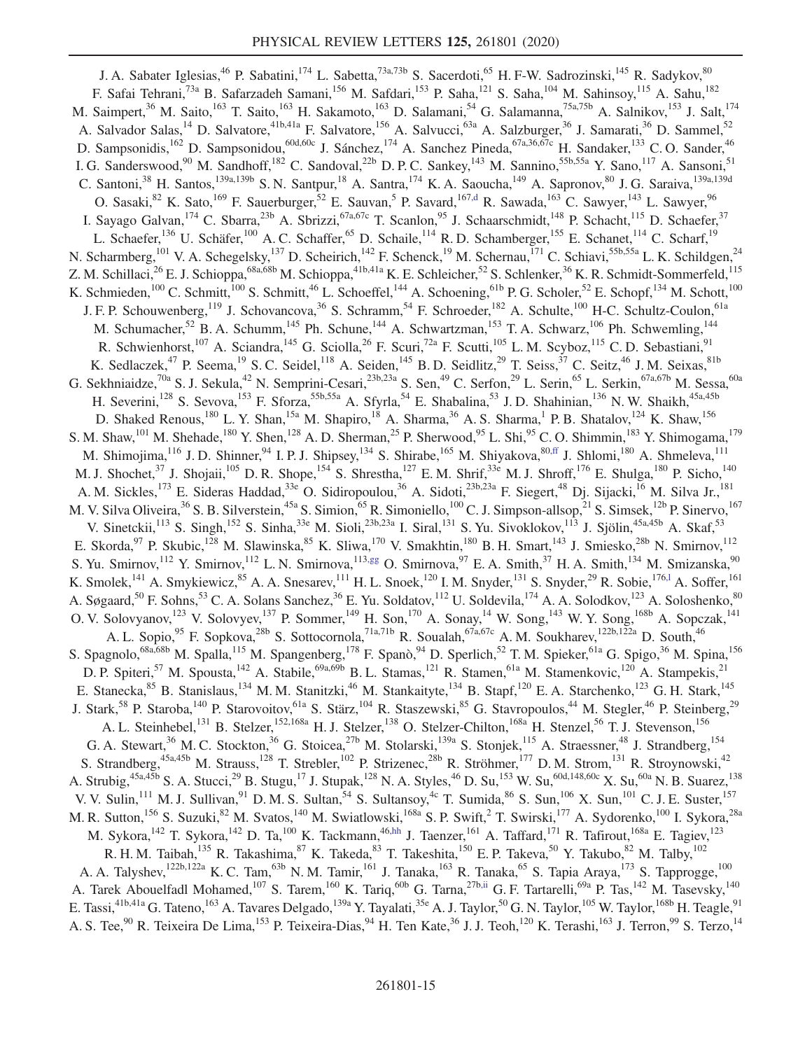J. A. Sabater Iglesias,[46] P. Sabatini,[174] L. Sabetta,[73a,73b] S. Sacerdoti,[65] H. F-W. Sadrozinski,[145] R. Sadykov,[80] F. Safai Tehrani,[73a] B. Safarzadeh Samani,[156] M. Safdari,[153] P. Saha,[121] S. Saha,[104] M. Sahinsoy,[115] A. Sahu,[182] M. Saimpert,[36] M. Saito,[163] T. Saito,[163] H. Sakamoto,[163] D. Salamani,[54] G. Salamanna,[75a,75b] A. Salnikov,[153] J. Salt,[174] A. Salvador Salas,[14] D. Salvatore,[41b,41a] F. Salvatore,[156] A. Salvucci,[63a] A. Salzburger,[36] J. Samarati,[36] D. Sammel,[52] D. Sampsonidis,[162] D. Sampsonidou,[60d,60c] J. Sánchez,[174] A. Sanchez Pineda,[67a,36,67c] H. Sandaker,[133] C. O. Sander,[46] I. G. Sanderswood,[90] M. Sandhoff,[182] C. Sandoval,[22b] D. P. C. Sankey,[143] M. Sannino,[55b,55a] Y. Sano,[117] A. Sansoni,[51] C. Santoni,[38] H. Santos,[139a,139b] S. N. Santpur,[18] A. Santra,[174] K. A. Saoucha,[149] A. Sapronov,[80] J. G. Saraiva,[139a,139d] O. Sasaki,[82] K. Sato,[169] F. Sauerburger,[52] E. Sauvan,[5] P. Savard,[167,d] R. Sawada,[163] C. Sawyer,[143] L. Sawyer,[96] I. Sayago Galvan,[174] C. Sbarra,[23b] A. Sbrizzi,[67a,67c] T. Scanlon,[95] J. Schaarschmidt,[148] P. Schacht,[115] D. Schaefer,[37] L. Schaefer,[136] U. Schäfer,[100] A. C. Schaffer,[65] D. Schaile,[114] R. D. Schamberger,[155] E. Schanet,[114] C. Scharf,[19] N. Scharmberg,[101] V. A. Schegelsky,[137] D. Scheirich,[142] F. Schenck,[19] M. Schernau,[171] C. Schiavi,[55b,55a] L. K. Schildgen,[24] Z. M. Schillaci,[26] E. J. Schioppa,[68a,68b] M. Schioppa,[41b,41a] K. E. Schleicher,[52] S. Schlenker,[36] K. R. Schmidt-Sommerfeld,[115] K. Schmieden,[100] C. Schmitt,[100] S. Schmitt,[46] L. Schoeffel,[144] A. Schoening,[61b] P. G. Scholer,[52] E. Schopf,[134] M. Schott,[100] J. F. P. Schouwenberg,[119] J. Schovancova,[36] S. Schramm,[54] F. Schroeder,[182] A. Schulte,[100] H-C. Schultz-Coulon,[61a] M. Schumacher,[52] B. A. Schumm,[145] Ph. Schune,[144] A. Schwartzman,[153] T. A. Schwarz,[106] Ph. Schwemling,[144] R. Schwienhorst,[107] A. Sciandra,[145] G. Sciolla,[26] F. Scuri,[72a] F. Scutti,[105] L. M. Scyboz,[115] C. D. Sebastiani,[91] K. Sedlaczek,[47] P. Seema,[19] S. C. Seidel,[118] A. Seiden,[145] B. D. Seidlitz,[29] T. Seiss,[37] C. Seitz,[46] J. M. Seixas,[81b] G. Sekhniaidze,[70a] S. J. Sekula,[42] N. Semprini-Cesari,[23b,23a] S. Sen,[49] C. Serfon,[29] L. Serin,[65] L. Serkin,[67a,67b] M. Sessa,[60a] H. Severini,[128] S. Sevova,[153] F. Sforza,[55b,55a] A. Sfyrla,[54] E. Shabalina,[53] J. D. Shahinian,[136] N. W. Shaikh,[45a,45b] D. Shaked Renous,[180] L. Y. Shan,[15a] M. Shapiro,[18] A. Sharma,[36] A. S. Sharma,[1] P. B. Shatalov,[124] K. Shaw,[156] S. M. Shaw,[101] M. Shehade,[180] Y. Shen,[128] A. D. Sherman,[25] P. Sherwood,[95] L. Shi,[95] C. O. Shimmin,[183] Y. Shimogama,[179] M. Shimojima,[116] J. D. Shinner,[94] I. P. J. Shipsey,[134] S. Shirabe,[165] M. Shiyakova,[80,ff] J. Shlomi,[180] A. Shmeleva,[111] M. J. Shochet,[37] J. Shojaii,[105] D. R. Shope,[154] S. Shrestha,[127] E. M. Shrif,[33e] M. J. Shroff,[176] E. Shulga,[180] P. Sicho,[140] A. M. Sickles,[173] E. Sideras Haddad,[33e] O. Sidiropoulou,[36] A. Sidoti,[23b,23a] F. Siegert,[48] Dj. Sijacki,[16] M. Silva Jr.,[181] M. V. Silva Oliveira,[36] S. B. Silverstein,[45a] S. Simion,[65] R. Simoniello,[100] C. J. Simpson-allsop,[21] S. Simsek,[12b] P. Sinervo,[167] V. Sinetckii,[113] S. Singh,[152] S. Sinha,[33e] M. Sioli,[23b,23a] I. Siral,[131] S. Yu. Sivoklokov,[113] J. Sjölin,[45a,45b] A. Skaf,[53] E. Skorda,[97] P. Skubic,[128] M. Slawinska,[85] K. Sliwa,[170] V. Smakhtin,[180] B. H. Smart,[143] J. Smiesko,[28b] N. Smirnov,[112] S. Yu. Smirnov,[112] Y. Smirnov,[112] L. N. Smirnova,[113,gg] O. Smirnova,[97] E. A. Smith,[37] H. A. Smith,[134] M. Smizanska,[90] K. Smolek,[141] A. Smykiewicz,[85] A. A. Snesarev,[111] H. L. Snoek,[120] I. M. Snyder,[131] S. Snyder,[29] R. Sobie,[176,l] A. Soffer,[161] A. Søgaard,[50] F. Sohns,[53] C. A. Solans Sanchez,[36] E. Yu. Soldatov,[112] U. Soldevila,[174] A. A. Solodkov,[123] A. Soloshenko,[80] O. V. Solovyanov,[123] V. Solovyev,[137] P. Sommer,[149] H. Son,[170] A. Sonay,[14] W. Song,[143] W. Y. Song,[168b] A. Sopczak,[141] A. L. Sopio,[95] F. Sopkova,[28b] S. Sottocornola,[71a,71b] R. Soualah,[67a,67c] A. M. Soukharev,[122b,122a] D. South,[46] S. Spagnolo,[68a,68b] M. Spalla,[115] M. Spangenberg,[178] F. Spanò,[94] D. Sperlich,[52] T. M. Spieker,[61a] G. Spigo,[36] M. Spina,[156] D. P. Spiteri,[57] M. Spousta,[142] A. Stabile,[69a,69b] B. L. Stamas,[121] R. Stamen,[61a] M. Stamenkovic,[120] A. Stampekis,[21] E. Stanecka,[85] B. Stanislaus,[134] M. M. Stanitzki,[46] M. Stankaityte,[134] B. Stapf,[120] E. A. Starchenko,[123] G. H. Stark,[145] J. Stark,[58] P. Staroba,[140] P. Starovoitov,[61a] S. Stärz,[104] R. Staszewski,[85] G. Stavropoulos,[44] M. Stegler,[46] P. Steinberg,[29] A. L. Steinhebel,[131] B. Stelzer,[152,168a] H. J. Stelzer,[138] O. Stelzer-Chilton,[168a] H. Stenzel,[56] T. J. Stevenson,[156] G. A. Stewart,[36] M. C. Stockton,[36] G. Stoicea,[27b] M. Stolarski,[139a] S. Stonjek,[115] A. Straessner,[48] J. Strandberg,[154] S. Strandberg,[45a,45b] M. Strauss,[128] T. Strebler,[102] P. Strizenec,[28b] R. Ströhmer,[177] D. M. Strom,[131] R. Stroynowski,[42] A. Strubig,[45a,45b] S. A. Stucci,[29] B. Stugu,[17] J. Stupak,[128] N. A. Styles,[46] D. Su,[153] W. Su,[60d,148,60c] X. Su,[60a] N. B. Suarez,[138] V. V. Sulin,[111] M. J. Sullivan,[91] D. M. S. Sultan,[54] S. Sultansoy,[4c] T. Sumida,[86] S. Sun,[106] X. Sun,[101] C. J. E. Suster,[157] M. R. Sutton,[156] S. Suzuki,[82] M. Svatos,[140] M. Swiatlowski,[168a] S. P. Swift,[2] T. Swirski,[177] A. Sydorenko,[100] I. Sykora,[28a] M. Sykora,[142] T. Sykora,[142] D. Ta,[100] K. Tackmann,[46,hh] J. Taenzer,[161] A. Taffard,[171] R. Tafirout,[168a] E. Tagiev,[123] R. H. M. Taibah,[135] R. Takashima,[87] K. Takeda,[83] T. Takeshita,[150] E. P. Takeva,[50] Y. Takubo,[82] M. Talby,[102] A. A. Talyshev,[122b,122a] K. C. Tam,[63b] N. M. Tamir,[161] J. Tanaka,[163] R. Tanaka,[65] S. Tapia Araya,[173] S. Tapprogge,[100] A. Tarek Abouelfadl Mohamed,[107] S. Tarem,[160] K. Tariq,[60b] G. Tarna,[27b,ii] G. F. Tartarelli,[69a] P. Tas,[142] M. Tasevsky,[140] E. Tassi,[41b,41a] G. Tateno,[163] A. Tavares Delgado,[139a] Y. Tayalati,[35e] A. J. Taylor,[50] G. N. Taylor,[105] W. Taylor,[168b] H. Teagle,[91] A. S. Tee,[90] R. Teixeira De Lima,[153] P. Teixeira-Dias,[94] H. Ten Kate,[36] J. J. Teoh,[120] K. Terashi,[163] J. J. Terron,[99] S. Terzo,[14]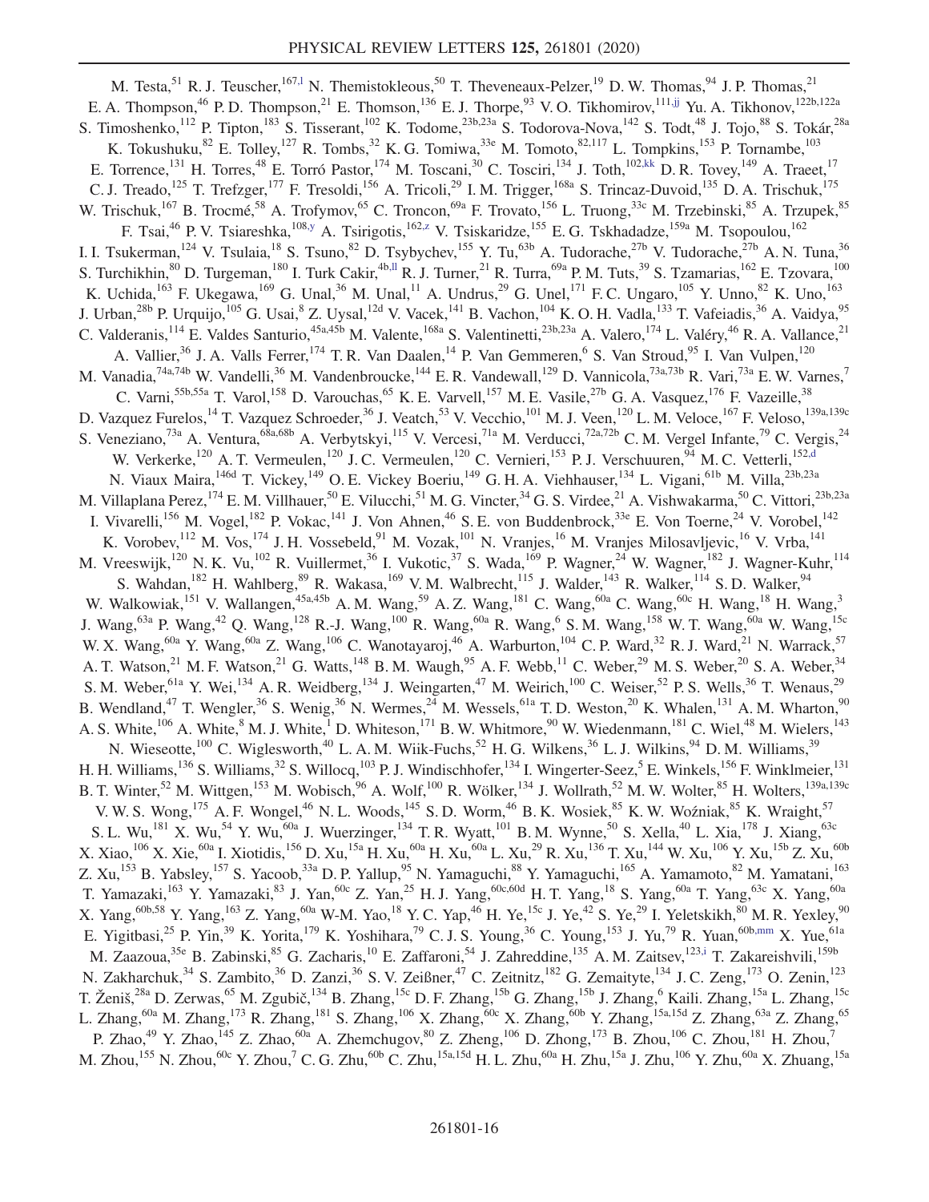M. Testa,[51] R. J. Teuscher,[167,l] N. Themistokleous,[50] T. Theveneaux-Pelzer,[19] D. W. Thomas,[94] J. P. Thomas,[21] E. A. Thompson,[46] P. D. Thompson,[21] E. Thomson,[136] E. J. Thorpe,[93] V. O. Tikhomirov,[111,jj] Yu. A. Tikhonov,[122b,122a] S. Timoshenko,[112] P. Tipton,[183] S. Tisserant,[102] K. Todome,[23b,23a] S. Todorova-Nova,[142] S. Todt,[48] J. Tojo,[88] S. Tokár,[28a] K. Tokushuku,[82] E. Tolley,[127] R. Tombs,[32] K. G. Tomiwa,[33e] M. Tomoto,[82,117] L. Tompkins,[153] P. Tornambe,[103] E. Torrence,[131] H. Torres,[48] E. Torró Pastor,[174] M. Toscani,[30] C. Tosciri,[134] J. Toth,[102,kk] D. R. Tovey,[149] A. Traeet,[17] C. J. Treado,[125] T. Trefzger,[177] F. Tresoldi,[156] A. Tricoli,[29] I. M. Trigger,[168a] S. Trincaz-Duvoid,[135] D. A. Trischuk,[175] W. Trischuk,[167] B. Trocmé,[58] A. Trofymov,[65] C. Troncon,[69a] F. Trovato,[156] L. Truong,[33c] M. Trzebinski,[85] A. Trzupek,[85] F. Tsai,[46] P. V. Tsiareshka,[108,y] A. Tsirigotis,[162,z] V. Tsiskaridze,[155] E. G. Tskhadadze,[159a] M. Tsopoulou,[162] I. I. Tsukerman,[124] V. Tsulaia,[18] S. Tsuno,[82] D. Tsybychev,[155] Y. Tu,[63b] A. Tudorache,[27b] V. Tudorache,[27b] A. N. Tuna,[36] S. Turchikhin,[80] D. Turgeman,[180] I. Turk Cakir,[4b,ll] R. J. Turner,[21] R. Turra,[69a] P. M. Tuts,[39] S. Tzamarias,[162] E. Tzovara,[100] K. Uchida,[163] F. Ukegawa,[169] G. Unal,[36] M. Unal,[11] A. Undrus,[29] G. Unel,[171] F. C. Ungaro,[105] Y. Unno,[82] K. Uno,[163] J. Urban,[28b] P. Urquijo,[105] G. Usai,[8] Z. Uysal,[12d] V. Vacek,[141] B. Vachon,[104] K. O. H. Vadla,[133] T. Vafeiadis,[36] A. Vaidya,[95] C. Valderanis,[114] E. Valdes Santurio,[45a,45b] M. Valente,[168a] S. Valentinetti,[23b,23a] A. Valero,[174] L. Valéry,[46] R. A. Vallance,[21] A. Vallier,[36] J. A. Valls Ferrer,[174] T. R. Van Daalen,[14] P. Van Gemmeren,[6] S. Van Stroud,[95] I. Van Vulpen,[120] M. Vanadia,[74a,74b] W. Vandelli,[36] M. Vandenbroucke,[144] E. R. Vandewall,[129] D. Vannicola,[73a,73b] R. Vari,[73a] E. W. Varnes,[7] C. Varni,[55b,55a] T. Varol,[158] D. Varouchas,[65] K. E. Varvell,[157] M. E. Vasile,[27b] G. A. Vasquez,[176] F. Vazeille,[38] D. Vazquez Furelos,[14] T. Vazquez Schroeder,[36] J. Veatch,[53] V. Vecchio,[101] M. J. Veen,[120] L. M. Veloce,[167] F. Veloso,[139a,139c] S. Veneziano,[73a] A. Ventura,[68a,68b] A. Verbytskyi,[115] V. Vercesi,[71a] M. Verducci,[72a,72b] C. M. Vergel Infante,[79] C. Vergis,[24] W. Verkerke,[120] A. T. Vermeulen,[120] J. C. Vermeulen,[120] C. Vernieri,[153] P. J. Verschuuren,[94] M. C. Vetterli,[152,d] N. Viaux Maira,[146d] T. Vickey,[149] O. E. Vickey Boeriu,[149] G. H. A. Viehhauser,[134] L. Vigani,[61b] M. Villa,[23b,23a] M. Villaplana Perez,[174] E. M. Villhauer,[50] E. Vilucchi,[51] M. G. Vincter,[34] G. S. Virdee,[21] A. Vishwakarma,[50] C. Vittori,[23b,23a] I. Vivarelli,[156] M. Vogel,[182] P. Vokac,[141] J. Von Ahnen,[46] S. E. von Buddenbrock,[33e] E. Von Toerne,[24] V. Vorobel,[142] K. Vorobev,[112] M. Vos,[174] J. H. Vossebeld,[91] M. Vozak,[101] N. Vranjes,[16] M. Vranjes Milosavljevic,[16] V. Vrba,[141] M. Vreeswijk,[120] N. K. Vu,[102] R. Vuillermet,[36] I. Vukotic,[37] S. Wada,[169] P. Wagner,[24] W. Wagner,[182] J. Wagner-Kuhr,[114] S. Wahdan,[182] H. Wahlberg,[89] R. Wakasa,[169] V. M. Walbrecht,[115] J. Walder,[143] R. Walker,[114] S. D. Walker,[94] W. Walkowiak,[151] V. Wallangen,[45a,45b] A. M. Wang,[59] A. Z. Wang,[181] C. Wang,[60a] C. Wang,[60c] H. Wang,[18] H. Wang,[3] J. Wang,[63a] P. Wang,[42] Q. Wang,[128] R.-J. Wang,[100] R. Wang,[60a] R. Wang,[6] S. M. Wang,[158] W. T. Wang,[60a] W. Wang,[15c] W. X. Wang,[60a] Y. Wang,[60a] Z. Wang,[106] C. Wanotayaroj,[46] A. Warburton,[104] C. P. Ward,[32] R. J. Ward,[21] N. Warrack,[57] A. T. Watson,[21] M. F. Watson,[21] G. Watts,[148] B. M. Waugh,[95] A. F. Webb,[11] C. Weber,[29] M. S. Weber,[20] S. A. Weber,[34] S. M. Weber,[61a] Y. Wei,[134] A. R. Weidberg,[134] J. Weingarten,[47] M. Weirich,[100] C. Weiser,[52] P. S. Wells,[36] T. Wenaus,[29] B. Wendland,[47] T. Wengler,[36] S. Wenig,[36] N. Wermes,[24] M. Wessels,[61a] T. D. Weston,[20] K. Whalen,[131] A. M. Wharton,[90] A. S. White,[106] A. White,[8] M. J. White,[1] D. Whiteson,[171] B. W. Whitmore,[90] W. Wiedenmann,[181] C. Wiel,[48] M. Wielers,[143] N. Wieseotte,[100] C. Wiglesworth,[40] L. A. M. Wiik-Fuchs,[52] H. G. Wilkens,[36] L. J. Wilkins,[94] D. M. Williams,[39] H. H. Williams,[136] S. Williams,[32] S. Willocq,[103] P. J. Windischhofer,[134] I. Wingerter-Seez,[5] E. Winkels,[156] F. Winklmeier,[131] B. T. Winter,[52] M. Wittgen,[153] M. Wobisch,[96] A. Wolf,[100] R. Wölker,[134] J. Wollrath,[52] M. W. Wolter,[85] H. Wolters,[139a,139c] V. W. S. Wong,[175] A. F. Wongel,[46] N. L. Woods,[145] S. D. Worm,[46] B. K. Wosiek,[85] K. W. Woźniak,[85] K. Wraight,[57] S. L. Wu,[181] X. Wu,[54] Y. Wu,[60a] J. Wuerzinger,[134] T. R. Wyatt,[101] B. M. Wynne,[50] S. Xella,[40] L. Xia,[178] J. Xiang,[63c] X. Xiao,[106] X. Xie,[60a] I. Xiotidis,[156] D. Xu,[15a] H. Xu,[60a] H. Xu,[60a] L. Xu,[29] R. Xu,[136] T. Xu,[144] W. Xu,[106] Y. Xu,[15b] Z. Xu,[60b] Z. Xu,[153] B. Yabsley,[157] S. Yacoob,[33a] D. P. Yallup,[95] N. Yamaguchi,[88] Y. Yamaguchi,[165] A. Yamamoto,[82] M. Yamatani,[163] T. Yamazaki,[163] Y. Yamazaki,[83] J. Yan,[60c] Z. Yan,[25] H. J. Yang,[60c,60d] H. T. Yang,[18] S. Yang,[60a] T. Yang,[63c] X. Yang,[60a] X. Yang,[60b,58] Y. Yang,[163] Z. Yang,[60a] W-M. Yao,[18] Y. C. Yap,[46] H. Ye,[15c] J. Ye,[42] S. Ye,[29] I. Yeletskikh,[80] M. R. Yexley,[90] E. Yigitbasi,[25] P. Yin,[39] K. Yorita,[179] K. Yoshihara,[79] C. J. S. Young,[36] C. Young,[153] J. Yu,[79] R. Yuan,[60b,mm] X. Yue,[61a] M. Zaazoua,[35e] B. Zabinski,[85] G. Zacharis,[10] E. Zaffaroni,[54] J. Zahreddine,[135] A. M. Zaitsev,[123,i] T. Zakareishvili,[159b] N. Zakharchuk,[34] S. Zambito,[36] D. Zanzi,[36] S. V. Zeißner,[47] C. Zeitnitz,[182] G. Zemaityte,[134] J. C. Zeng,[173] O. Zenin,[123] T. Ženiš,[28a] D. Zerwas,[65] M. Zgubič,[134] B. Zhang,[15c] D. F. Zhang,[15b] G. Zhang,[15b] J. Zhang,[6] Kaili. Zhang,[15a] L. Zhang,[15c] L. Zhang,[60a] M. Zhang,[173] R. Zhang,[181] S. Zhang,[106] X. Zhang,[60c] X. Zhang,[60b] Y. Zhang,[15a,15d] Z. Zhang,[63a] Z. Zhang,[65] P. Zhao,[49] Y. Zhao,[145] Z. Zhao,[60a] A. Zhemchugov,[80] Z. Zheng,[106] D. Zhong,[173] B. Zhou,[106] C. Zhou,[181] H. Zhou,[7] M. Zhou,[155] N. Zhou,[60c] Y. Zhou,[7] C. G. Zhu,[60b] C. Zhu,[15a,15d] H. L. Zhu,[60a] H. Zhu,[15a] J. Zhu,[106] Y. Zhu,[60a] X. Zhuang,[15a]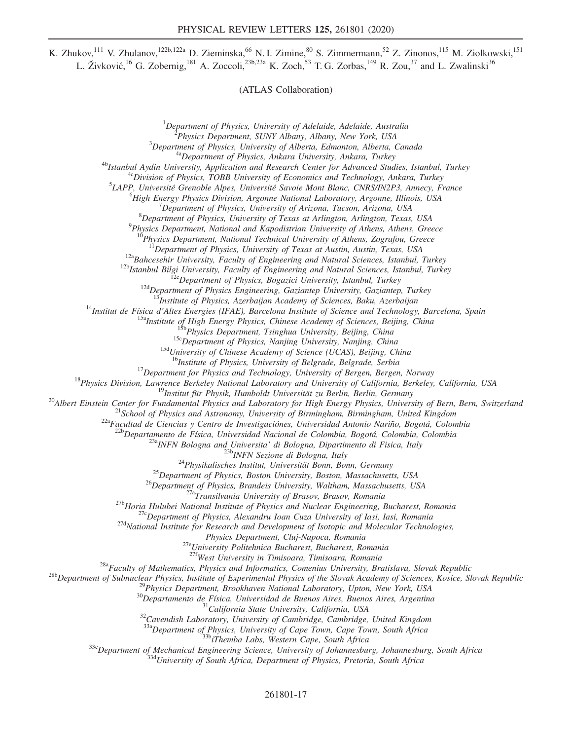K. Zhukov,[111] V. Zhulanov,[122b,122a] D. Zieminska,[66] N. I. Zimine,[80] S. Zimmermann,[52] Z. Zinonos,[115] M. Ziolkowski,[151] L. Živković,[16] G. Zobernig,[181] A. Zoccoli,[23b,23a] K. Zoch,[53] T. G. Zorbas,[149] R. Zou,[37] and L. Zwalinski[36]

(ATLAS Collaboration)

[1]*Department of Physics, University of Adelaide, Adelaide, Australia*
[2]*Physics Department, SUNY Albany, Albany, New York, USA*
[3]*Department of Physics, University of Alberta, Edmonton, Alberta, Canada*
[4a]*Department of Physics, Ankara University, Ankara, Turkey*
[4b]*Istanbul Aydin University, Application and Research Center for Advanced Studies, Istanbul, Turkey*
[4c]*Division of Physics, TOBB University of Economics and Technology, Ankara, Turkey*
[5]*LAPP, Université Grenoble Alpes, Université Savoie Mont Blanc, CNRS/IN2P3, Annecy, France*
[6]*High Energy Physics Division, Argonne National Laboratory, Argonne, Illinois, USA*
[7]*Department of Physics, University of Arizona, Tucson, Arizona, USA*
[8]*Department of Physics, University of Texas at Arlington, Arlington, Texas, USA*
[9]*Physics Department, National and Kapodistrian University of Athens, Athens, Greece*
[10]*Physics Department, National Technical University of Athens, Zografou, Greece*
[11]*Department of Physics, University of Texas at Austin, Austin, Texas, USA*
[12a]*Bahcesehir University, Faculty of Engineering and Natural Sciences, Istanbul, Turkey*
[12b]*Istanbul Bilgi University, Faculty of Engineering and Natural Sciences, Istanbul, Turkey*
[12c]*Department of Physics, Bogazici University, Istanbul, Turkey*
[12d]*Department of Physics Engineering, Gaziantep University, Gaziantep, Turkey*
[13]*Institute of Physics, Azerbaijan Academy of Sciences, Baku, Azerbaijan*
[14]*Institut de Física d'Altes Energies (IFAE), Barcelona Institute of Science and Technology, Barcelona, Spain*
[15a]*Institute of High Energy Physics, Chinese Academy of Sciences, Beijing, China*
[15b]*Physics Department, Tsinghua University, Beijing, China*
[15c]*Department of Physics, Nanjing University, Nanjing, China*
[15d]*University of Chinese Academy of Science (UCAS), Beijing, China*
[16]*Institute of Physics, University of Belgrade, Belgrade, Serbia*
[17]*Department for Physics and Technology, University of Bergen, Bergen, Norway*
[18]*Physics Division, Lawrence Berkeley National Laboratory and University of California, Berkeley, California, USA*
[19]*Institut für Physik, Humboldt Universität zu Berlin, Berlin, Germany*
[20]*Albert Einstein Center for Fundamental Physics and Laboratory for High Energy Physics, University of Bern, Bern, Switzerland*
[21]*School of Physics and Astronomy, University of Birmingham, Birmingham, United Kingdom*
[22a]*Facultad de Ciencias y Centro de Investigaciónes, Universidad Antonio Nariño, Bogotá, Colombia*
[22b]*Departamento de Física, Universidad Nacional de Colombia, Bogotá, Colombia, Colombia*
[23a]*INFN Bologna and Universita' di Bologna, Dipartimento di Fisica, Italy*
[23b]*INFN Sezione di Bologna, Italy*
[24]*Physikalisches Institut, Universität Bonn, Bonn, Germany*
[25]*Department of Physics, Boston University, Boston, Massachusetts, USA*
[26]*Department of Physics, Brandeis University, Waltham, Massachusetts, USA*
[27a]*Transilvania University of Brasov, Brasov, Romania*
[27b]*Horia Hulubei National Institute of Physics and Nuclear Engineering, Bucharest, Romania*
[27c]*Department of Physics, Alexandru Ioan Cuza University of Iasi, Iasi, Romania*
[27d]*National Institute for Research and Development of Isotopic and Molecular Technologies, Physics Department, Cluj-Napoca, Romania*
[27e]*University Politehnica Bucharest, Bucharest, Romania*
[27f]*West University in Timisoara, Timisoara, Romania*
[28a]*Faculty of Mathematics, Physics and Informatics, Comenius University, Bratislava, Slovak Republic*
[28b]*Department of Subnuclear Physics, Institute of Experimental Physics of the Slovak Academy of Sciences, Kosice, Slovak Republic*
[29]*Physics Department, Brookhaven National Laboratory, Upton, New York, USA*
[30]*Departamento de Física, Universidad de Buenos Aires, Buenos Aires, Argentina*
[31]*California State University, California, USA*
[32]*Cavendish Laboratory, University of Cambridge, Cambridge, United Kingdom*
[33a]*Department of Physics, University of Cape Town, Cape Town, South Africa*
[33b]*iThemba Labs, Western Cape, South Africa*
[33c]*Department of Mechanical Engineering Science, University of Johannesburg, Johannesburg, South Africa*
[33d]*University of South Africa, Department of Physics, Pretoria, South Africa*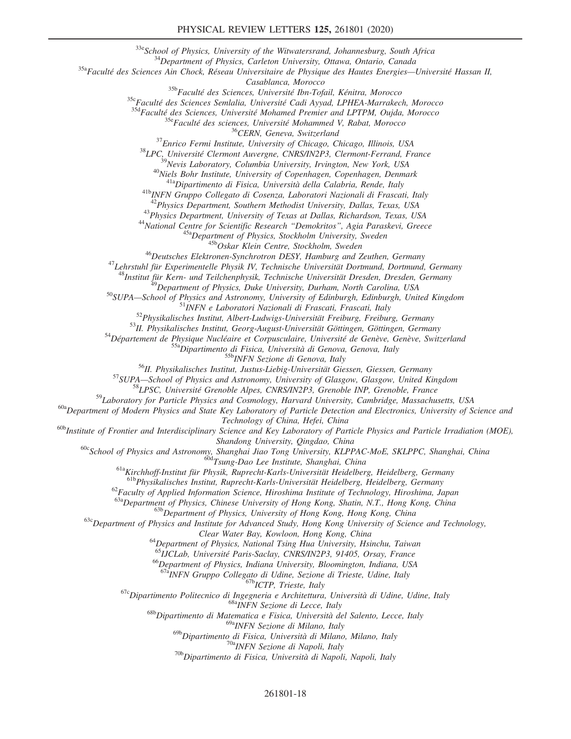[33e]School of Physics, University of the Witwatersrand, Johannesburg, South Africa
[34]Department of Physics, Carleton University, Ottawa, Ontario, Canada
[35a]Faculté des Sciences Ain Chock, Réseau Universitaire de Physique des Hautes Energies—Université Hassan II, Casablanca, Morocco
[35b]Faculté des Sciences, Université Ibn-Tofail, Kénitra, Morocco
[35c]Faculté des Sciences Semlalia, Université Cadi Ayyad, LPHEA-Marrakech, Morocco
[35d]Faculté des Sciences, Université Mohamed Premier and LPTPM, Oujda, Morocco
[35e]Faculté des sciences, Université Mohammed V, Rabat, Morocco
[36]CERN, Geneva, Switzerland
[37]Enrico Fermi Institute, University of Chicago, Chicago, Illinois, USA
[38]LPC, Université Clermont Auvergne, CNRS/IN2P3, Clermont-Ferrand, France
[39]Nevis Laboratory, Columbia University, Irvington, New York, USA
[40]Niels Bohr Institute, University of Copenhagen, Copenhagen, Denmark
[41a]Dipartimento di Fisica, Università della Calabria, Rende, Italy
[41b]INFN Gruppo Collegato di Cosenza, Laboratori Nazionali di Frascati, Italy
[42]Physics Department, Southern Methodist University, Dallas, Texas, USA
[43]Physics Department, University of Texas at Dallas, Richardson, Texas, USA
[44]National Centre for Scientific Research "Demokritos", Agia Paraskevi, Greece
[45a]Department of Physics, Stockholm University, Sweden
[45b]Oskar Klein Centre, Stockholm, Sweden
[46]Deutsches Elektronen-Synchrotron DESY, Hamburg and Zeuthen, Germany
[47]Lehrstuhl für Experimentelle Physik IV, Technische Universität Dortmund, Dortmund, Germany
[48]Institut für Kern- und Teilchenphysik, Technische Universität Dresden, Dresden, Germany
[49]Department of Physics, Duke University, Durham, North Carolina, USA
[50]SUPA—School of Physics and Astronomy, University of Edinburgh, Edinburgh, United Kingdom
[51]INFN e Laboratori Nazionali di Frascati, Frascati, Italy
[52]Physikalisches Institut, Albert-Ludwigs-Universität Freiburg, Freiburg, Germany
[53]II. Physikalisches Institut, Georg-August-Universität Göttingen, Göttingen, Germany
[54]Département de Physique Nucléaire et Corpusculaire, Université de Genève, Genève, Switzerland
[55a]Dipartimento di Fisica, Università di Genova, Genova, Italy
[55b]INFN Sezione di Genova, Italy
[56]II. Physikalisches Institut, Justus-Liebig-Universität Giessen, Giessen, Germany
[57]SUPA—School of Physics and Astronomy, University of Glasgow, Glasgow, United Kingdom
[58]LPSC, Université Grenoble Alpes, CNRS/IN2P3, Grenoble INP, Grenoble, France
[59]Laboratory for Particle Physics and Cosmology, Harvard University, Cambridge, Massachusetts, USA
[60a]Department of Modern Physics and State Key Laboratory of Particle Detection and Electronics, University of Science and Technology of China, Hefei, China
[60b]Institute of Frontier and Interdisciplinary Science and Key Laboratory of Particle Physics and Particle Irradiation (MOE), Shandong University, Qingdao, China
[60c]School of Physics and Astronomy, Shanghai Jiao Tong University, KLPPAC-MoE, SKLPPC, Shanghai, China
[60d]Tsung-Dao Lee Institute, Shanghai, China
[61a]Kirchhoff-Institut für Physik, Ruprecht-Karls-Universität Heidelberg, Heidelberg, Germany
[61b]Physikalisches Institut, Ruprecht-Karls-Universität Heidelberg, Heidelberg, Germany
[62]Faculty of Applied Information Science, Hiroshima Institute of Technology, Hiroshima, Japan
[63a]Department of Physics, Chinese University of Hong Kong, Shatin, N.T., Hong Kong, China
[63b]Department of Physics, University of Hong Kong, Hong Kong, China
[63c]Department of Physics and Institute for Advanced Study, Hong Kong University of Science and Technology, Clear Water Bay, Kowloon, Hong Kong, China
[64]Department of Physics, National Tsing Hua University, Hsinchu, Taiwan
[65]IJCLab, Université Paris-Saclay, CNRS/IN2P3, 91405, Orsay, France
[66]Department of Physics, Indiana University, Bloomington, Indiana, USA
[67a]INFN Gruppo Collegato di Udine, Sezione di Trieste, Udine, Italy
[67b]ICTP, Trieste, Italy
[67c]Dipartimento Politecnico di Ingegneria e Architettura, Università di Udine, Udine, Italy
[68a]INFN Sezione di Lecce, Italy
[68b]Dipartimento di Matematica e Fisica, Università del Salento, Lecce, Italy
[69a]INFN Sezione di Milano, Italy
[69b]Dipartimento di Fisica, Università di Milano, Milano, Italy
[70a]INFN Sezione di Napoli, Italy
[70b]Dipartimento di Fisica, Università di Napoli, Napoli, Italy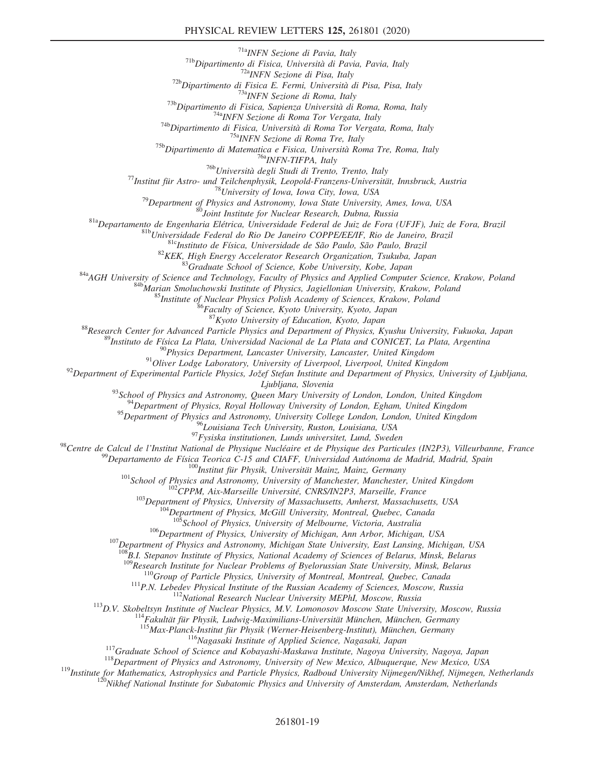[71a]INFN Sezione di Pavia, Italy

[71b]Dipartimento di Fisica, Università di Pavia, Pavia, Italy

[72a]INFN Sezione di Pisa, Italy

[72b]Dipartimento di Fisica E. Fermi, Università di Pisa, Pisa, Italy

[73a]INFN Sezione di Roma, Italy

[73b]Dipartimento di Fisica, Sapienza Università di Roma, Roma, Italy

[74a]INFN Sezione di Roma Tor Vergata, Italy

[74b]Dipartimento di Fisica, Università di Roma Tor Vergata, Roma, Italy

[75a]INFN Sezione di Roma Tre, Italy

[75b]Dipartimento di Matematica e Fisica, Università Roma Tre, Roma, Italy

[76a]INFN-TIFPA, Italy

[76b]Università degli Studi di Trento, Trento, Italy

[77]Institut für Astro- und Teilchenphysik, Leopold-Franzens-Universität, Innsbruck, Austria

[78]University of Iowa, Iowa City, Iowa, USA

[79]Department of Physics and Astronomy, Iowa State University, Ames, Iowa, USA

[80]Joint Institute for Nuclear Research, Dubna, Russia

[81a]Departamento de Engenharia Elétrica, Universidade Federal de Juiz de Fora (UFJF), Juiz de Fora, Brazil

[81b]Universidade Federal do Rio De Janeiro COPPE/EE/IF, Rio de Janeiro, Brazil

[81c]Instituto de Física, Universidade de São Paulo, São Paulo, Brazil

[82]KEK, High Energy Accelerator Research Organization, Tsukuba, Japan

[83]Graduate School of Science, Kobe University, Kobe, Japan

[84a]AGH University of Science and Technology, Faculty of Physics and Applied Computer Science, Krakow, Poland

[84b]Marian Smoluchowski Institute of Physics, Jagiellonian University, Krakow, Poland

[85]Institute of Nuclear Physics Polish Academy of Sciences, Krakow, Poland

[86]Faculty of Science, Kyoto University, Kyoto, Japan

[87]Kyoto University of Education, Kyoto, Japan

[88]Research Center for Advanced Particle Physics and Department of Physics, Kyushu University, Fukuoka, Japan

[89]Instituto de Física La Plata, Universidad Nacional de La Plata and CONICET, La Plata, Argentina

[90]Physics Department, Lancaster University, Lancaster, United Kingdom

[91]Oliver Lodge Laboratory, University of Liverpool, Liverpool, United Kingdom

[92]Department of Experimental Particle Physics, Jožef Stefan Institute and Department of Physics, University of Ljubljana, Ljubljana, Slovenia

[93]School of Physics and Astronomy, Queen Mary University of London, London, United Kingdom

[94]Department of Physics, Royal Holloway University of London, Egham, United Kingdom

[95]Department of Physics and Astronomy, University College London, London, United Kingdom

[96]Louisiana Tech University, Ruston, Louisiana, USA

[97]Fysiska institutionen, Lunds universitet, Lund, Sweden

[98]Centre de Calcul de l'Institut National de Physique Nucléaire et de Physique des Particules (IN2P3), Villeurbanne, France

[99]Departamento de Física Teorica C-15 and CIAFF, Universidad Autónoma de Madrid, Madrid, Spain

[100]Institut für Physik, Universität Mainz, Mainz, Germany

[101]School of Physics and Astronomy, University of Manchester, Manchester, United Kingdom

[102]CPPM, Aix-Marseille Université, CNRS/IN2P3, Marseille, France

[103]Department of Physics, University of Massachusetts, Amherst, Massachusetts, USA

[104]Department of Physics, McGill University, Montreal, Quebec, Canada

[105]School of Physics, University of Melbourne, Victoria, Australia

[106]Department of Physics, University of Michigan, Ann Arbor, Michigan, USA

[107]Department of Physics and Astronomy, Michigan State University, East Lansing, Michigan, USA

[108]B.I. Stepanov Institute of Physics, National Academy of Sciences of Belarus, Minsk, Belarus

[109]Research Institute for Nuclear Problems of Byelorussian State University, Minsk, Belarus

[110]Group of Particle Physics, University of Montreal, Montreal, Quebec, Canada

[111]P.N. Lebedev Physical Institute of the Russian Academy of Sciences, Moscow, Russia

[112]National Research Nuclear University MEPhI, Moscow, Russia

[113]D.V. Skobeltsyn Institute of Nuclear Physics, M.V. Lomonosov Moscow State University, Moscow, Russia

[114]Fakultät für Physik, Ludwig-Maximilians-Universität München, München, Germany

[115]Max-Planck-Institut für Physik (Werner-Heisenberg-Institut), München, Germany

[116]Nagasaki Institute of Applied Science, Nagasaki, Japan

[117]Graduate School of Science and Kobayashi-Maskawa Institute, Nagoya University, Nagoya, Japan

[118]Department of Physics and Astronomy, University of New Mexico, Albuquerque, New Mexico, USA

[119]Institute for Mathematics, Astrophysics and Particle Physics, Radboud University Nijmegen/Nikhef, Nijmegen, Netherlands

[120]Nikhef National Institute for Subatomic Physics and University of Amsterdam, Amsterdam, Netherlands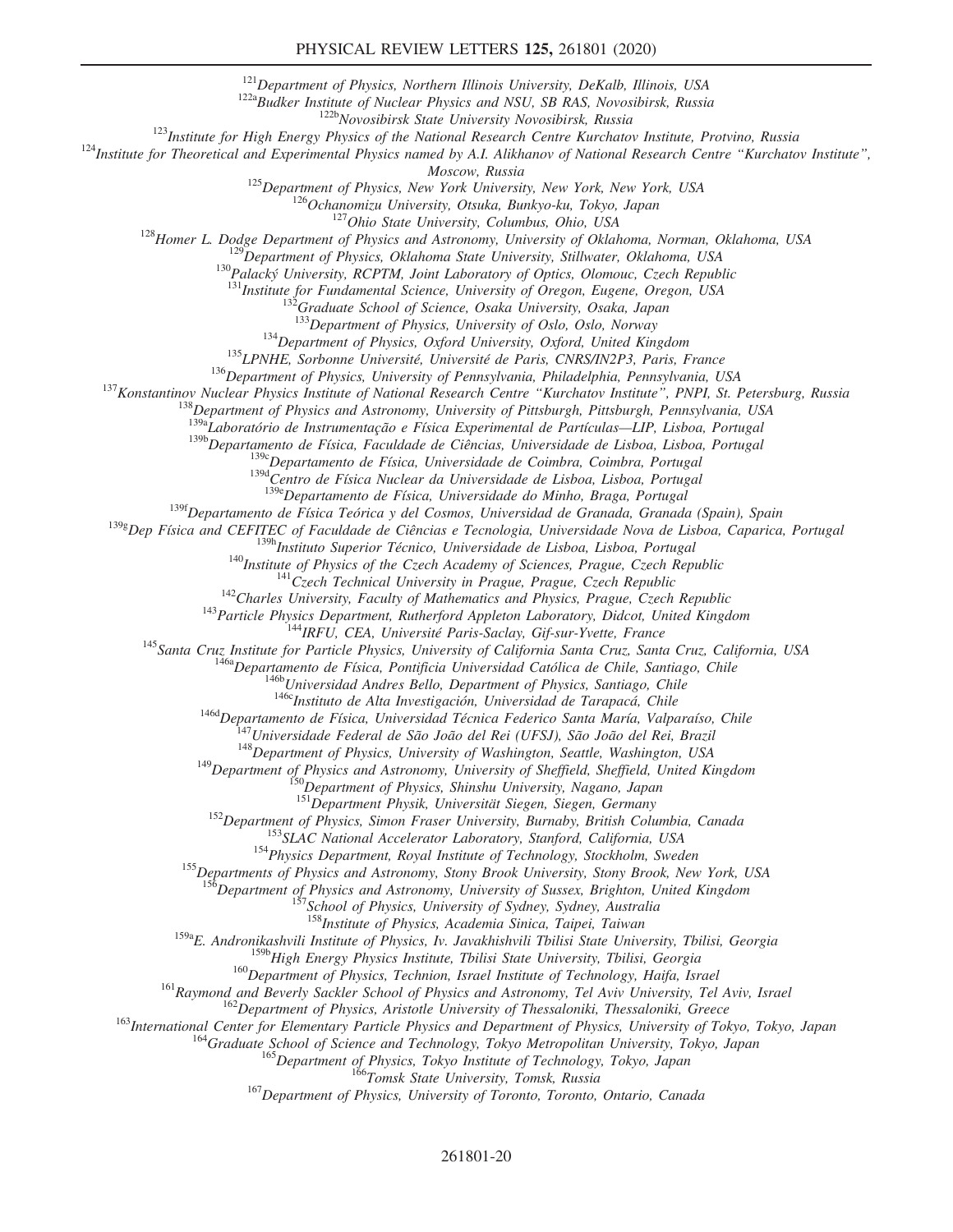[121]Department of Physics, Northern Illinois University, DeKalb, Illinois, USA
[122a]Budker Institute of Nuclear Physics and NSU, SB RAS, Novosibirsk, Russia
[122b]Novosibirsk State University Novosibirsk, Russia
[123]Institute for High Energy Physics of the National Research Centre Kurchatov Institute, Protvino, Russia
[124]Institute for Theoretical and Experimental Physics named by A.I. Alikhanov of National Research Centre "Kurchatov Institute", Moscow, Russia
[125]Department of Physics, New York University, New York, New York, USA
[126]Ochanomizu University, Otsuka, Bunkyo-ku, Tokyo, Japan
[127]Ohio State University, Columbus, Ohio, USA
[128]Homer L. Dodge Department of Physics and Astronomy, University of Oklahoma, Norman, Oklahoma, USA
[129]Department of Physics, Oklahoma State University, Stillwater, Oklahoma, USA
[130]Palacký University, RCPTM, Joint Laboratory of Optics, Olomouc, Czech Republic
[131]Institute for Fundamental Science, University of Oregon, Eugene, Oregon, USA
[132]Graduate School of Science, Osaka University, Osaka, Japan
[133]Department of Physics, University of Oslo, Oslo, Norway
[134]Department of Physics, Oxford University, Oxford, United Kingdom
[135]LPNHE, Sorbonne Université, Université de Paris, CNRS/IN2P3, Paris, France
[136]Department of Physics, University of Pennsylvania, Philadelphia, Pennsylvania, USA
[137]Konstantinov Nuclear Physics Institute of National Research Centre "Kurchatov Institute", PNPI, St. Petersburg, Russia
[138]Department of Physics and Astronomy, University of Pittsburgh, Pittsburgh, Pennsylvania, USA
[139a]Laboratório de Instrumentação e Física Experimental de Partículas—LIP, Lisboa, Portugal
[139b]Departamento de Física, Faculdade de Ciências, Universidade de Lisboa, Lisboa, Portugal
[139c]Departamento de Física, Universidade de Coimbra, Coimbra, Portugal
[139d]Centro de Física Nuclear da Universidade de Lisboa, Lisboa, Portugal
[139e]Departamento de Física, Universidade do Minho, Braga, Portugal
[139f]Departamento de Física Teórica y del Cosmos, Universidad de Granada, Granada (Spain), Spain
[139g]Dep Física and CEFITEC of Faculdade de Ciências e Tecnologia, Universidade Nova de Lisboa, Caparica, Portugal
[139h]Instituto Superior Técnico, Universidade de Lisboa, Lisboa, Portugal
[140]Institute of Physics of the Czech Academy of Sciences, Prague, Czech Republic
[141]Czech Technical University in Prague, Prague, Czech Republic
[142]Charles University, Faculty of Mathematics and Physics, Prague, Czech Republic
[143]Particle Physics Department, Rutherford Appleton Laboratory, Didcot, United Kingdom
[144]IRFU, CEA, Université Paris-Saclay, Gif-sur-Yvette, France
[145]Santa Cruz Institute for Particle Physics, University of California Santa Cruz, Santa Cruz, California, USA
[146a]Departamento de Física, Pontificia Universidad Católica de Chile, Santiago, Chile
[146b]Universidad Andres Bello, Department of Physics, Santiago, Chile
[146c]Instituto de Alta Investigación, Universidad de Tarapacá, Chile
[146d]Departamento de Física, Universidad Técnica Federico Santa María, Valparaíso, Chile
[147]Universidade Federal de São João del Rei (UFSJ), São João del Rei, Brazil
[148]Department of Physics, University of Washington, Seattle, Washington, USA
[149]Department of Physics and Astronomy, University of Sheffield, Sheffield, United Kingdom
[150]Department of Physics, Shinshu University, Nagano, Japan
[151]Department Physik, Universität Siegen, Siegen, Germany
[152]Department of Physics, Simon Fraser University, Burnaby, British Columbia, Canada
[153]SLAC National Accelerator Laboratory, Stanford, California, USA
[154]Physics Department, Royal Institute of Technology, Stockholm, Sweden
[155]Departments of Physics and Astronomy, Stony Brook University, Stony Brook, New York, USA
[156]Department of Physics and Astronomy, University of Sussex, Brighton, United Kingdom
[157]School of Physics, University of Sydney, Sydney, Australia
[158]Institute of Physics, Academia Sinica, Taipei, Taiwan
[159a]E. Andronikashvili Institute of Physics, Iv. Javakhishvili Tbilisi State University, Tbilisi, Georgia
[159b]High Energy Physics Institute, Tbilisi State University, Tbilisi, Georgia
[160]Department of Physics, Technion, Israel Institute of Technology, Haifa, Israel
[161]Raymond and Beverly Sackler School of Physics and Astronomy, Tel Aviv University, Tel Aviv, Israel
[162]Department of Physics, Aristotle University of Thessaloniki, Thessaloniki, Greece
[163]International Center for Elementary Particle Physics and Department of Physics, University of Tokyo, Tokyo, Japan
[164]Graduate School of Science and Technology, Tokyo Metropolitan University, Tokyo, Japan
[165]Department of Physics, Tokyo Institute of Technology, Tokyo, Japan
[166]Tomsk State University, Tomsk, Russia
[167]Department of Physics, University of Toronto, Toronto, Ontario, Canada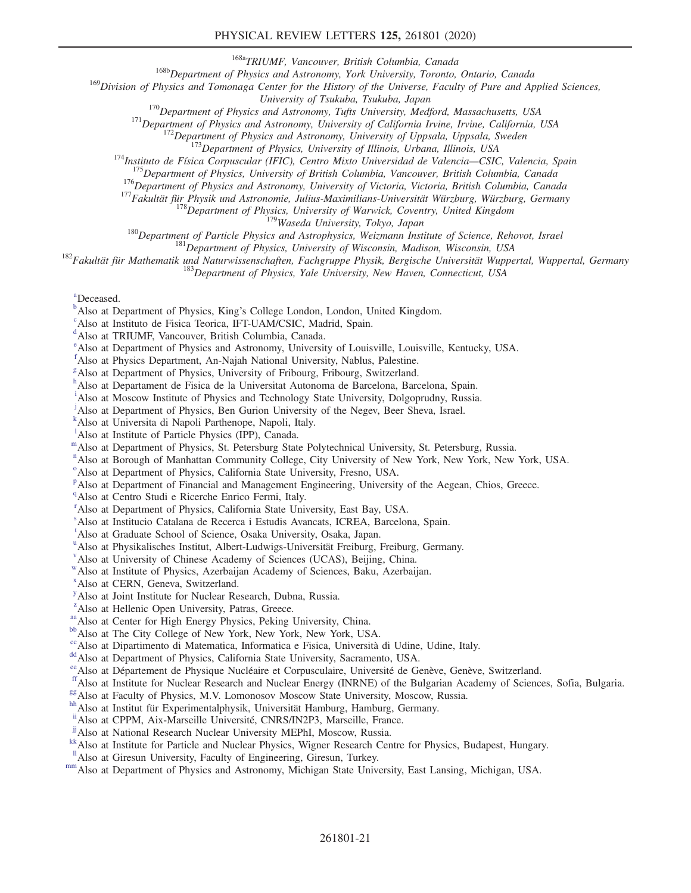[168a]TRIUMF, Vancouver, British Columbia, Canada
[168b]Department of Physics and Astronomy, York University, Toronto, Ontario, Canada
[169]Division of Physics and Tomonaga Center for the History of the Universe, Faculty of Pure and Applied Sciences, University of Tsukuba, Tsukuba, Japan
[170]Department of Physics and Astronomy, Tufts University, Medford, Massachusetts, USA
[171]Department of Physics and Astronomy, University of California Irvine, Irvine, California, USA
[172]Department of Physics and Astronomy, University of Uppsala, Uppsala, Sweden
[173]Department of Physics, University of Illinois, Urbana, Illinois, USA
[174]Instituto de Física Corpuscular (IFIC), Centro Mixto Universidad de Valencia—CSIC, Valencia, Spain
[175]Department of Physics, University of British Columbia, Vancouver, British Columbia, Canada
[176]Department of Physics and Astronomy, University of Victoria, Victoria, British Columbia, Canada
[177]Fakultät für Physik und Astronomie, Julius-Maximilians-Universität Würzburg, Würzburg, Germany
[178]Department of Physics, University of Warwick, Coventry, United Kingdom
[179]Waseda University, Tokyo, Japan
[180]Department of Particle Physics and Astrophysics, Weizmann Institute of Science, Rehovot, Israel
[181]Department of Physics, University of Wisconsin, Madison, Wisconsin, USA
[182]Fakultät für Mathematik und Naturwissenschaften, Fachgruppe Physik, Bergische Universität Wuppertal, Wuppertal, Germany
[183]Department of Physics, Yale University, New Haven, Connecticut, USA

[a]Deceased.
[b]Also at Department of Physics, King's College London, London, United Kingdom.
[c]Also at Instituto de Fisica Teorica, IFT-UAM/CSIC, Madrid, Spain.
[d]Also at TRIUMF, Vancouver, British Columbia, Canada.
[e]Also at Department of Physics and Astronomy, University of Louisville, Louisville, Kentucky, USA.
[f]Also at Physics Department, An-Najah National University, Nablus, Palestine.
[g]Also at Department of Physics, University of Fribourg, Fribourg, Switzerland.
[h]Also at Departament de Fisica de la Universitat Autonoma de Barcelona, Barcelona, Spain.
[i]Also at Moscow Institute of Physics and Technology State University, Dolgoprudny, Russia.
[j]Also at Department of Physics, Ben Gurion University of the Negev, Beer Sheva, Israel.
[k]Also at Universita di Napoli Parthenope, Napoli, Italy.
[l]Also at Institute of Particle Physics (IPP), Canada.
[m]Also at Department of Physics, St. Petersburg State Polytechnical University, St. Petersburg, Russia.
[n]Also at Borough of Manhattan Community College, City University of New York, New York, New York, USA.
[o]Also at Department of Physics, California State University, Fresno, USA.
[p]Also at Department of Financial and Management Engineering, University of the Aegean, Chios, Greece.
[q]Also at Centro Studi e Ricerche Enrico Fermi, Italy.
[r]Also at Department of Physics, California State University, East Bay, USA.
[s]Also at Institucio Catalana de Recerca i Estudis Avancats, ICREA, Barcelona, Spain.
[t]Also at Graduate School of Science, Osaka University, Osaka, Japan.
[u]Also at Physikalisches Institut, Albert-Ludwigs-Universität Freiburg, Freiburg, Germany.
[v]Also at University of Chinese Academy of Sciences (UCAS), Beijing, China.
[w]Also at Institute of Physics, Azerbaijan Academy of Sciences, Baku, Azerbaijan.
[x]Also at CERN, Geneva, Switzerland.
[y]Also at Joint Institute for Nuclear Research, Dubna, Russia.
[z]Also at Hellenic Open University, Patras, Greece.
[aa]Also at Center for High Energy Physics, Peking University, China.
[bb]Also at The City College of New York, New York, New York, USA.
[cc]Also at Dipartimento di Matematica, Informatica e Fisica, Università di Udine, Udine, Italy.
[dd]Also at Department of Physics, California State University, Sacramento, USA.
[ee]Also at Département de Physique Nucléaire et Corpusculaire, Université de Genève, Genève, Switzerland.
[ff]Also at Institute for Nuclear Research and Nuclear Energy (INRNE) of the Bulgarian Academy of Sciences, Sofia, Bulgaria.
[gg]Also at Faculty of Physics, M.V. Lomonosov Moscow State University, Moscow, Russia.
[hh]Also at Institut für Experimentalphysik, Universität Hamburg, Hamburg, Germany.
[ii]Also at CPPM, Aix-Marseille Université, CNRS/IN2P3, Marseille, France.
[jj]Also at National Research Nuclear University MEPhI, Moscow, Russia.
[kk]Also at Institute for Particle and Nuclear Physics, Wigner Research Centre for Physics, Budapest, Hungary.
[ll]Also at Giresun University, Faculty of Engineering, Giresun, Turkey.
[mm]Also at Department of Physics and Astronomy, Michigan State University, East Lansing, Michigan, USA.